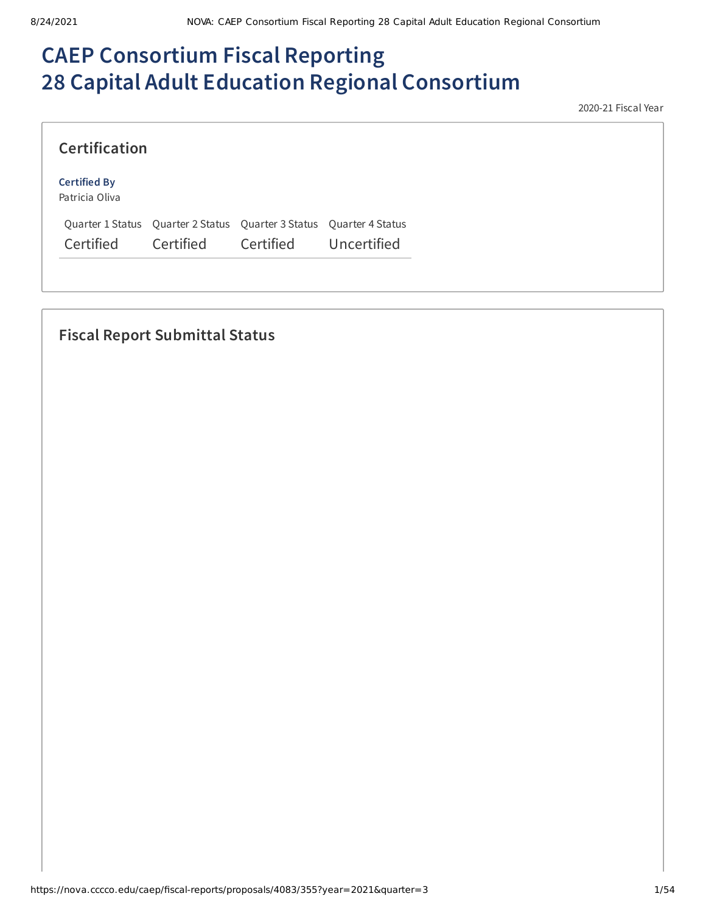# CAEP Consortium Fiscal Reporting
# 28 Capital Adult Education Regional Consortium

2020-21 Fiscal Year

## Certification

**Certified By**
Patricia Oliva

| Quarter 1 Status | Quarter 2 Status | Quarter 3 Status | Quarter 4 Status |
|---|---|---|---|
| Certified | Certified | Certified | Uncertified |

## Fiscal Report Submittal Status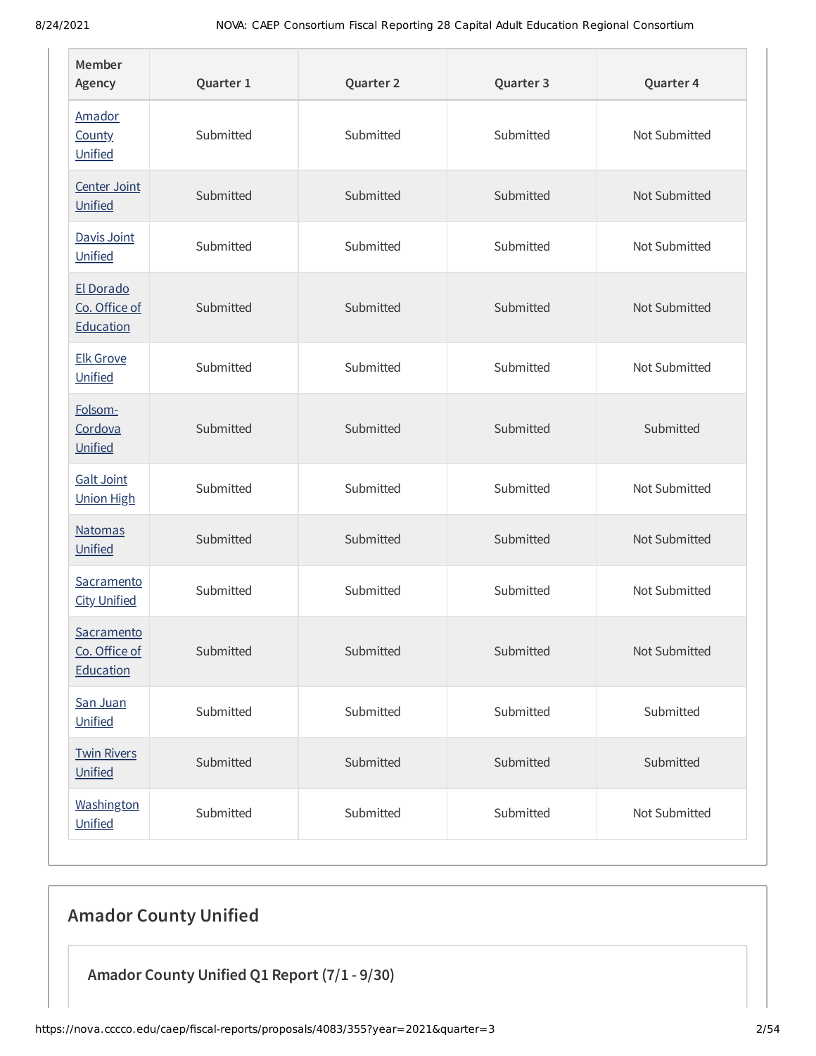| Member Agency | Quarter 1 | Quarter 2 | Quarter 3 | Quarter 4 |
|---|---|---|---|---|
| Amador County Unified | Submitted | Submitted | Submitted | Not Submitted |
| Center Joint Unified | Submitted | Submitted | Submitted | Not Submitted |
| Davis Joint Unified | Submitted | Submitted | Submitted | Not Submitted |
| El Dorado Co. Office of Education | Submitted | Submitted | Submitted | Not Submitted |
| Elk Grove Unified | Submitted | Submitted | Submitted | Not Submitted |
| Folsom-Cordova Unified | Submitted | Submitted | Submitted | Submitted |
| Galt Joint Union High | Submitted | Submitted | Submitted | Not Submitted |
| Natomas Unified | Submitted | Submitted | Submitted | Not Submitted |
| Sacramento City Unified | Submitted | Submitted | Submitted | Not Submitted |
| Sacramento Co. Office of Education | Submitted | Submitted | Submitted | Not Submitted |
| San Juan Unified | Submitted | Submitted | Submitted | Submitted |
| Twin Rivers Unified | Submitted | Submitted | Submitted | Submitted |
| Washington Unified | Submitted | Submitted | Submitted | Not Submitted |

## Amador County Unified

### Amador County Unified Q1 Report (7/1 - 9/30)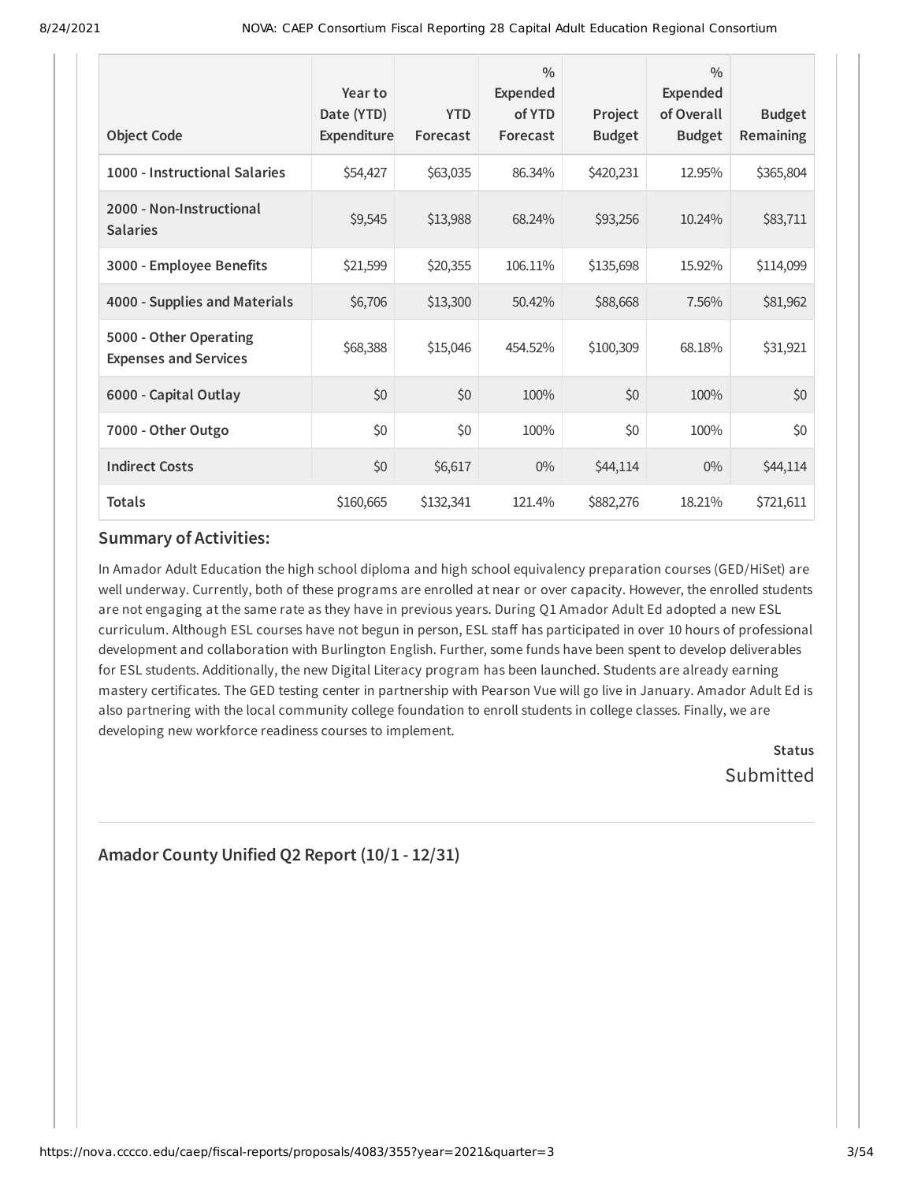| Object Code | Year to Date (YTD) Expenditure | YTD Forecast | % Expended of YTD Forecast | Project Budget | % Expended of Overall Budget | Budget Remaining |
|---|---|---|---|---|---|---|
| **1000 - Instructional Salaries** | $54,427 | $63,035 | 86.34% | $420,231 | 12.95% | $365,804 |
| **2000 - Non-Instructional Salaries** | $9,545 | $13,988 | 68.24% | $93,256 | 10.24% | $83,711 |
| **3000 - Employee Benefits** | $21,599 | $20,355 | 106.11% | $135,698 | 15.92% | $114,099 |
| **4000 - Supplies and Materials** | $6,706 | $13,300 | 50.42% | $88,668 | 7.56% | $81,962 |
| **5000 - Other Operating Expenses and Services** | $68,388 | $15,046 | 454.52% | $100,309 | 68.18% | $31,921 |
| **6000 - Capital Outlay** | $0 | $0 | 100% | $0 | 100% | $0 |
| **7000 - Other Outgo** | $0 | $0 | 100% | $0 | 100% | $0 |
| **Indirect Costs** | $0 | $6,617 | 0% | $44,114 | 0% | $44,114 |
| **Totals** | $160,665 | $132,341 | 121.4% | $882,276 | 18.21% | $721,611 |

### Summary of Activities:

In Amador Adult Education the high school diploma and high school equivalency preparation courses (GED/HiSet) are well underway. Currently, both of these programs are enrolled at near or over capacity. However, the enrolled students are not engaging at the same rate as they have in previous years. During Q1 Amador Adult Ed adopted a new ESL curriculum. Although ESL courses have not begun in person, ESL staff has participated in over 10 hours of professional development and collaboration with Burlington English. Further, some funds have been spent to develop deliverables for ESL students. Additionally, the new Digital Literacy program has been launched. Students are already earning mastery certificates. The GED testing center in partnership with Pearson Vue will go live in January. Amador Adult Ed is also partnering with the local community college foundation to enroll students in college classes. Finally, we are developing new workforce readiness courses to implement.

**Status**

Submitted

---

### Amador County Unified Q2 Report (10/1 - 12/31)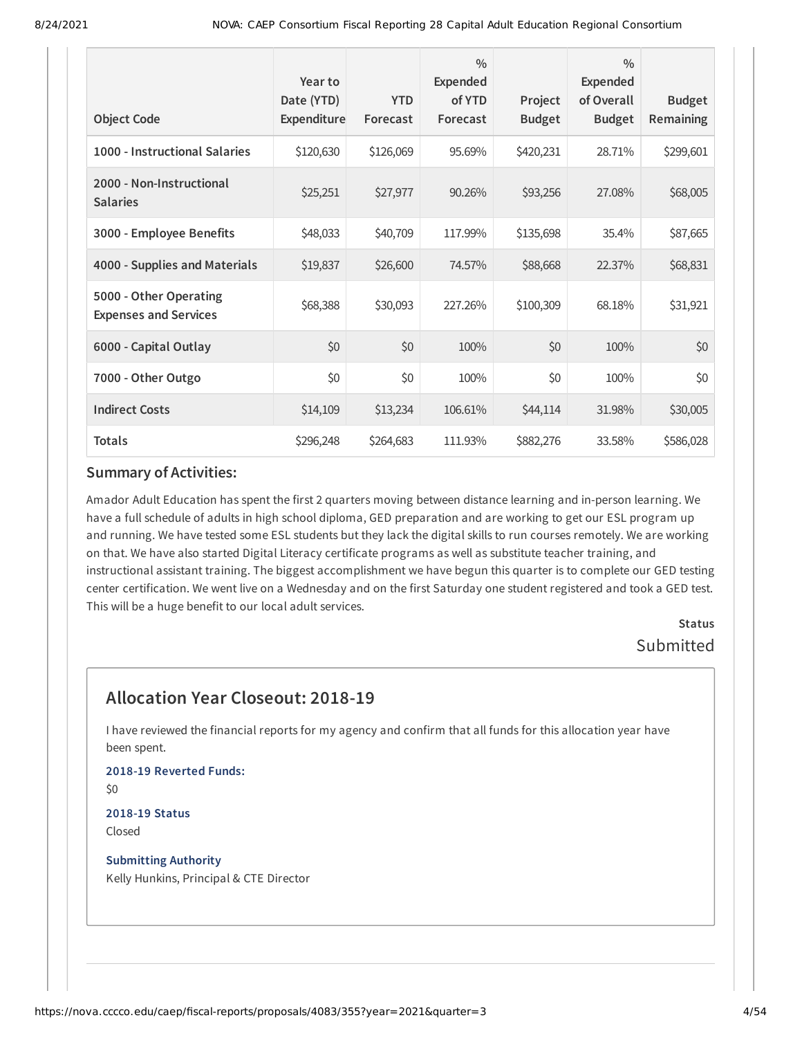| Object Code | Year to Date (YTD) Expenditure | YTD Forecast | % Expended of YTD Forecast | Project Budget | % Expended of Overall Budget | Budget Remaining |
|---|---|---|---|---|---|---|
| 1000 - Instructional Salaries | $120,630 | $126,069 | 95.69% | $420,231 | 28.71% | $299,601 |
| 2000 - Non-Instructional Salaries | $25,251 | $27,977 | 90.26% | $93,256 | 27.08% | $68,005 |
| 3000 - Employee Benefits | $48,033 | $40,709 | 117.99% | $135,698 | 35.4% | $87,665 |
| 4000 - Supplies and Materials | $19,837 | $26,600 | 74.57% | $88,668 | 22.37% | $68,831 |
| 5000 - Other Operating Expenses and Services | $68,388 | $30,093 | 227.26% | $100,309 | 68.18% | $31,921 |
| 6000 - Capital Outlay | $0 | $0 | 100% | $0 | 100% | $0 |
| 7000 - Other Outgo | $0 | $0 | 100% | $0 | 100% | $0 |
| Indirect Costs | $14,109 | $13,234 | 106.61% | $44,114 | 31.98% | $30,005 |
| Totals | $296,248 | $264,683 | 111.93% | $882,276 | 33.58% | $586,028 |

### Summary of Activities:

Amador Adult Education has spent the first 2 quarters moving between distance learning and in-person learning. We have a full schedule of adults in high school diploma, GED preparation and are working to get our ESL program up and running. We have tested some ESL students but they lack the digital skills to run courses remotely. We are working on that. We have also started Digital Literacy certificate programs as well as substitute teacher training, and instructional assistant training. The biggest accomplishment we have begun this quarter is to complete our GED testing center certification. We went live on a Wednesday and on the first Saturday one student registered and took a GED test. This will be a huge benefit to our local adult services.

**Status**

Submitted

## Allocation Year Closeout: 2018-19

I have reviewed the financial reports for my agency and confirm that all funds for this allocation year have been spent.

**2018-19 Reverted Funds:**

$0

**2018-19 Status**

Closed

**Submitting Authority**

Kelly Hunkins, Principal & CTE Director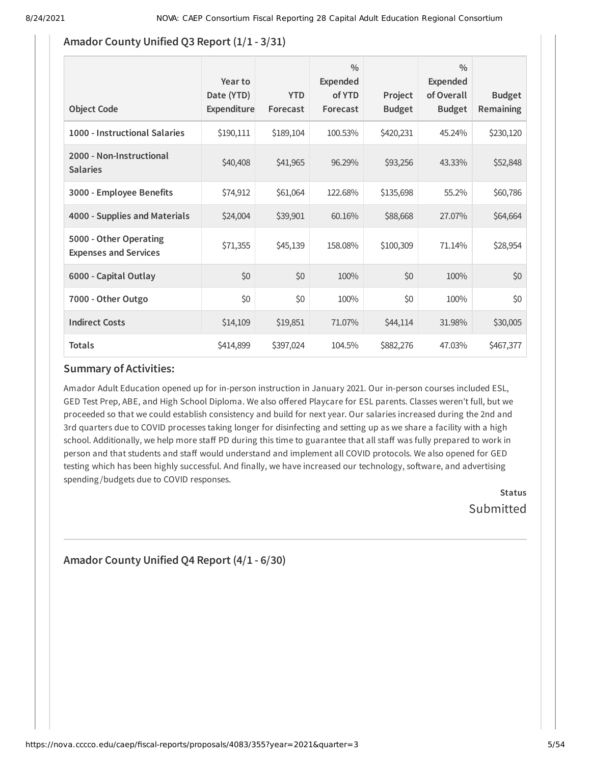## Amador County Unified Q3 Report (1/1 - 3/31)

| Object Code | Year to Date (YTD) Expenditure | YTD Forecast | % Expended of YTD Forecast | Project Budget | % Expended of Overall Budget | Budget Remaining |
|---|---|---|---|---|---|---|
| 1000 - Instructional Salaries | $190,111 | $189,104 | 100.53% | $420,231 | 45.24% | $230,120 |
| 2000 - Non-Instructional Salaries | $40,408 | $41,965 | 96.29% | $93,256 | 43.33% | $52,848 |
| 3000 - Employee Benefits | $74,912 | $61,064 | 122.68% | $135,698 | 55.2% | $60,786 |
| 4000 - Supplies and Materials | $24,004 | $39,901 | 60.16% | $88,668 | 27.07% | $64,664 |
| 5000 - Other Operating Expenses and Services | $71,355 | $45,139 | 158.08% | $100,309 | 71.14% | $28,954 |
| 6000 - Capital Outlay | $0 | $0 | 100% | $0 | 100% | $0 |
| 7000 - Other Outgo | $0 | $0 | 100% | $0 | 100% | $0 |
| Indirect Costs | $14,109 | $19,851 | 71.07% | $44,114 | 31.98% | $30,005 |
| Totals | $414,899 | $397,024 | 104.5% | $882,276 | 47.03% | $467,377 |

### Summary of Activities:

Amador Adult Education opened up for in-person instruction in January 2021. Our in-person courses included ESL, GED Test Prep, ABE, and High School Diploma. We also offered Playcare for ESL parents. Classes weren't full, but we proceeded so that we could establish consistency and build for next year. Our salaries increased during the 2nd and 3rd quarters due to COVID processes taking longer for disinfecting and setting up as we share a facility with a high school. Additionally, we help more staff PD during this time to guarantee that all staff was fully prepared to work in person and that students and staff would understand and implement all COVID protocols. We also opened for GED testing which has been highly successful. And finally, we have increased our technology, software, and advertising spending/budgets due to COVID responses.

**Status**
Submitted

## Amador County Unified Q4 Report (4/1 - 6/30)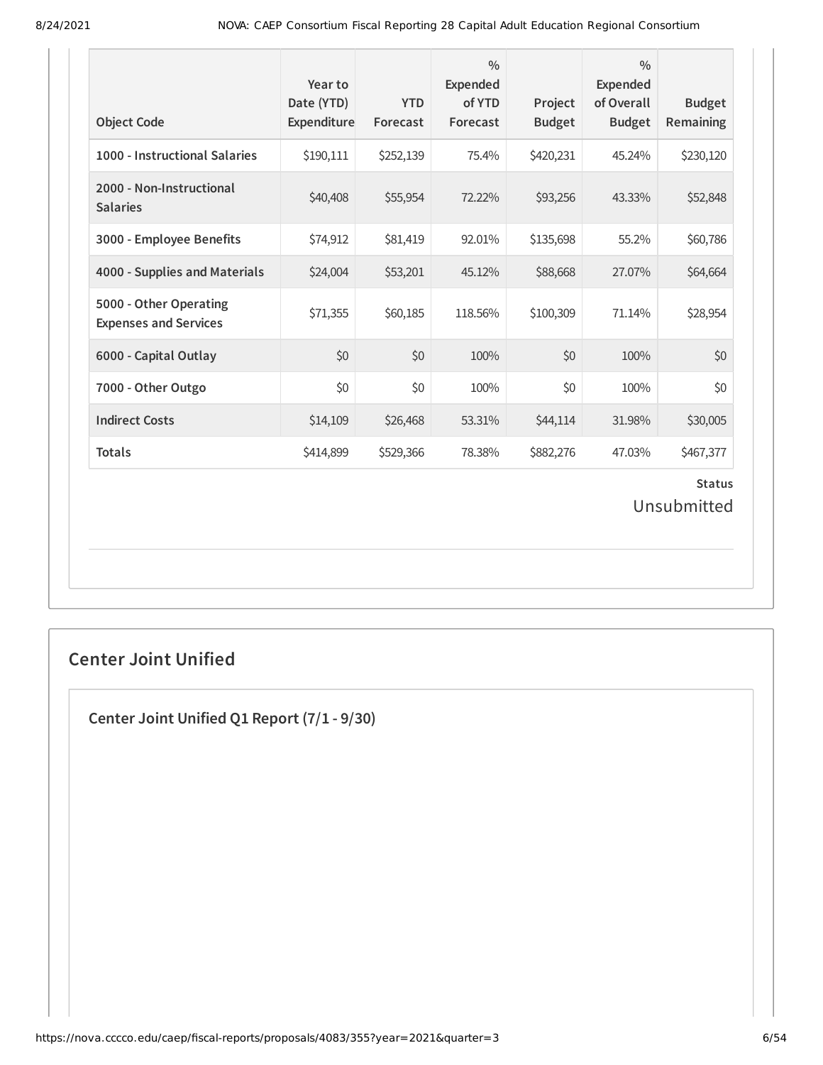| Object Code | Year to Date (YTD) Expenditure | YTD Forecast | % Expended of YTD Forecast | Project Budget | % Expended of Overall Budget | Budget Remaining |
|---|---|---|---|---|---|---|
| **1000 - Instructional Salaries** | $190,111 | $252,139 | 75.4% | $420,231 | 45.24% | $230,120 |
| **2000 - Non-Instructional Salaries** | $40,408 | $55,954 | 72.22% | $93,256 | 43.33% | $52,848 |
| **3000 - Employee Benefits** | $74,912 | $81,419 | 92.01% | $135,698 | 55.2% | $60,786 |
| **4000 - Supplies and Materials** | $24,004 | $53,201 | 45.12% | $88,668 | 27.07% | $64,664 |
| **5000 - Other Operating Expenses and Services** | $71,355 | $60,185 | 118.56% | $100,309 | 71.14% | $28,954 |
| **6000 - Capital Outlay** | $0 | $0 | 100% | $0 | 100% | $0 |
| **7000 - Other Outgo** | $0 | $0 | 100% | $0 | 100% | $0 |
| **Indirect Costs** | $14,109 | $26,468 | 53.31% | $44,114 | 31.98% | $30,005 |
| **Totals** | $414,899 | $529,366 | 78.38% | $882,276 | 47.03% | $467,377 |

**Status**

Unsubmitted

## Center Joint Unified

### Center Joint Unified Q1 Report (7/1 - 9/30)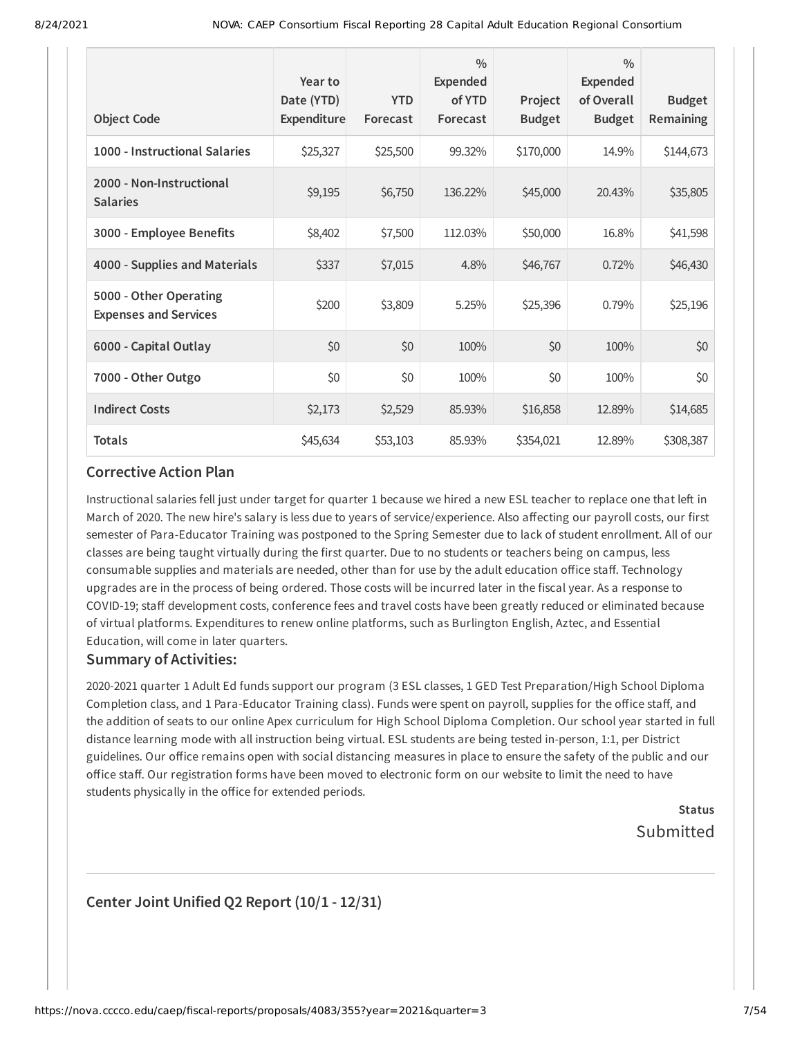| Object Code | Year to Date (YTD) Expenditure | YTD Forecast | % Expended of YTD Forecast | Project Budget | % Expended of Overall Budget | Budget Remaining |
|---|---|---|---|---|---|---|
| 1000 - Instructional Salaries | $25,327 | $25,500 | 99.32% | $170,000 | 14.9% | $144,673 |
| 2000 - Non-Instructional Salaries | $9,195 | $6,750 | 136.22% | $45,000 | 20.43% | $35,805 |
| 3000 - Employee Benefits | $8,402 | $7,500 | 112.03% | $50,000 | 16.8% | $41,598 |
| 4000 - Supplies and Materials | $337 | $7,015 | 4.8% | $46,767 | 0.72% | $46,430 |
| 5000 - Other Operating Expenses and Services | $200 | $3,809 | 5.25% | $25,396 | 0.79% | $25,196 |
| 6000 - Capital Outlay | $0 | $0 | 100% | $0 | 100% | $0 |
| 7000 - Other Outgo | $0 | $0 | 100% | $0 | 100% | $0 |
| Indirect Costs | $2,173 | $2,529 | 85.93% | $16,858 | 12.89% | $14,685 |
| Totals | $45,634 | $53,103 | 85.93% | $354,021 | 12.89% | $308,387 |

### Corrective Action Plan

Instructional salaries fell just under target for quarter 1 because we hired a new ESL teacher to replace one that left in March of 2020. The new hire's salary is less due to years of service/experience. Also affecting our payroll costs, our first semester of Para-Educator Training was postponed to the Spring Semester due to lack of student enrollment. All of our classes are being taught virtually during the first quarter. Due to no students or teachers being on campus, less consumable supplies and materials are needed, other than for use by the adult education office staff. Technology upgrades are in the process of being ordered. Those costs will be incurred later in the fiscal year. As a response to COVID-19; staff development costs, conference fees and travel costs have been greatly reduced or eliminated because of virtual platforms. Expenditures to renew online platforms, such as Burlington English, Aztec, and Essential Education, will come in later quarters.

### Summary of Activities:

2020-2021 quarter 1 Adult Ed funds support our program (3 ESL classes, 1 GED Test Preparation/High School Diploma Completion class, and 1 Para-Educator Training class). Funds were spent on payroll, supplies for the office staff, and the addition of seats to our online Apex curriculum for High School Diploma Completion. Our school year started in full distance learning mode with all instruction being virtual. ESL students are being tested in-person, 1:1, per District guidelines. Our office remains open with social distancing measures in place to ensure the safety of the public and our office staff. Our registration forms have been moved to electronic form on our website to limit the need to have students physically in the office for extended periods.

**Status**
Submitted

## Center Joint Unified Q2 Report (10/1 - 12/31)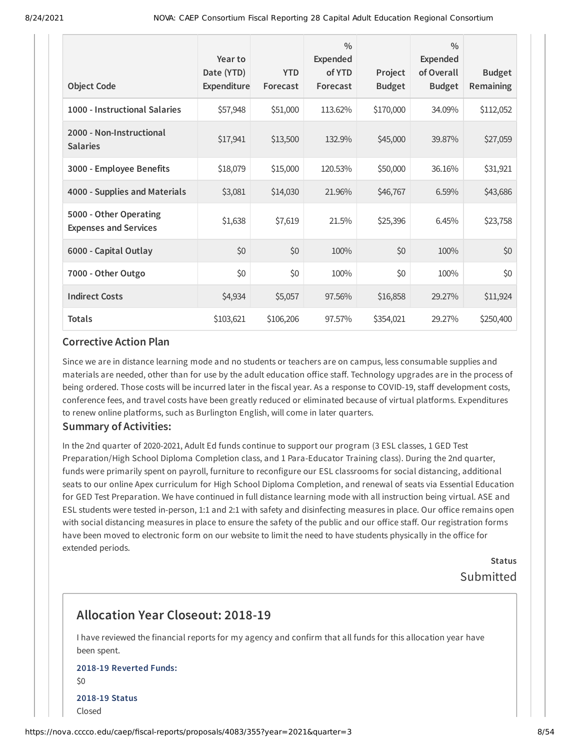| Object Code | Year to Date (YTD) Expenditure | YTD Forecast | % Expended of YTD Forecast | Project Budget | % Expended of Overall Budget | Budget Remaining |
|---|---|---|---|---|---|---|
| 1000 - Instructional Salaries | $57,948 | $51,000 | 113.62% | $170,000 | 34.09% | $112,052 |
| 2000 - Non-Instructional Salaries | $17,941 | $13,500 | 132.9% | $45,000 | 39.87% | $27,059 |
| 3000 - Employee Benefits | $18,079 | $15,000 | 120.53% | $50,000 | 36.16% | $31,921 |
| 4000 - Supplies and Materials | $3,081 | $14,030 | 21.96% | $46,767 | 6.59% | $43,686 |
| 5000 - Other Operating Expenses and Services | $1,638 | $7,619 | 21.5% | $25,396 | 6.45% | $23,758 |
| 6000 - Capital Outlay | $0 | $0 | 100% | $0 | 100% | $0 |
| 7000 - Other Outgo | $0 | $0 | 100% | $0 | 100% | $0 |
| Indirect Costs | $4,934 | $5,057 | 97.56% | $16,858 | 29.27% | $11,924 |
| Totals | $103,621 | $106,206 | 97.57% | $354,021 | 29.27% | $250,400 |

### Corrective Action Plan

Since we are in distance learning mode and no students or teachers are on campus, less consumable supplies and materials are needed, other than for use by the adult education office staff. Technology upgrades are in the process of being ordered. Those costs will be incurred later in the fiscal year. As a response to COVID-19, staff development costs, conference fees, and travel costs have been greatly reduced or eliminated because of virtual platforms. Expenditures to renew online platforms, such as Burlington English, will come in later quarters.

### Summary of Activities:

In the 2nd quarter of 2020-2021, Adult Ed funds continue to support our program (3 ESL classes, 1 GED Test Preparation/High School Diploma Completion class, and 1 Para-Educator Training class). During the 2nd quarter, funds were primarily spent on payroll, furniture to reconfigure our ESL classrooms for social distancing, additional seats to our online Apex curriculum for High School Diploma Completion, and renewal of seats via Essential Education for GED Test Preparation. We have continued in full distance learning mode with all instruction being virtual. ASE and ESL students were tested in-person, 1:1 and 2:1 with safety and disinfecting measures in place. Our office remains open with social distancing measures in place to ensure the safety of the public and our office staff. Our registration forms have been moved to electronic form on our website to limit the need to have students physically in the office for extended periods.

**Status**

Submitted

## Allocation Year Closeout: 2018-19

I have reviewed the financial reports for my agency and confirm that all funds for this allocation year have been spent.

**2018-19 Reverted Funds:**

$0

**2018-19 Status**

Closed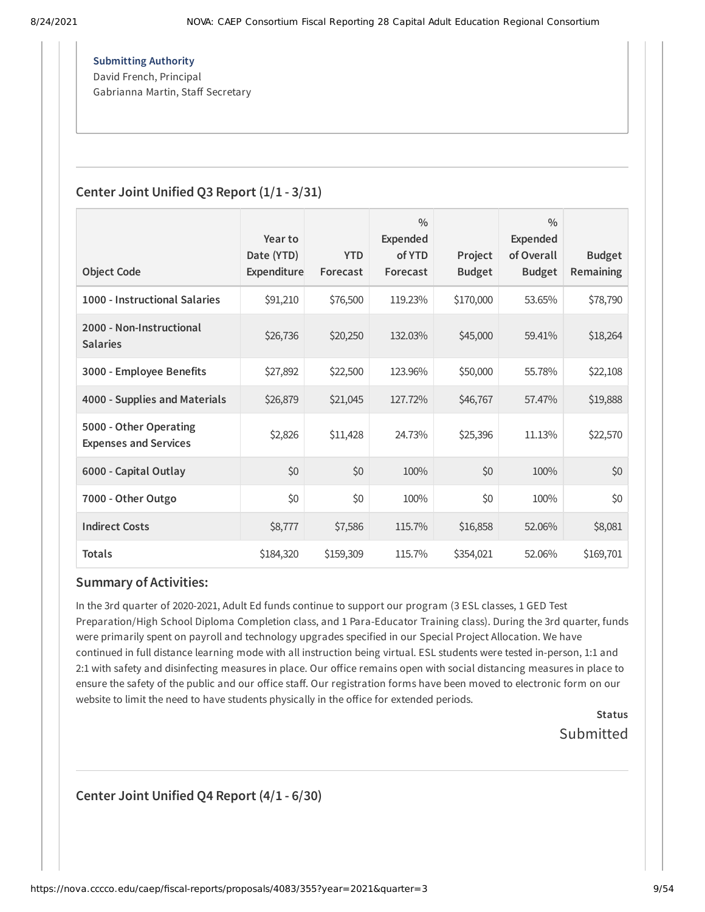**Submitting Authority**
David French, Principal
Gabrianna Martin, Staff Secretary

## Center Joint Unified Q3 Report (1/1 - 3/31)

| Object Code | Year to Date (YTD) Expenditure | YTD Forecast | % Expended of YTD Forecast | Project Budget | % Expended of Overall Budget | Budget Remaining |
|---|---|---|---|---|---|---|
| **1000 - Instructional Salaries** | $91,210 | $76,500 | 119.23% | $170,000 | 53.65% | $78,790 |
| **2000 - Non-Instructional Salaries** | $26,736 | $20,250 | 132.03% | $45,000 | 59.41% | $18,264 |
| **3000 - Employee Benefits** | $27,892 | $22,500 | 123.96% | $50,000 | 55.78% | $22,108 |
| **4000 - Supplies and Materials** | $26,879 | $21,045 | 127.72% | $46,767 | 57.47% | $19,888 |
| **5000 - Other Operating Expenses and Services** | $2,826 | $11,428 | 24.73% | $25,396 | 11.13% | $22,570 |
| **6000 - Capital Outlay** | $0 | $0 | 100% | $0 | 100% | $0 |
| **7000 - Other Outgo** | $0 | $0 | 100% | $0 | 100% | $0 |
| **Indirect Costs** | $8,777 | $7,586 | 115.7% | $16,858 | 52.06% | $8,081 |
| **Totals** | $184,320 | $159,309 | 115.7% | $354,021 | 52.06% | $169,701 |

### Summary of Activities:

In the 3rd quarter of 2020-2021, Adult Ed funds continue to support our program (3 ESL classes, 1 GED Test Preparation/High School Diploma Completion class, and 1 Para-Educator Training class). During the 3rd quarter, funds were primarily spent on payroll and technology upgrades specified in our Special Project Allocation. We have continued in full distance learning mode with all instruction being virtual. ESL students were tested in-person, 1:1 and 2:1 with safety and disinfecting measures in place. Our office remains open with social distancing measures in place to ensure the safety of the public and our office staff. Our registration forms have been moved to electronic form on our website to limit the need to have students physically in the office for extended periods.

**Status**
Submitted

## Center Joint Unified Q4 Report (4/1 - 6/30)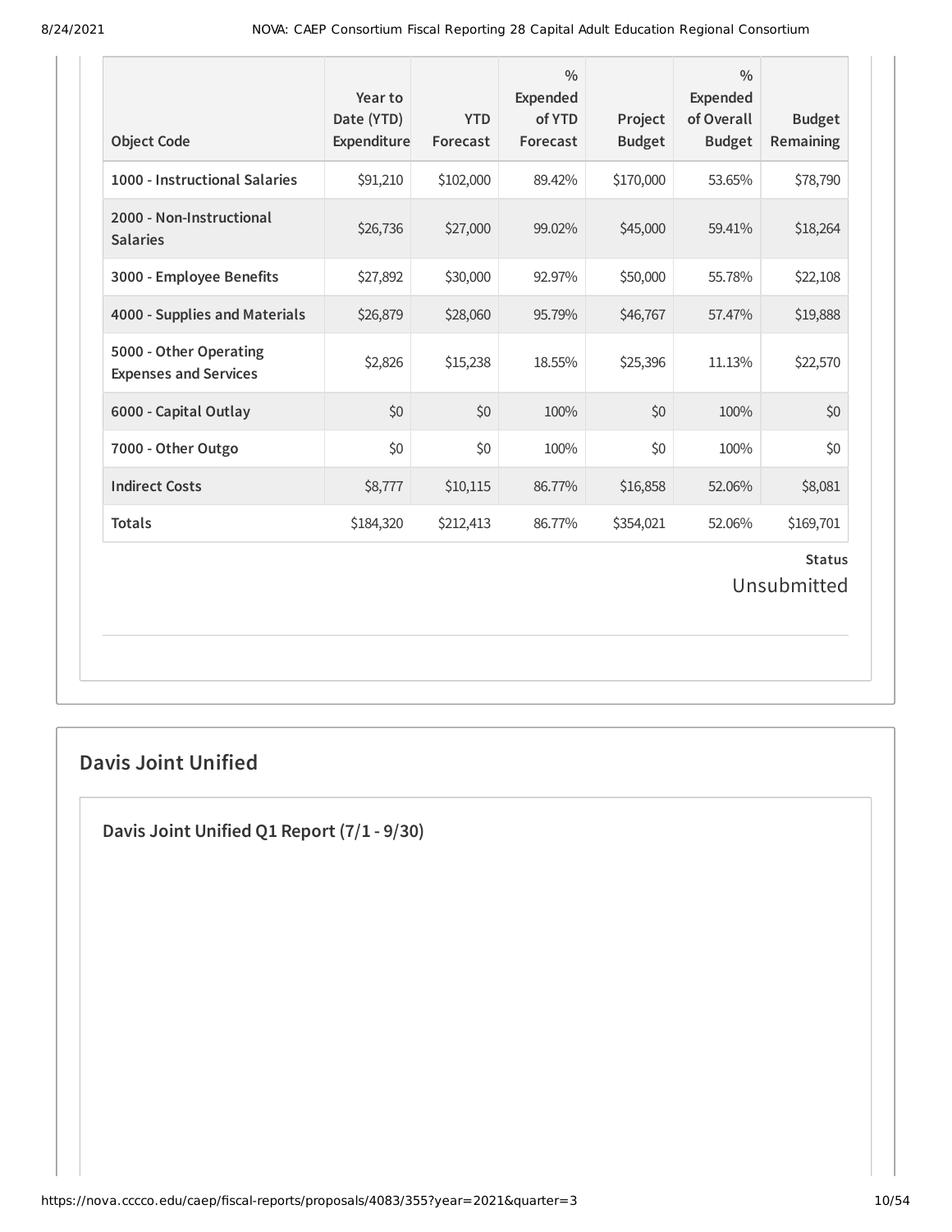| Object Code | Year to Date (YTD) Expenditure | YTD Forecast | % Expended of YTD Forecast | Project Budget | % Expended of Overall Budget | Budget Remaining |
|---|---|---|---|---|---|---|
| **1000 - Instructional Salaries** | $91,210 | $102,000 | 89.42% | $170,000 | 53.65% | $78,790 |
| **2000 - Non-Instructional Salaries** | $26,736 | $27,000 | 99.02% | $45,000 | 59.41% | $18,264 |
| **3000 - Employee Benefits** | $27,892 | $30,000 | 92.97% | $50,000 | 55.78% | $22,108 |
| **4000 - Supplies and Materials** | $26,879 | $28,060 | 95.79% | $46,767 | 57.47% | $19,888 |
| **5000 - Other Operating Expenses and Services** | $2,826 | $15,238 | 18.55% | $25,396 | 11.13% | $22,570 |
| **6000 - Capital Outlay** | $0 | $0 | 100% | $0 | 100% | $0 |
| **7000 - Other Outgo** | $0 | $0 | 100% | $0 | 100% | $0 |
| **Indirect Costs** | $8,777 | $10,115 | 86.77% | $16,858 | 52.06% | $8,081 |
| **Totals** | $184,320 | $212,413 | 86.77% | $354,021 | 52.06% | $169,701 |

**Status**

Unsubmitted

## Davis Joint Unified

### Davis Joint Unified Q1 Report (7/1 - 9/30)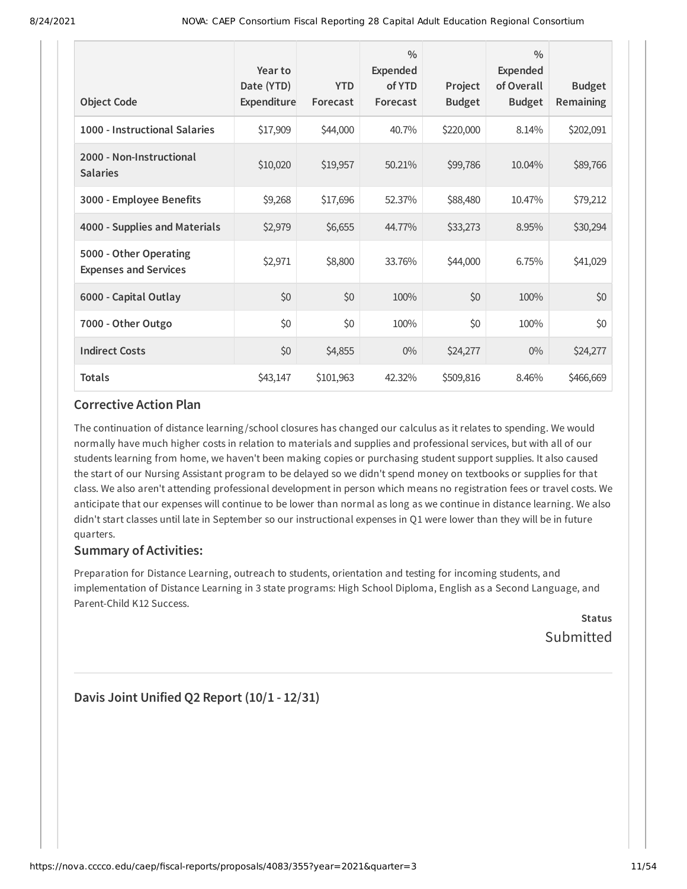| Object Code | Year to Date (YTD) Expenditure | YTD Forecast | % Expended of YTD Forecast | Project Budget | % Expended of Overall Budget | Budget Remaining |
|---|---|---|---|---|---|---|
| **1000 - Instructional Salaries** | $17,909 | $44,000 | 40.7% | $220,000 | 8.14% | $202,091 |
| **2000 - Non-Instructional Salaries** | $10,020 | $19,957 | 50.21% | $99,786 | 10.04% | $89,766 |
| **3000 - Employee Benefits** | $9,268 | $17,696 | 52.37% | $88,480 | 10.47% | $79,212 |
| **4000 - Supplies and Materials** | $2,979 | $6,655 | 44.77% | $33,273 | 8.95% | $30,294 |
| **5000 - Other Operating Expenses and Services** | $2,971 | $8,800 | 33.76% | $44,000 | 6.75% | $41,029 |
| **6000 - Capital Outlay** | $0 | $0 | 100% | $0 | 100% | $0 |
| **7000 - Other Outgo** | $0 | $0 | 100% | $0 | 100% | $0 |
| **Indirect Costs** | $0 | $4,855 | 0% | $24,277 | 0% | $24,277 |
| **Totals** | $43,147 | $101,963 | 42.32% | $509,816 | 8.46% | $466,669 |

### Corrective Action Plan

The continuation of distance learning/school closures has changed our calculus as it relates to spending. We would normally have much higher costs in relation to materials and supplies and professional services, but with all of our students learning from home, we haven't been making copies or purchasing student support supplies. It also caused the start of our Nursing Assistant program to be delayed so we didn't spend money on textbooks or supplies for that class. We also aren't attending professional development in person which means no registration fees or travel costs. We anticipate that our expenses will continue to be lower than normal as long as we continue in distance learning. We also didn't start classes until late in September so our instructional expenses in Q1 were lower than they will be in future quarters.

### Summary of Activities:

Preparation for Distance Learning, outreach to students, orientation and testing for incoming students, and implementation of Distance Learning in 3 state programs: High School Diploma, English as a Second Language, and Parent-Child K12 Success.

**Status**

Submitted

## Davis Joint Unified Q2 Report (10/1 - 12/31)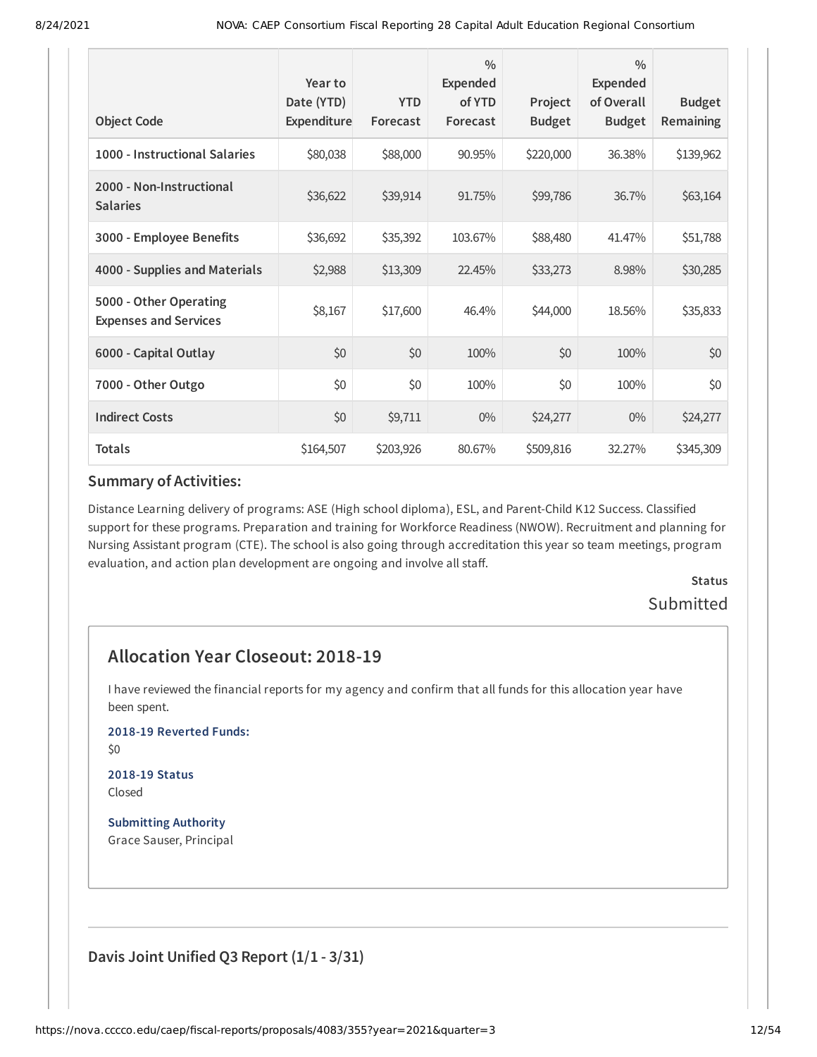| Object Code | Year to Date (YTD) Expenditure | YTD Forecast | % Expended of YTD Forecast | Project Budget | % Expended of Overall Budget | Budget Remaining |
|---|---|---|---|---|---|---|
| 1000 - Instructional Salaries | $80,038 | $88,000 | 90.95% | $220,000 | 36.38% | $139,962 |
| 2000 - Non-Instructional Salaries | $36,622 | $39,914 | 91.75% | $99,786 | 36.7% | $63,164 |
| 3000 - Employee Benefits | $36,692 | $35,392 | 103.67% | $88,480 | 41.47% | $51,788 |
| 4000 - Supplies and Materials | $2,988 | $13,309 | 22.45% | $33,273 | 8.98% | $30,285 |
| 5000 - Other Operating Expenses and Services | $8,167 | $17,600 | 46.4% | $44,000 | 18.56% | $35,833 |
| 6000 - Capital Outlay | $0 | $0 | 100% | $0 | 100% | $0 |
| 7000 - Other Outgo | $0 | $0 | 100% | $0 | 100% | $0 |
| Indirect Costs | $0 | $9,711 | 0% | $24,277 | 0% | $24,277 |
| Totals | $164,507 | $203,926 | 80.67% | $509,816 | 32.27% | $345,309 |

### Summary of Activities:

Distance Learning delivery of programs: ASE (High school diploma), ESL, and Parent-Child K12 Success. Classified support for these programs. Preparation and training for Workforce Readiness (NWOW). Recruitment and planning for Nursing Assistant program (CTE). The school is also going through accreditation this year so team meetings, program evaluation, and action plan development are ongoing and involve all staff.

**Status**

Submitted

## Allocation Year Closeout: 2018-19

I have reviewed the financial reports for my agency and confirm that all funds for this allocation year have been spent.

**2018-19 Reverted Funds:**

$0

**2018-19 Status**

Closed

**Submitting Authority**

Grace Sauser, Principal

### Davis Joint Unified Q3 Report (1/1 - 3/31)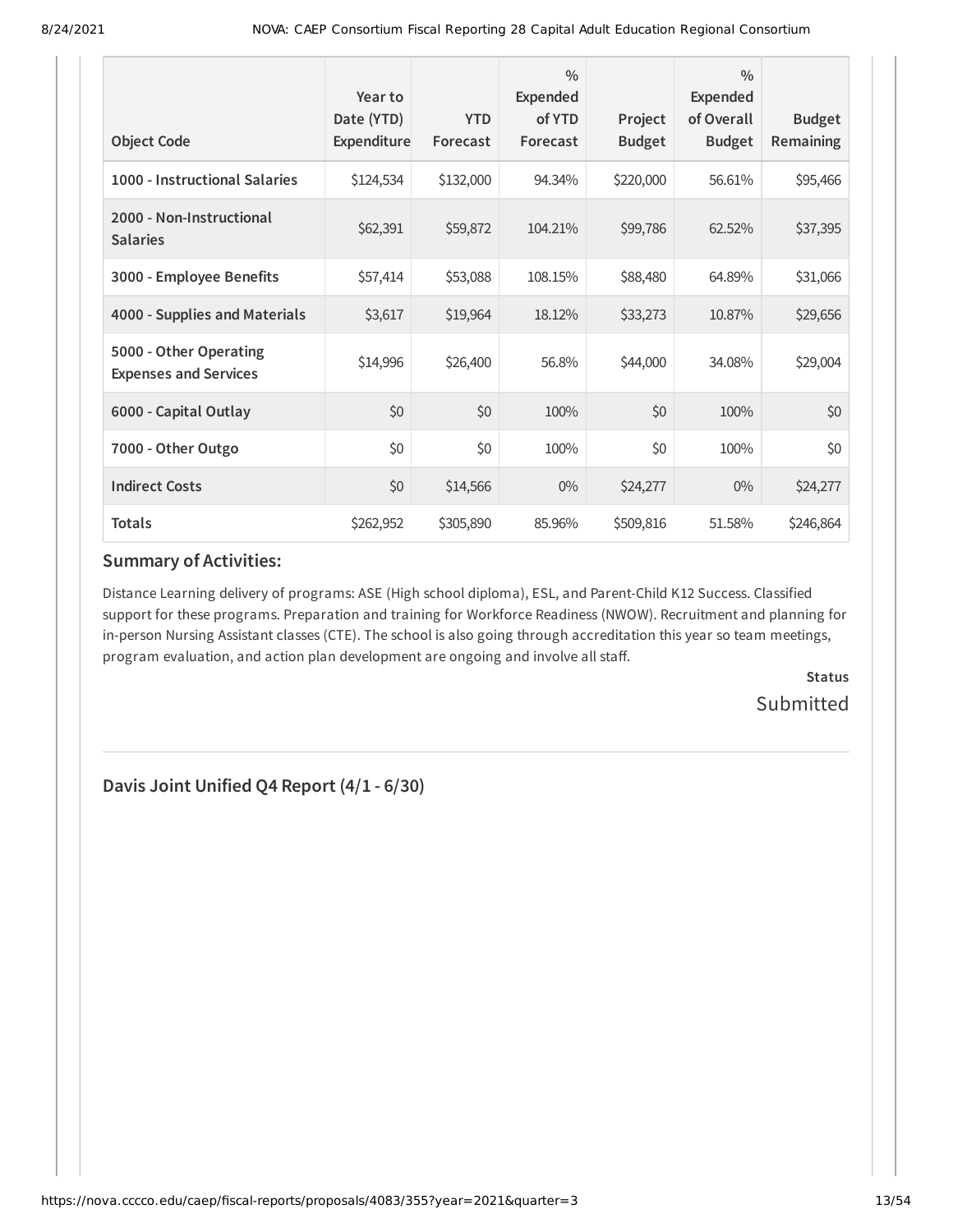| Object Code | Year to Date (YTD) Expenditure | YTD Forecast | % Expended of YTD Forecast | Project Budget | % Expended of Overall Budget | Budget Remaining |
|---|---|---|---|---|---|---|
| **1000 - Instructional Salaries** | $124,534 | $132,000 | 94.34% | $220,000 | 56.61% | $95,466 |
| **2000 - Non-Instructional Salaries** | $62,391 | $59,872 | 104.21% | $99,786 | 62.52% | $37,395 |
| **3000 - Employee Benefits** | $57,414 | $53,088 | 108.15% | $88,480 | 64.89% | $31,066 |
| **4000 - Supplies and Materials** | $3,617 | $19,964 | 18.12% | $33,273 | 10.87% | $29,656 |
| **5000 - Other Operating Expenses and Services** | $14,996 | $26,400 | 56.8% | $44,000 | 34.08% | $29,004 |
| **6000 - Capital Outlay** | $0 | $0 | 100% | $0 | 100% | $0 |
| **7000 - Other Outgo** | $0 | $0 | 100% | $0 | 100% | $0 |
| **Indirect Costs** | $0 | $14,566 | 0% | $24,277 | 0% | $24,277 |
| **Totals** | $262,952 | $305,890 | 85.96% | $509,816 | 51.58% | $246,864 |

## Summary of Activities:

Distance Learning delivery of programs: ASE (High school diploma), ESL, and Parent-Child K12 Success. Classified support for these programs. Preparation and training for Workforce Readiness (NWOW). Recruitment and planning for in-person Nursing Assistant classes (CTE). The school is also going through accreditation this year so team meetings, program evaluation, and action plan development are ongoing and involve all staff.

**Status**

Submitted

---

## Davis Joint Unified Q4 Report (4/1 - 6/30)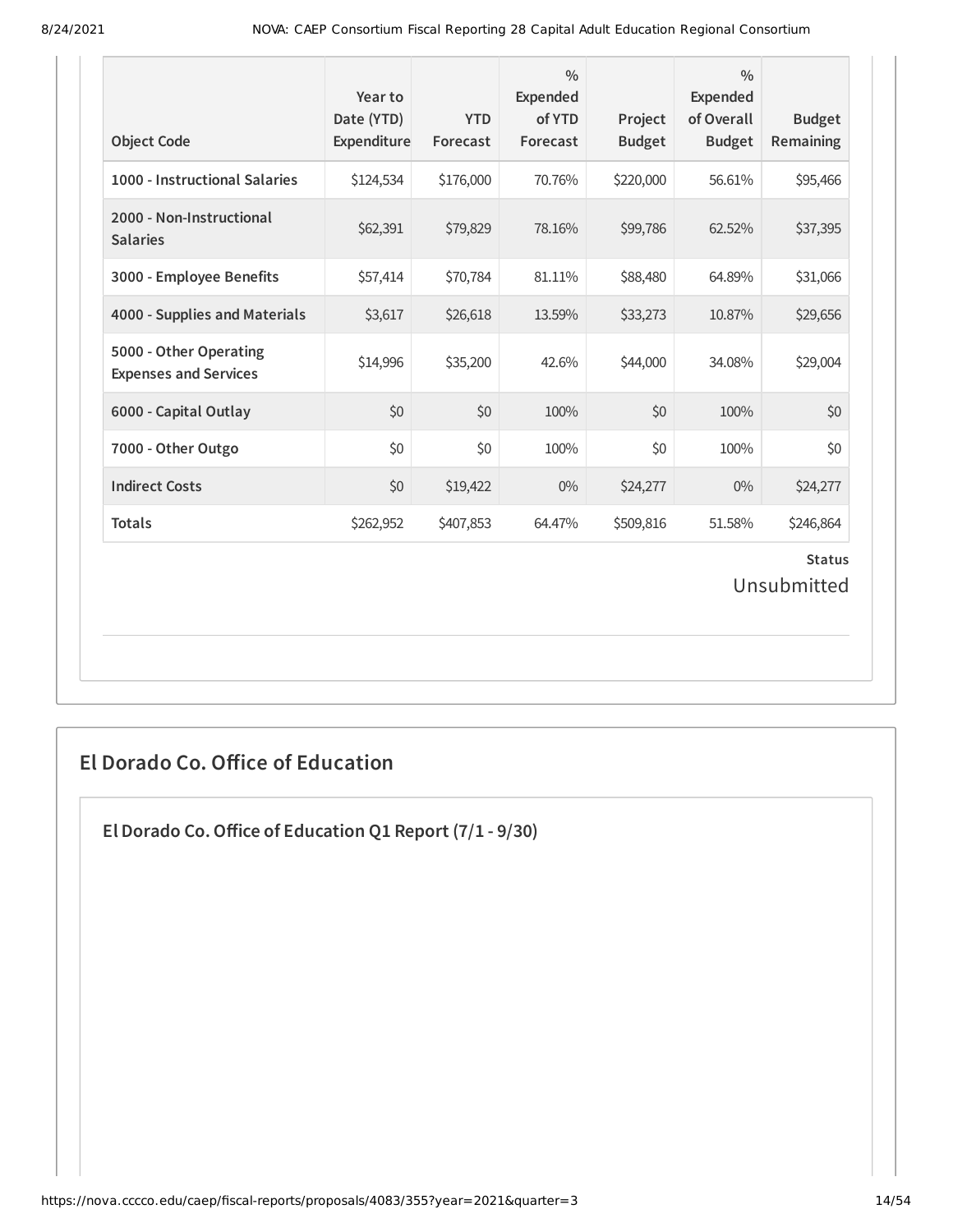| Object Code | Year to Date (YTD) Expenditure | YTD Forecast | % Expended of YTD Forecast | Project Budget | % Expended of Overall Budget | Budget Remaining |
|---|---|---|---|---|---|---|
| 1000 - Instructional Salaries | $124,534 | $176,000 | 70.76% | $220,000 | 56.61% | $95,466 |
| 2000 - Non-Instructional Salaries | $62,391 | $79,829 | 78.16% | $99,786 | 62.52% | $37,395 |
| 3000 - Employee Benefits | $57,414 | $70,784 | 81.11% | $88,480 | 64.89% | $31,066 |
| 4000 - Supplies and Materials | $3,617 | $26,618 | 13.59% | $33,273 | 10.87% | $29,656 |
| 5000 - Other Operating Expenses and Services | $14,996 | $35,200 | 42.6% | $44,000 | 34.08% | $29,004 |
| 6000 - Capital Outlay | $0 | $0 | 100% | $0 | 100% | $0 |
| 7000 - Other Outgo | $0 | $0 | 100% | $0 | 100% | $0 |
| Indirect Costs | $0 | $19,422 | 0% | $24,277 | 0% | $24,277 |
| Totals | $262,952 | $407,853 | 64.47% | $509,816 | 51.58% | $246,864 |

**Status**

Unsubmitted

## El Dorado Co. Office of Education

### El Dorado Co. Office of Education Q1 Report (7/1 - 9/30)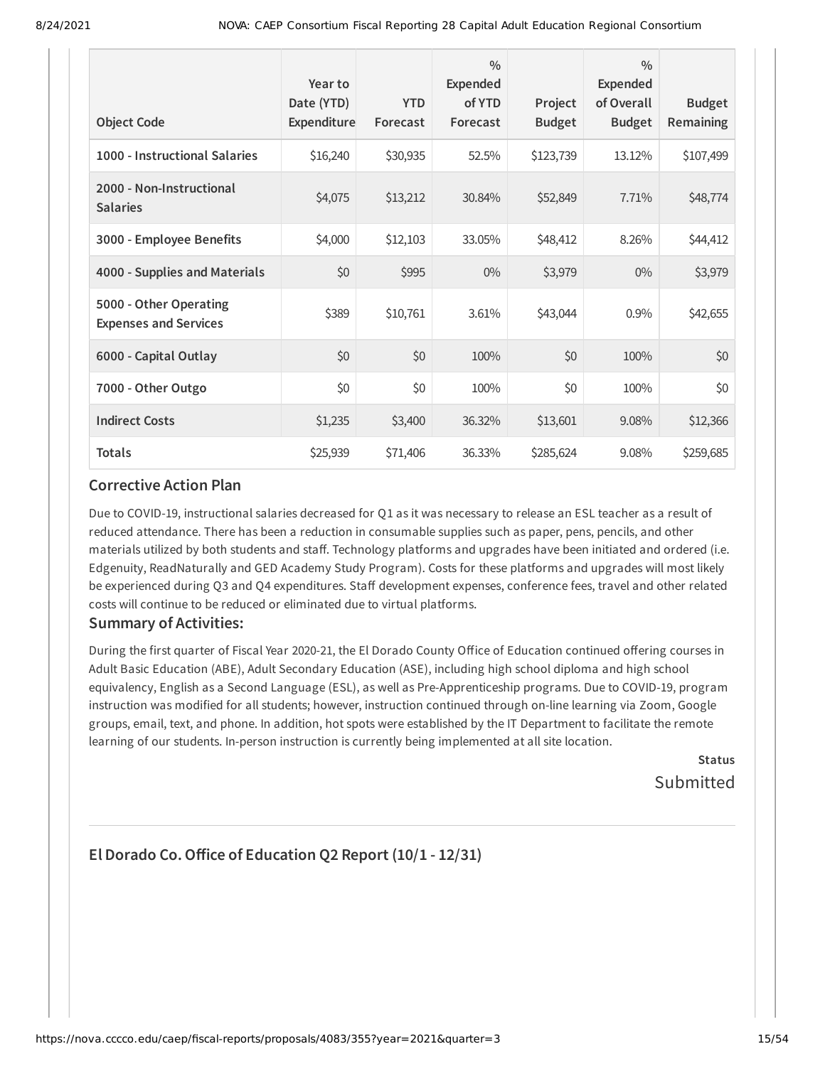| Object Code | Year to Date (YTD) Expenditure | YTD Forecast | % Expended of YTD Forecast | Project Budget | % Expended of Overall Budget | Budget Remaining |
|---|---|---|---|---|---|---|
| **1000 - Instructional Salaries** | $16,240 | $30,935 | 52.5% | $123,739 | 13.12% | $107,499 |
| **2000 - Non-Instructional Salaries** | $4,075 | $13,212 | 30.84% | $52,849 | 7.71% | $48,774 |
| **3000 - Employee Benefits** | $4,000 | $12,103 | 33.05% | $48,412 | 8.26% | $44,412 |
| **4000 - Supplies and Materials** | $0 | $995 | 0% | $3,979 | 0% | $3,979 |
| **5000 - Other Operating Expenses and Services** | $389 | $10,761 | 3.61% | $43,044 | 0.9% | $42,655 |
| **6000 - Capital Outlay** | $0 | $0 | 100% | $0 | 100% | $0 |
| **7000 - Other Outgo** | $0 | $0 | 100% | $0 | 100% | $0 |
| **Indirect Costs** | $1,235 | $3,400 | 36.32% | $13,601 | 9.08% | $12,366 |
| **Totals** | $25,939 | $71,406 | 36.33% | $285,624 | 9.08% | $259,685 |

### Corrective Action Plan

Due to COVID-19, instructional salaries decreased for Q1 as it was necessary to release an ESL teacher as a result of reduced attendance. There has been a reduction in consumable supplies such as paper, pens, pencils, and other materials utilized by both students and staff. Technology platforms and upgrades have been initiated and ordered (i.e. Edgenuity, ReadNaturally and GED Academy Study Program). Costs for these platforms and upgrades will most likely be experienced during Q3 and Q4 expenditures. Staff development expenses, conference fees, travel and other related costs will continue to be reduced or eliminated due to virtual platforms.

### Summary of Activities:

During the first quarter of Fiscal Year 2020-21, the El Dorado County Office of Education continued offering courses in Adult Basic Education (ABE), Adult Secondary Education (ASE), including high school diploma and high school equivalency, English as a Second Language (ESL), as well as Pre-Apprenticeship programs. Due to COVID-19, program instruction was modified for all students; however, instruction continued through on-line learning via Zoom, Google groups, email, text, and phone. In addition, hot spots were established by the IT Department to facilitate the remote learning of our students. In-person instruction is currently being implemented at all site location.

**Status**

Submitted

## El Dorado Co. Office of Education Q2 Report (10/1 - 12/31)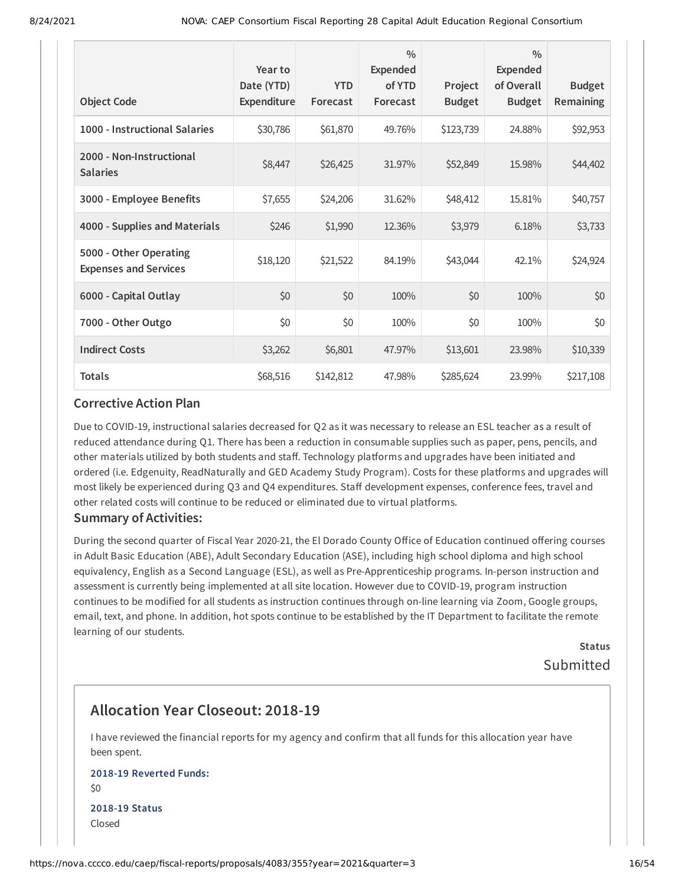| Object Code | Year to Date (YTD) Expenditure | YTD Forecast | % Expended of YTD Forecast | Project Budget | % Expended of Overall Budget | Budget Remaining |
|---|---|---|---|---|---|---|
| 1000 - Instructional Salaries | $30,786 | $61,870 | 49.76% | $123,739 | 24.88% | $92,953 |
| 2000 - Non-Instructional Salaries | $8,447 | $26,425 | 31.97% | $52,849 | 15.98% | $44,402 |
| 3000 - Employee Benefits | $7,655 | $24,206 | 31.62% | $48,412 | 15.81% | $40,757 |
| 4000 - Supplies and Materials | $246 | $1,990 | 12.36% | $3,979 | 6.18% | $3,733 |
| 5000 - Other Operating Expenses and Services | $18,120 | $21,522 | 84.19% | $43,044 | 42.1% | $24,924 |
| 6000 - Capital Outlay | $0 | $0 | 100% | $0 | 100% | $0 |
| 7000 - Other Outgo | $0 | $0 | 100% | $0 | 100% | $0 |
| Indirect Costs | $3,262 | $6,801 | 47.97% | $13,601 | 23.98% | $10,339 |
| Totals | $68,516 | $142,812 | 47.98% | $285,624 | 23.99% | $217,108 |

### Corrective Action Plan

Due to COVID-19, instructional salaries decreased for Q2 as it was necessary to release an ESL teacher as a result of reduced attendance during Q1. There has been a reduction in consumable supplies such as paper, pens, pencils, and other materials utilized by both students and staff. Technology platforms and upgrades have been initiated and ordered (i.e. Edgenuity, ReadNaturally and GED Academy Study Program). Costs for these platforms and upgrades will most likely be experienced during Q3 and Q4 expenditures. Staff development expenses, conference fees, travel and other related costs will continue to be reduced or eliminated due to virtual platforms.

### Summary of Activities:

During the second quarter of Fiscal Year 2020-21, the El Dorado County Office of Education continued offering courses in Adult Basic Education (ABE), Adult Secondary Education (ASE), including high school diploma and high school equivalency, English as a Second Language (ESL), as well as Pre-Apprenticeship programs. In-person instruction and assessment is currently being implemented at all site location. However due to COVID-19, program instruction continues to be modified for all students as instruction continues through on-line learning via Zoom, Google groups, email, text, and phone. In addition, hot spots continue to be established by the IT Department to facilitate the remote learning of our students.

**Status**

Submitted

## Allocation Year Closeout: 2018-19

I have reviewed the financial reports for my agency and confirm that all funds for this allocation year have been spent.

**2018-19 Reverted Funds:**

$0

**2018-19 Status**

Closed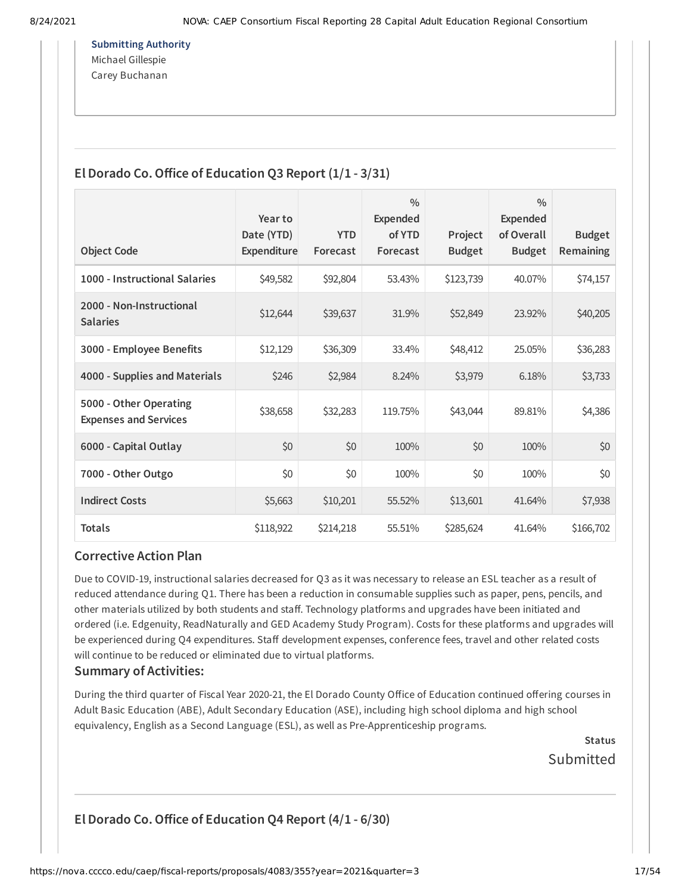**Submitting Authority**

Michael Gillespie
Carey Buchanan

## El Dorado Co. Office of Education Q3 Report (1/1 - 3/31)

| Object Code | Year to Date (YTD) Expenditure | YTD Forecast | % Expended of YTD Forecast | Project Budget | % Expended of Overall Budget | Budget Remaining |
|---|---|---|---|---|---|---|
| 1000 - Instructional Salaries | $49,582 | $92,804 | 53.43% | $123,739 | 40.07% | $74,157 |
| 2000 - Non-Instructional Salaries | $12,644 | $39,637 | 31.9% | $52,849 | 23.92% | $40,205 |
| 3000 - Employee Benefits | $12,129 | $36,309 | 33.4% | $48,412 | 25.05% | $36,283 |
| 4000 - Supplies and Materials | $246 | $2,984 | 8.24% | $3,979 | 6.18% | $3,733 |
| 5000 - Other Operating Expenses and Services | $38,658 | $32,283 | 119.75% | $43,044 | 89.81% | $4,386 |
| 6000 - Capital Outlay | $0 | $0 | 100% | $0 | 100% | $0 |
| 7000 - Other Outgo | $0 | $0 | 100% | $0 | 100% | $0 |
| Indirect Costs | $5,663 | $10,201 | 55.52% | $13,601 | 41.64% | $7,938 |
| **Totals** | $118,922 | $214,218 | 55.51% | $285,624 | 41.64% | $166,702 |

### Corrective Action Plan

Due to COVID-19, instructional salaries decreased for Q3 as it was necessary to release an ESL teacher as a result of reduced attendance during Q1. There has been a reduction in consumable supplies such as paper, pens, pencils, and other materials utilized by both students and staff. Technology platforms and upgrades have been initiated and ordered (i.e. Edgenuity, ReadNaturally and GED Academy Study Program). Costs for these platforms and upgrades will be experienced during Q4 expenditures. Staff development expenses, conference fees, travel and other related costs will continue to be reduced or eliminated due to virtual platforms.

### Summary of Activities:

During the third quarter of Fiscal Year 2020-21, the El Dorado County Office of Education continued offering courses in Adult Basic Education (ABE), Adult Secondary Education (ASE), including high school diploma and high school equivalency, English as a Second Language (ESL), as well as Pre-Apprenticeship programs.

**Status**
Submitted

## El Dorado Co. Office of Education Q4 Report (4/1 - 6/30)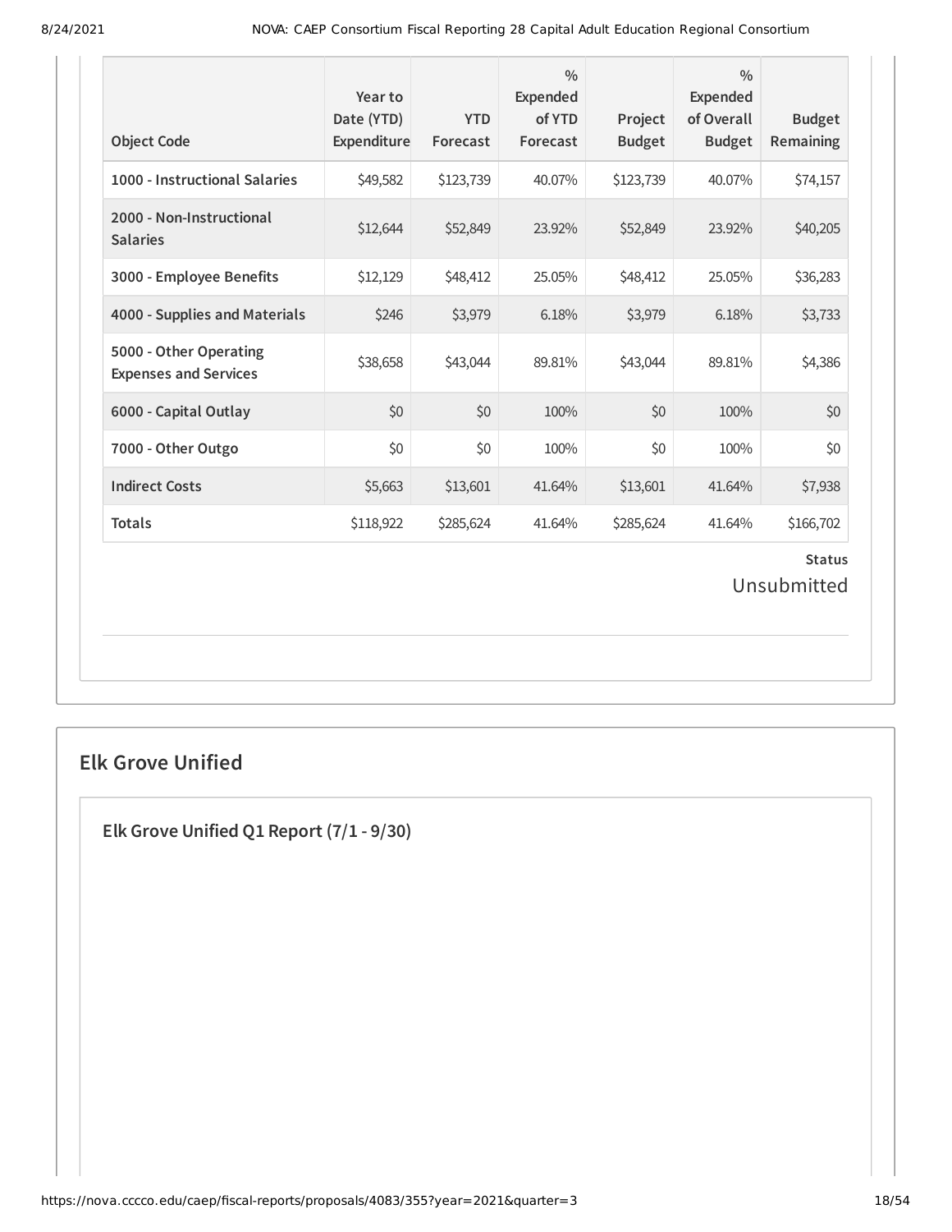| Object Code | Year to Date (YTD) Expenditure | YTD Forecast | % Expended of YTD Forecast | Project Budget | % Expended of Overall Budget | Budget Remaining |
|---|---|---|---|---|---|---|
| 1000 - Instructional Salaries | $49,582 | $123,739 | 40.07% | $123,739 | 40.07% | $74,157 |
| 2000 - Non-Instructional Salaries | $12,644 | $52,849 | 23.92% | $52,849 | 23.92% | $40,205 |
| 3000 - Employee Benefits | $12,129 | $48,412 | 25.05% | $48,412 | 25.05% | $36,283 |
| 4000 - Supplies and Materials | $246 | $3,979 | 6.18% | $3,979 | 6.18% | $3,733 |
| 5000 - Other Operating Expenses and Services | $38,658 | $43,044 | 89.81% | $43,044 | 89.81% | $4,386 |
| 6000 - Capital Outlay | $0 | $0 | 100% | $0 | 100% | $0 |
| 7000 - Other Outgo | $0 | $0 | 100% | $0 | 100% | $0 |
| Indirect Costs | $5,663 | $13,601 | 41.64% | $13,601 | 41.64% | $7,938 |
| Totals | $118,922 | $285,624 | 41.64% | $285,624 | 41.64% | $166,702 |

**Status**

Unsubmitted

## Elk Grove Unified

### Elk Grove Unified Q1 Report (7/1 - 9/30)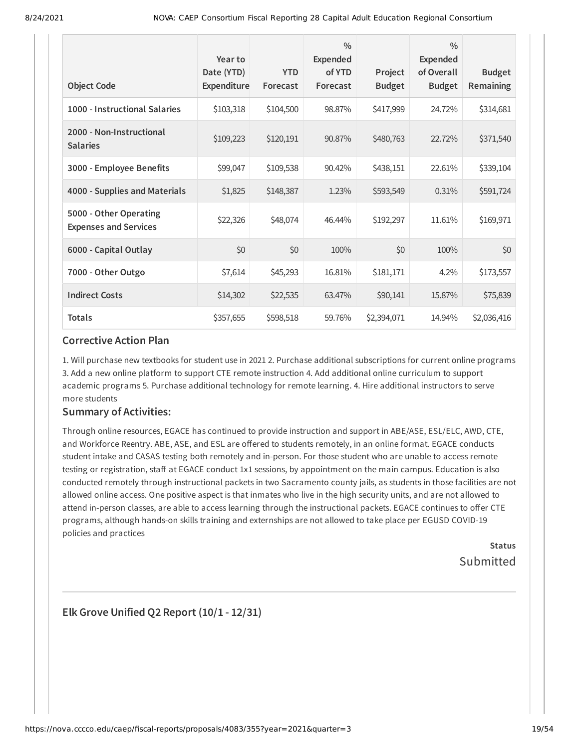| Object Code | Year to Date (YTD) Expenditure | YTD Forecast | % Expended of YTD Forecast | Project Budget | % Expended of Overall Budget | Budget Remaining |
|---|---|---|---|---|---|---|
| **1000 - Instructional Salaries** | $103,318 | $104,500 | 98.87% | $417,999 | 24.72% | $314,681 |
| **2000 - Non-Instructional Salaries** | $109,223 | $120,191 | 90.87% | $480,763 | 22.72% | $371,540 |
| **3000 - Employee Benefits** | $99,047 | $109,538 | 90.42% | $438,151 | 22.61% | $339,104 |
| **4000 - Supplies and Materials** | $1,825 | $148,387 | 1.23% | $593,549 | 0.31% | $591,724 |
| **5000 - Other Operating Expenses and Services** | $22,326 | $48,074 | 46.44% | $192,297 | 11.61% | $169,971 |
| **6000 - Capital Outlay** | $0 | $0 | 100% | $0 | 100% | $0 |
| **7000 - Other Outgo** | $7,614 | $45,293 | 16.81% | $181,171 | 4.2% | $173,557 |
| **Indirect Costs** | $14,302 | $22,535 | 63.47% | $90,141 | 15.87% | $75,839 |
| **Totals** | $357,655 | $598,518 | 59.76% | $2,394,071 | 14.94% | $2,036,416 |

### Corrective Action Plan

1. Will purchase new textbooks for student use in 2021 2. Purchase additional subscriptions for current online programs 3. Add a new online platform to support CTE remote instruction 4. Add additional online curriculum to support academic programs 5. Purchase additional technology for remote learning. 4. Hire additional instructors to serve more students

### Summary of Activities:

Through online resources, EGACE has continued to provide instruction and support in ABE/ASE, ESL/ELC, AWD, CTE, and Workforce Reentry. ABE, ASE, and ESL are offered to students remotely, in an online format. EGACE conducts student intake and CASAS testing both remotely and in-person. For those student who are unable to access remote testing or registration, staff at EGACE conduct 1x1 sessions, by appointment on the main campus. Education is also conducted remotely through instructional packets in two Sacramento county jails, as students in those facilities are not allowed online access. One positive aspect is that inmates who live in the high security units, and are not allowed to attend in-person classes, are able to access learning through the instructional packets. EGACE continues to offer CTE programs, although hands-on skills training and externships are not allowed to take place per EGUSD COVID-19 policies and practices

Status

Submitted

### Elk Grove Unified Q2 Report (10/1 - 12/31)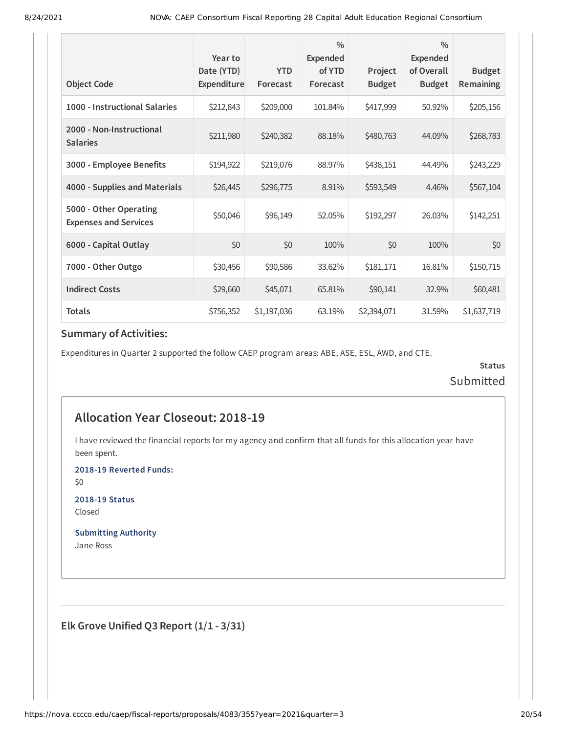| Object Code | Year to Date (YTD) Expenditure | YTD Forecast | % Expended of YTD Forecast | Project Budget | % Expended of Overall Budget | Budget Remaining |
|---|---|---|---|---|---|---|
| 1000 - Instructional Salaries | $212,843 | $209,000 | 101.84% | $417,999 | 50.92% | $205,156 |
| 2000 - Non-Instructional Salaries | $211,980 | $240,382 | 88.18% | $480,763 | 44.09% | $268,783 |
| 3000 - Employee Benefits | $194,922 | $219,076 | 88.97% | $438,151 | 44.49% | $243,229 |
| 4000 - Supplies and Materials | $26,445 | $296,775 | 8.91% | $593,549 | 4.46% | $567,104 |
| 5000 - Other Operating Expenses and Services | $50,046 | $96,149 | 52.05% | $192,297 | 26.03% | $142,251 |
| 6000 - Capital Outlay | $0 | $0 | 100% | $0 | 100% | $0 |
| 7000 - Other Outgo | $30,456 | $90,586 | 33.62% | $181,171 | 16.81% | $150,715 |
| Indirect Costs | $29,660 | $45,071 | 65.81% | $90,141 | 32.9% | $60,481 |
| Totals | $756,352 | $1,197,036 | 63.19% | $2,394,071 | 31.59% | $1,637,719 |

### Summary of Activities:

Expenditures in Quarter 2 supported the follow CAEP program areas: ABE, ASE, ESL, AWD, and CTE.

**Status**

Submitted

## Allocation Year Closeout: 2018-19

I have reviewed the financial reports for my agency and confirm that all funds for this allocation year have been spent.

**2018-19 Reverted Funds:**

$0

**2018-19 Status**

Closed

**Submitting Authority**

Jane Ross

### Elk Grove Unified Q3 Report (1/1 - 3/31)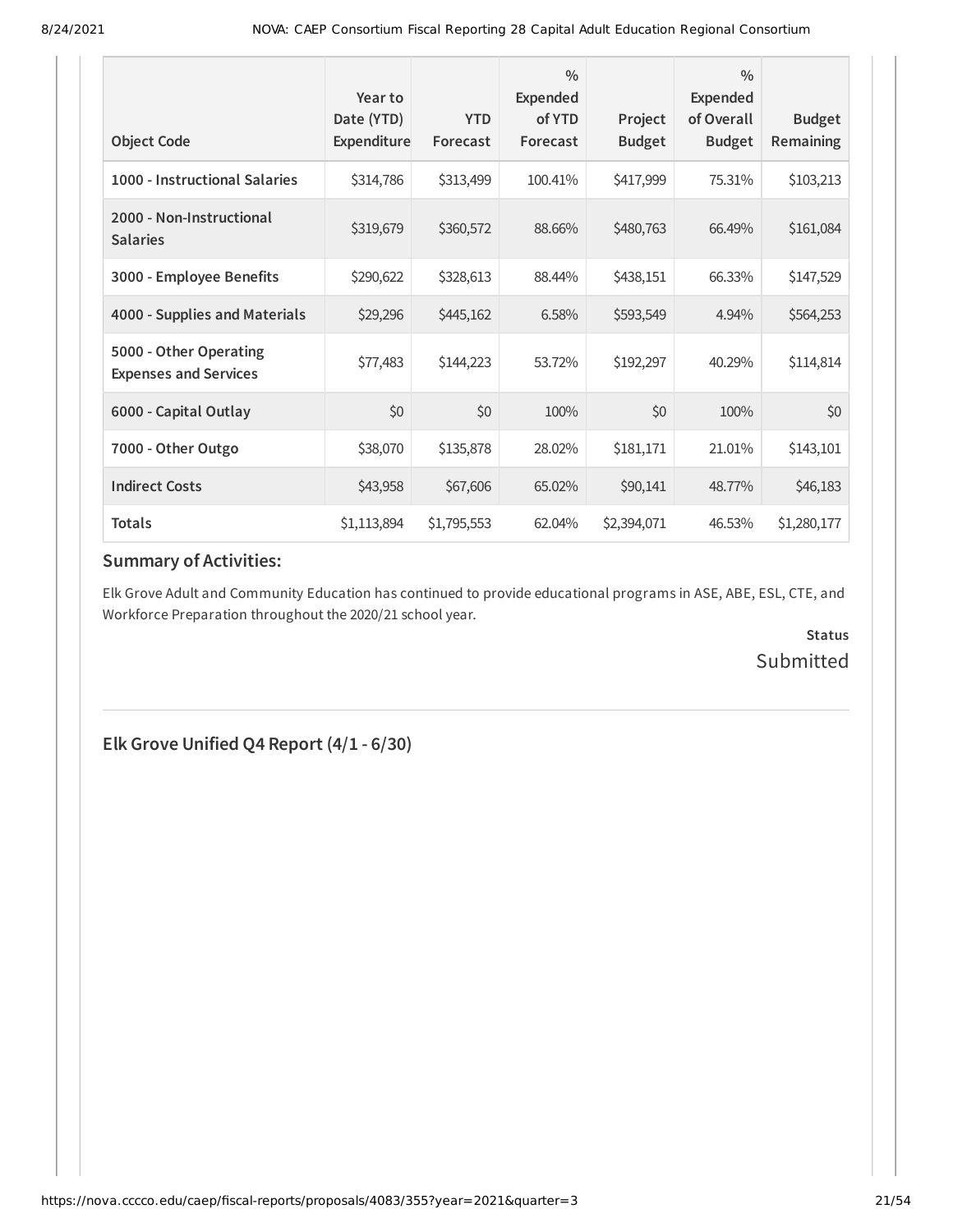| Object Code | Year to Date (YTD) Expenditure | YTD Forecast | % Expended of YTD Forecast | Project Budget | % Expended of Overall Budget | Budget Remaining |
|---|---|---|---|---|---|---|
| **1000 - Instructional Salaries** | $314,786 | $313,499 | 100.41% | $417,999 | 75.31% | $103,213 |
| **2000 - Non-Instructional Salaries** | $319,679 | $360,572 | 88.66% | $480,763 | 66.49% | $161,084 |
| **3000 - Employee Benefits** | $290,622 | $328,613 | 88.44% | $438,151 | 66.33% | $147,529 |
| **4000 - Supplies and Materials** | $29,296 | $445,162 | 6.58% | $593,549 | 4.94% | $564,253 |
| **5000 - Other Operating Expenses and Services** | $77,483 | $144,223 | 53.72% | $192,297 | 40.29% | $114,814 |
| **6000 - Capital Outlay** | $0 | $0 | 100% | $0 | 100% | $0 |
| **7000 - Other Outgo** | $38,070 | $135,878 | 28.02% | $181,171 | 21.01% | $143,101 |
| **Indirect Costs** | $43,958 | $67,606 | 65.02% | $90,141 | 48.77% | $46,183 |
| **Totals** | $1,113,894 | $1,795,553 | 62.04% | $2,394,071 | 46.53% | $1,280,177 |

## Summary of Activities:

Elk Grove Adult and Community Education has continued to provide educational programs in ASE, ABE, ESL, CTE, and Workforce Preparation throughout the 2020/21 school year.

**Status**

Submitted

## Elk Grove Unified Q4 Report (4/1 - 6/30)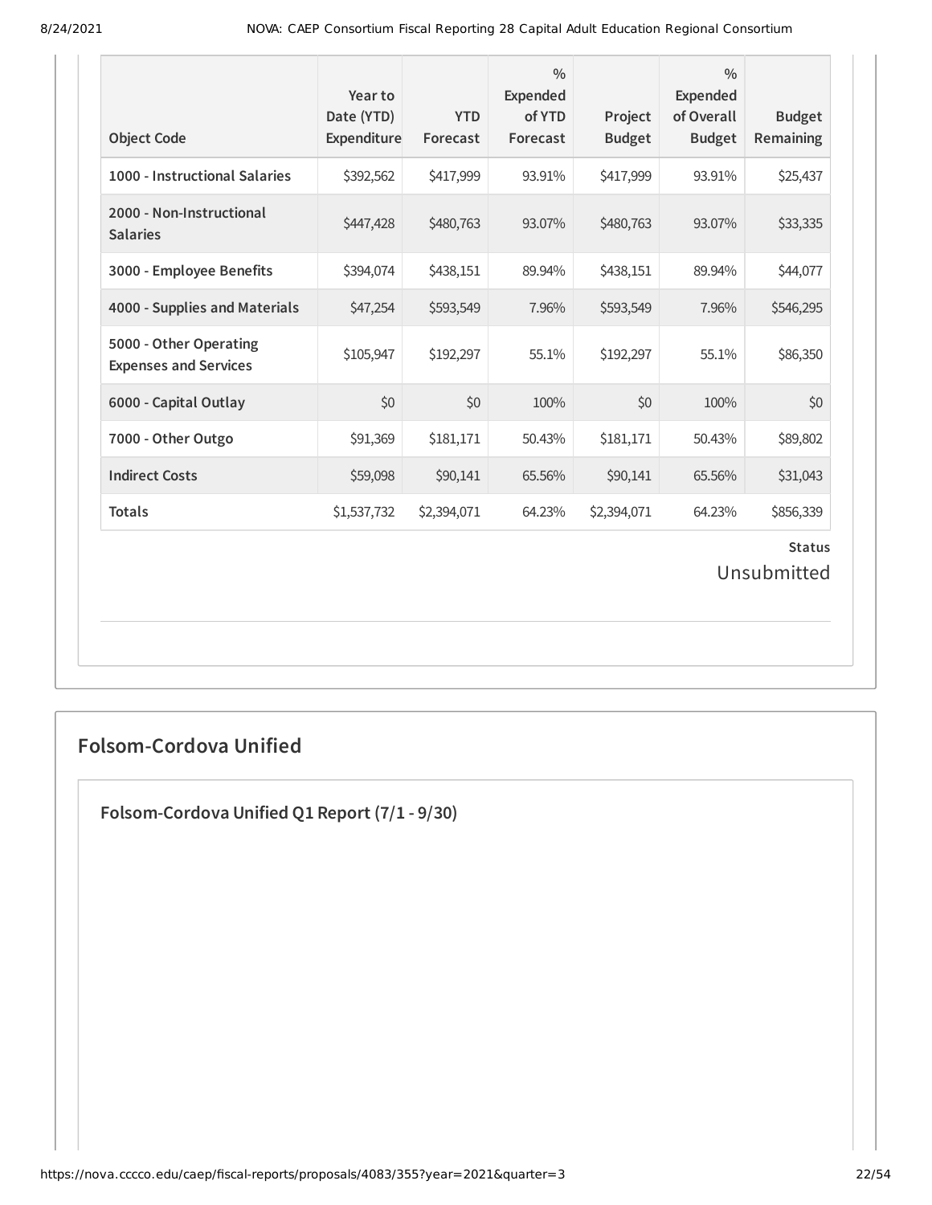| Object Code | Year to Date (YTD) Expenditure | YTD Forecast | % Expended of YTD Forecast | Project Budget | % Expended of Overall Budget | Budget Remaining |
|---|---|---|---|---|---|---|
| 1000 - Instructional Salaries | $392,562 | $417,999 | 93.91% | $417,999 | 93.91% | $25,437 |
| 2000 - Non-Instructional Salaries | $447,428 | $480,763 | 93.07% | $480,763 | 93.07% | $33,335 |
| 3000 - Employee Benefits | $394,074 | $438,151 | 89.94% | $438,151 | 89.94% | $44,077 |
| 4000 - Supplies and Materials | $47,254 | $593,549 | 7.96% | $593,549 | 7.96% | $546,295 |
| 5000 - Other Operating Expenses and Services | $105,947 | $192,297 | 55.1% | $192,297 | 55.1% | $86,350 |
| 6000 - Capital Outlay | $0 | $0 | 100% | $0 | 100% | $0 |
| 7000 - Other Outgo | $91,369 | $181,171 | 50.43% | $181,171 | 50.43% | $89,802 |
| Indirect Costs | $59,098 | $90,141 | 65.56% | $90,141 | 65.56% | $31,043 |
| **Totals** | $1,537,732 | $2,394,071 | 64.23% | $2,394,071 | 64.23% | $856,339 |

**Status**

Unsubmitted

## Folsom-Cordova Unified

### Folsom-Cordova Unified Q1 Report (7/1 - 9/30)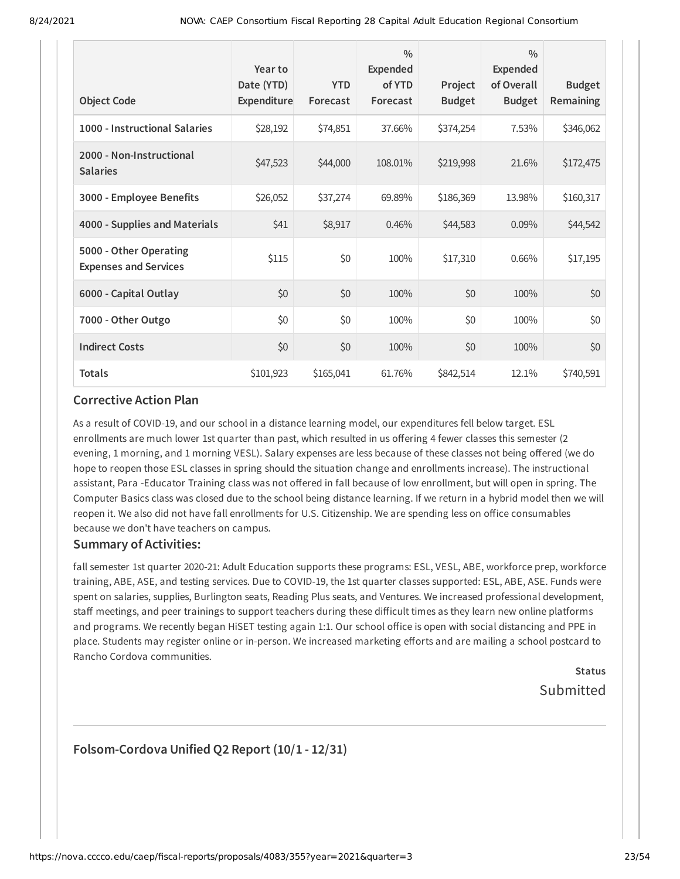| Object Code | Year to Date (YTD) Expenditure | YTD Forecast | % Expended of YTD Forecast | Project Budget | % Expended of Overall Budget | Budget Remaining |
|---|---|---|---|---|---|---|
| 1000 - Instructional Salaries | $28,192 | $74,851 | 37.66% | $374,254 | 7.53% | $346,062 |
| 2000 - Non-Instructional Salaries | $47,523 | $44,000 | 108.01% | $219,998 | 21.6% | $172,475 |
| 3000 - Employee Benefits | $26,052 | $37,274 | 69.89% | $186,369 | 13.98% | $160,317 |
| 4000 - Supplies and Materials | $41 | $8,917 | 0.46% | $44,583 | 0.09% | $44,542 |
| 5000 - Other Operating Expenses and Services | $115 | $0 | 100% | $17,310 | 0.66% | $17,195 |
| 6000 - Capital Outlay | $0 | $0 | 100% | $0 | 100% | $0 |
| 7000 - Other Outgo | $0 | $0 | 100% | $0 | 100% | $0 |
| Indirect Costs | $0 | $0 | 100% | $0 | 100% | $0 |
| **Totals** | $101,923 | $165,041 | 61.76% | $842,514 | 12.1% | $740,591 |

### Corrective Action Plan

As a result of COVID-19, and our school in a distance learning model, our expenditures fell below target. ESL enrollments are much lower 1st quarter than past, which resulted in us offering 4 fewer classes this semester (2 evening, 1 morning, and 1 morning VESL). Salary expenses are less because of these classes not being offered (we do hope to reopen those ESL classes in spring should the situation change and enrollments increase). The instructional assistant, Para -Educator Training class was not offered in fall because of low enrollment, but will open in spring. The Computer Basics class was closed due to the school being distance learning. If we return in a hybrid model then we will reopen it. We also did not have fall enrollments for U.S. Citizenship. We are spending less on office consumables because we don't have teachers on campus.

### Summary of Activities:

fall semester 1st quarter 2020-21: Adult Education supports these programs: ESL, VESL, ABE, workforce prep, workforce training, ABE, ASE, and testing services. Due to COVID-19, the 1st quarter classes supported: ESL, ABE, ASE. Funds were spent on salaries, supplies, Burlington seats, Reading Plus seats, and Ventures. We increased professional development, staff meetings, and peer trainings to support teachers during these difficult times as they learn new online platforms and programs. We recently began HiSET testing again 1:1. Our school office is open with social distancing and PPE in place. Students may register online or in-person. We increased marketing efforts and are mailing a school postcard to Rancho Cordova communities.

**Status**

Submitted

## Folsom-Cordova Unified Q2 Report (10/1 - 12/31)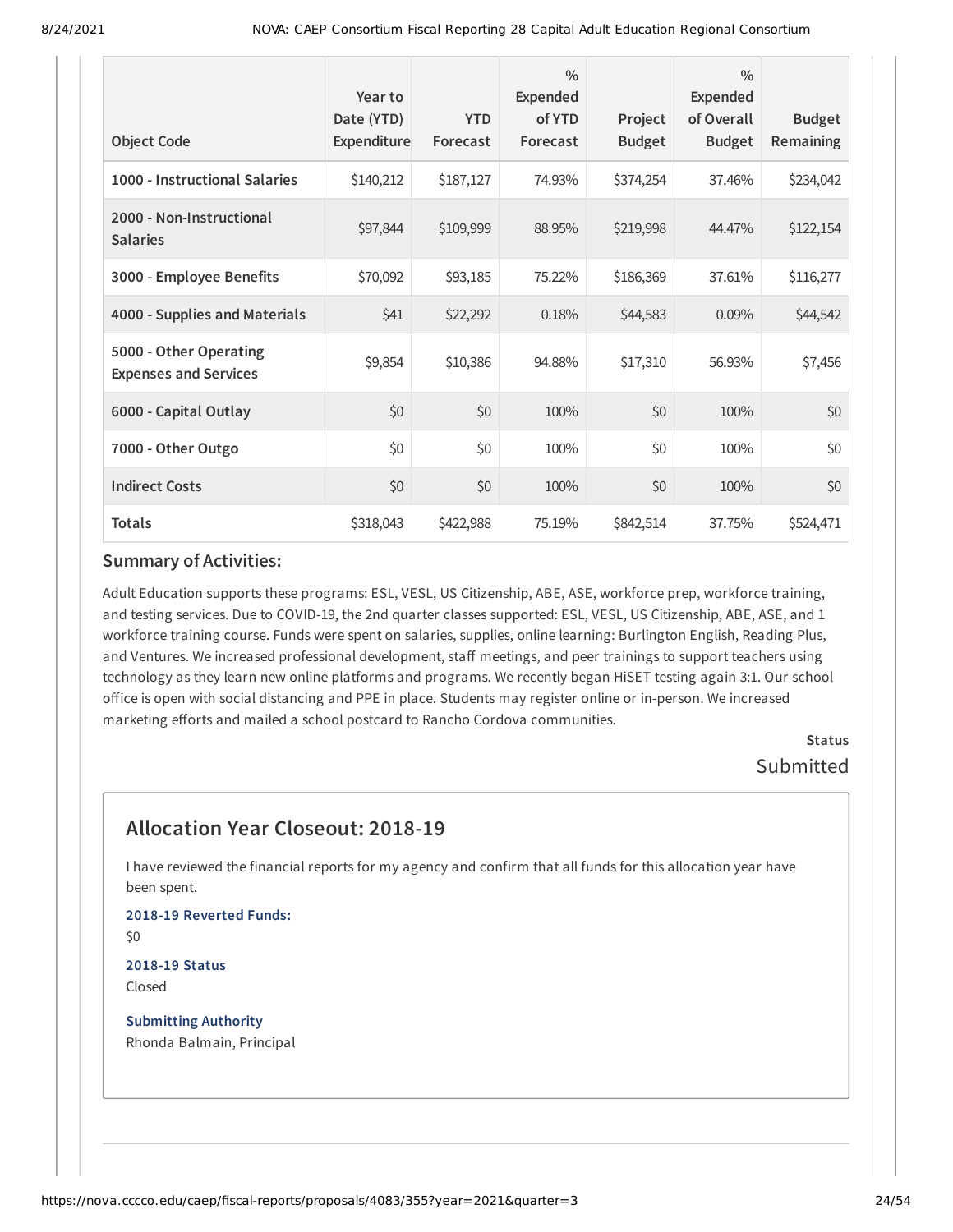| Object Code | Year to Date (YTD) Expenditure | YTD Forecast | % Expended of YTD Forecast | Project Budget | % Expended of Overall Budget | Budget Remaining |
|---|---|---|---|---|---|---|
| 1000 - Instructional Salaries | $140,212 | $187,127 | 74.93% | $374,254 | 37.46% | $234,042 |
| 2000 - Non-Instructional Salaries | $97,844 | $109,999 | 88.95% | $219,998 | 44.47% | $122,154 |
| 3000 - Employee Benefits | $70,092 | $93,185 | 75.22% | $186,369 | 37.61% | $116,277 |
| 4000 - Supplies and Materials | $41 | $22,292 | 0.18% | $44,583 | 0.09% | $44,542 |
| 5000 - Other Operating Expenses and Services | $9,854 | $10,386 | 94.88% | $17,310 | 56.93% | $7,456 |
| 6000 - Capital Outlay | $0 | $0 | 100% | $0 | 100% | $0 |
| 7000 - Other Outgo | $0 | $0 | 100% | $0 | 100% | $0 |
| Indirect Costs | $0 | $0 | 100% | $0 | 100% | $0 |
| Totals | $318,043 | $422,988 | 75.19% | $842,514 | 37.75% | $524,471 |

### Summary of Activities:

Adult Education supports these programs: ESL, VESL, US Citizenship, ABE, ASE, workforce prep, workforce training, and testing services. Due to COVID-19, the 2nd quarter classes supported: ESL, VESL, US Citizenship, ABE, ASE, and 1 workforce training course. Funds were spent on salaries, supplies, online learning: Burlington English, Reading Plus, and Ventures. We increased professional development, staff meetings, and peer trainings to support teachers using technology as they learn new online platforms and programs. We recently began HiSET testing again 3:1. Our school office is open with social distancing and PPE in place. Students may register online or in-person. We increased marketing efforts and mailed a school postcard to Rancho Cordova communities.

**Status**

Submitted

## Allocation Year Closeout: 2018-19

I have reviewed the financial reports for my agency and confirm that all funds for this allocation year have been spent.

**2018-19 Reverted Funds:**

$0

**2018-19 Status**

Closed

**Submitting Authority**

Rhonda Balmain, Principal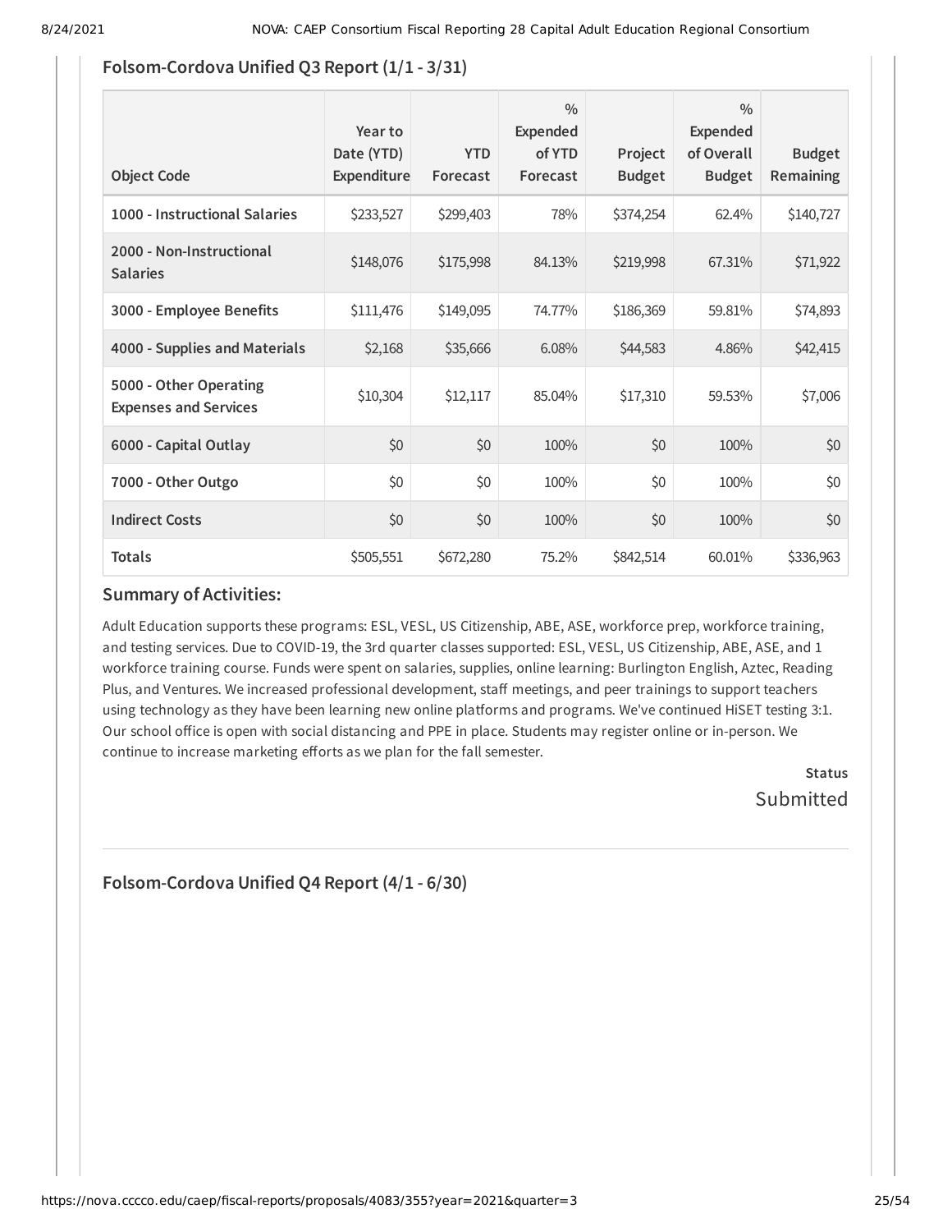## Folsom-Cordova Unified Q3 Report (1/1 - 3/31)

| Object Code | Year to Date (YTD) Expenditure | YTD Forecast | % Expended of YTD Forecast | Project Budget | % Expended of Overall Budget | Budget Remaining |
|---|---|---|---|---|---|---|
| 1000 - Instructional Salaries | $233,527 | $299,403 | 78% | $374,254 | 62.4% | $140,727 |
| 2000 - Non-Instructional Salaries | $148,076 | $175,998 | 84.13% | $219,998 | 67.31% | $71,922 |
| 3000 - Employee Benefits | $111,476 | $149,095 | 74.77% | $186,369 | 59.81% | $74,893 |
| 4000 - Supplies and Materials | $2,168 | $35,666 | 6.08% | $44,583 | 4.86% | $42,415 |
| 5000 - Other Operating Expenses and Services | $10,304 | $12,117 | 85.04% | $17,310 | 59.53% | $7,006 |
| 6000 - Capital Outlay | $0 | $0 | 100% | $0 | 100% | $0 |
| 7000 - Other Outgo | $0 | $0 | 100% | $0 | 100% | $0 |
| Indirect Costs | $0 | $0 | 100% | $0 | 100% | $0 |
| Totals | $505,551 | $672,280 | 75.2% | $842,514 | 60.01% | $336,963 |

### Summary of Activities:

Adult Education supports these programs: ESL, VESL, US Citizenship, ABE, ASE, workforce prep, workforce training, and testing services. Due to COVID-19, the 3rd quarter classes supported: ESL, VESL, US Citizenship, ABE, ASE, and 1 workforce training course. Funds were spent on salaries, supplies, online learning: Burlington English, Aztec, Reading Plus, and Ventures. We increased professional development, staff meetings, and peer trainings to support teachers using technology as they have been learning new online platforms and programs. We've continued HiSET testing 3:1. Our school office is open with social distancing and PPE in place. Students may register online or in-person. We continue to increase marketing efforts as we plan for the fall semester.

**Status**
Submitted

## Folsom-Cordova Unified Q4 Report (4/1 - 6/30)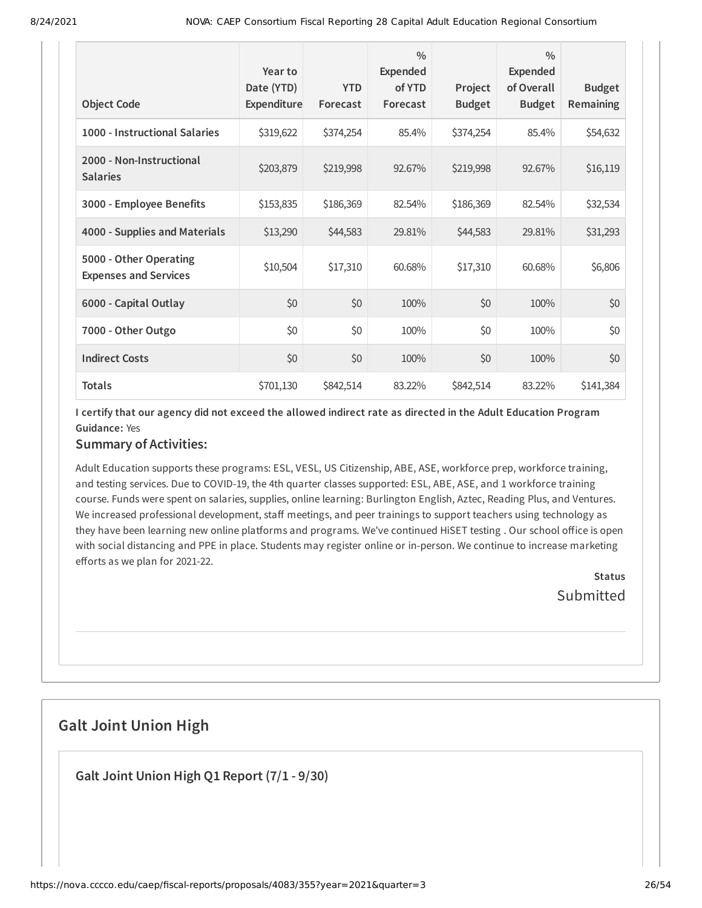| Object Code | Year to Date (YTD) Expenditure | YTD Forecast | % Expended of YTD Forecast | Project Budget | % Expended of Overall Budget | Budget Remaining |
|---|---|---|---|---|---|---|
| 1000 - Instructional Salaries | $319,622 | $374,254 | 85.4% | $374,254 | 85.4% | $54,632 |
| 2000 - Non-Instructional Salaries | $203,879 | $219,998 | 92.67% | $219,998 | 92.67% | $16,119 |
| 3000 - Employee Benefits | $153,835 | $186,369 | 82.54% | $186,369 | 82.54% | $32,534 |
| 4000 - Supplies and Materials | $13,290 | $44,583 | 29.81% | $44,583 | 29.81% | $31,293 |
| 5000 - Other Operating Expenses and Services | $10,504 | $17,310 | 60.68% | $17,310 | 60.68% | $6,806 |
| 6000 - Capital Outlay | $0 | $0 | 100% | $0 | 100% | $0 |
| 7000 - Other Outgo | $0 | $0 | 100% | $0 | 100% | $0 |
| Indirect Costs | $0 | $0 | 100% | $0 | 100% | $0 |
| Totals | $701,130 | $842,514 | 83.22% | $842,514 | 83.22% | $141,384 |

**I certify that our agency did not exceed the allowed indirect rate as directed in the Adult Education Program Guidance:** Yes

### Summary of Activities:

Adult Education supports these programs: ESL, VESL, US Citizenship, ABE, ASE, workforce prep, workforce training, and testing services. Due to COVID-19, the 4th quarter classes supported: ESL, ABE, ASE, and 1 workforce training course. Funds were spent on salaries, supplies, online learning: Burlington English, Aztec, Reading Plus, and Ventures. We increased professional development, staff meetings, and peer trainings to support teachers using technology as they have been learning new online platforms and programs. We've continued HiSET testing . Our school office is open with social distancing and PPE in place. Students may register online or in-person. We continue to increase marketing efforts as we plan for 2021-22.

**Status**

Submitted

## Galt Joint Union High

### Galt Joint Union High Q1 Report (7/1 - 9/30)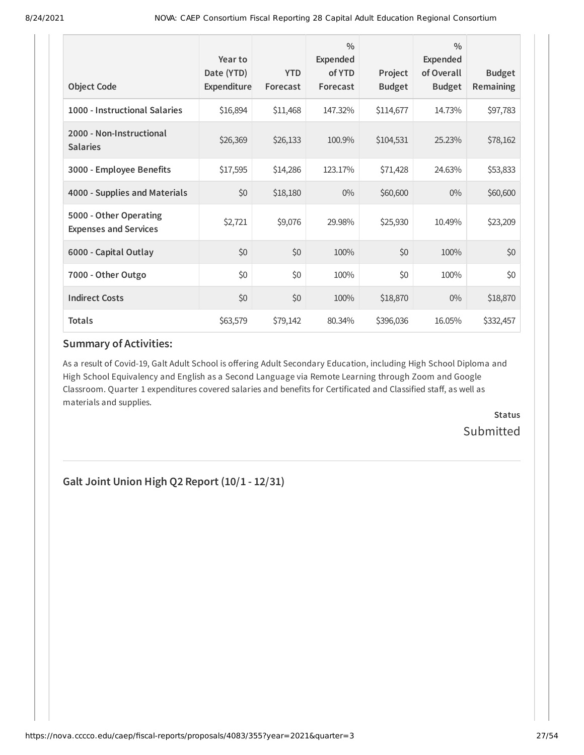| Object Code | Year to Date (YTD) Expenditure | YTD Forecast | % Expended of YTD Forecast | Project Budget | % Expended of Overall Budget | Budget Remaining |
|---|---|---|---|---|---|---|
| 1000 - Instructional Salaries | $16,894 | $11,468 | 147.32% | $114,677 | 14.73% | $97,783 |
| 2000 - Non-Instructional Salaries | $26,369 | $26,133 | 100.9% | $104,531 | 25.23% | $78,162 |
| 3000 - Employee Benefits | $17,595 | $14,286 | 123.17% | $71,428 | 24.63% | $53,833 |
| 4000 - Supplies and Materials | $0 | $18,180 | 0% | $60,600 | 0% | $60,600 |
| 5000 - Other Operating Expenses and Services | $2,721 | $9,076 | 29.98% | $25,930 | 10.49% | $23,209 |
| 6000 - Capital Outlay | $0 | $0 | 100% | $0 | 100% | $0 |
| 7000 - Other Outgo | $0 | $0 | 100% | $0 | 100% | $0 |
| Indirect Costs | $0 | $0 | 100% | $18,870 | 0% | $18,870 |
| **Totals** | $63,579 | $79,142 | 80.34% | $396,036 | 16.05% | $332,457 |

### Summary of Activities:

As a result of Covid-19, Galt Adult School is offering Adult Secondary Education, including High School Diploma and High School Equivalency and English as a Second Language via Remote Learning through Zoom and Google Classroom. Quarter 1 expenditures covered salaries and benefits for Certificated and Classified staff, as well as materials and supplies.

**Status**

Submitted

---

## Galt Joint Union High Q2 Report (10/1 - 12/31)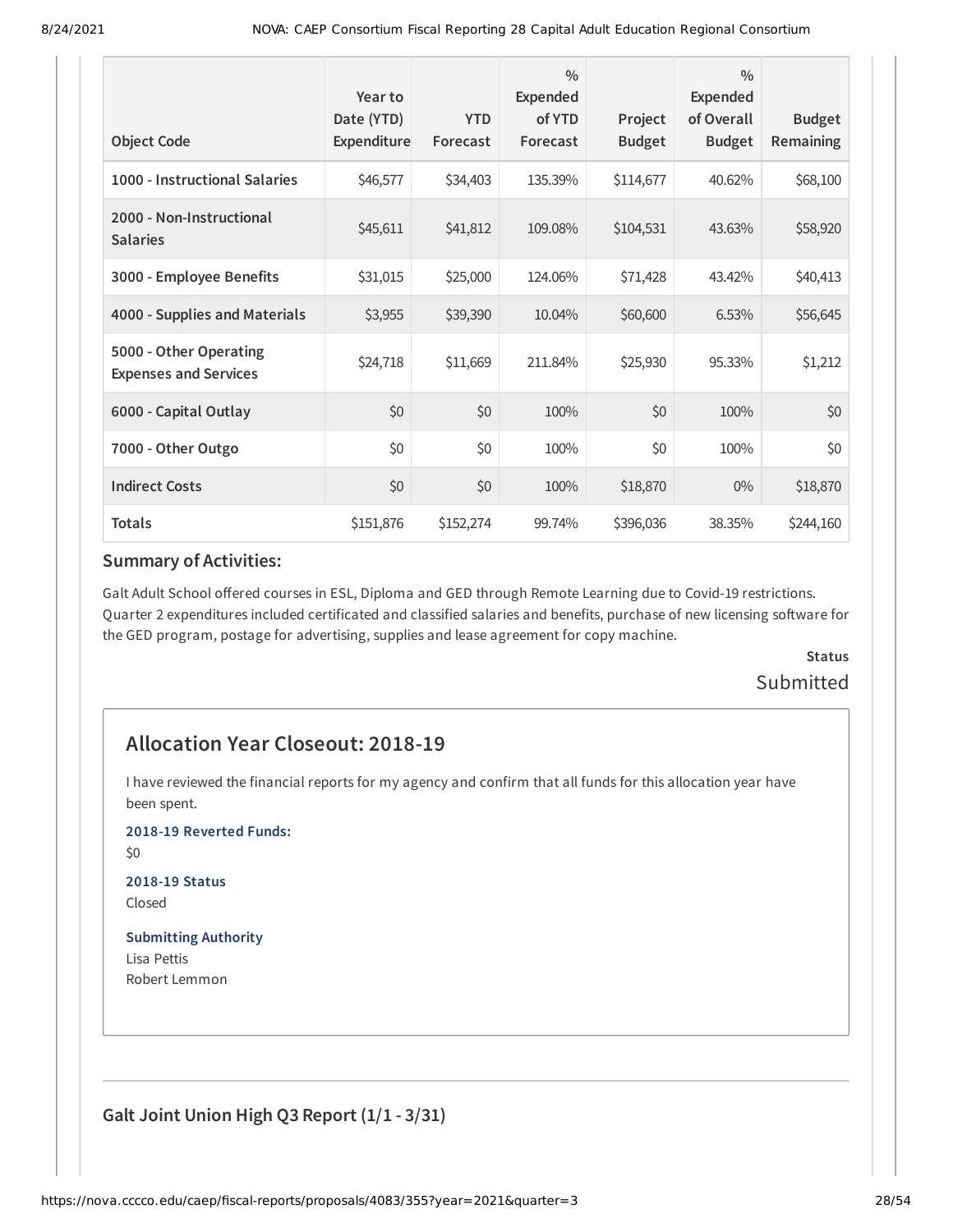| Object Code | Year to Date (YTD) Expenditure | YTD Forecast | % Expended of YTD Forecast | Project Budget | % Expended of Overall Budget | Budget Remaining |
|---|---|---|---|---|---|---|
| 1000 - Instructional Salaries | $46,577 | $34,403 | 135.39% | $114,677 | 40.62% | $68,100 |
| 2000 - Non-Instructional Salaries | $45,611 | $41,812 | 109.08% | $104,531 | 43.63% | $58,920 |
| 3000 - Employee Benefits | $31,015 | $25,000 | 124.06% | $71,428 | 43.42% | $40,413 |
| 4000 - Supplies and Materials | $3,955 | $39,390 | 10.04% | $60,600 | 6.53% | $56,645 |
| 5000 - Other Operating Expenses and Services | $24,718 | $11,669 | 211.84% | $25,930 | 95.33% | $1,212 |
| 6000 - Capital Outlay | $0 | $0 | 100% | $0 | 100% | $0 |
| 7000 - Other Outgo | $0 | $0 | 100% | $0 | 100% | $0 |
| Indirect Costs | $0 | $0 | 100% | $18,870 | 0% | $18,870 |
| Totals | $151,876 | $152,274 | 99.74% | $396,036 | 38.35% | $244,160 |

### Summary of Activities:

Galt Adult School offered courses in ESL, Diploma and GED through Remote Learning due to Covid-19 restrictions. Quarter 2 expenditures included certificated and classified salaries and benefits, purchase of new licensing software for the GED program, postage for advertising, supplies and lease agreement for copy machine.

**Status**

Submitted

## Allocation Year Closeout: 2018-19

I have reviewed the financial reports for my agency and confirm that all funds for this allocation year have been spent.

**2018-19 Reverted Funds:**

$0

**2018-19 Status**

Closed

**Submitting Authority**

Lisa Pettis
Robert Lemmon

### Galt Joint Union High Q3 Report (1/1 - 3/31)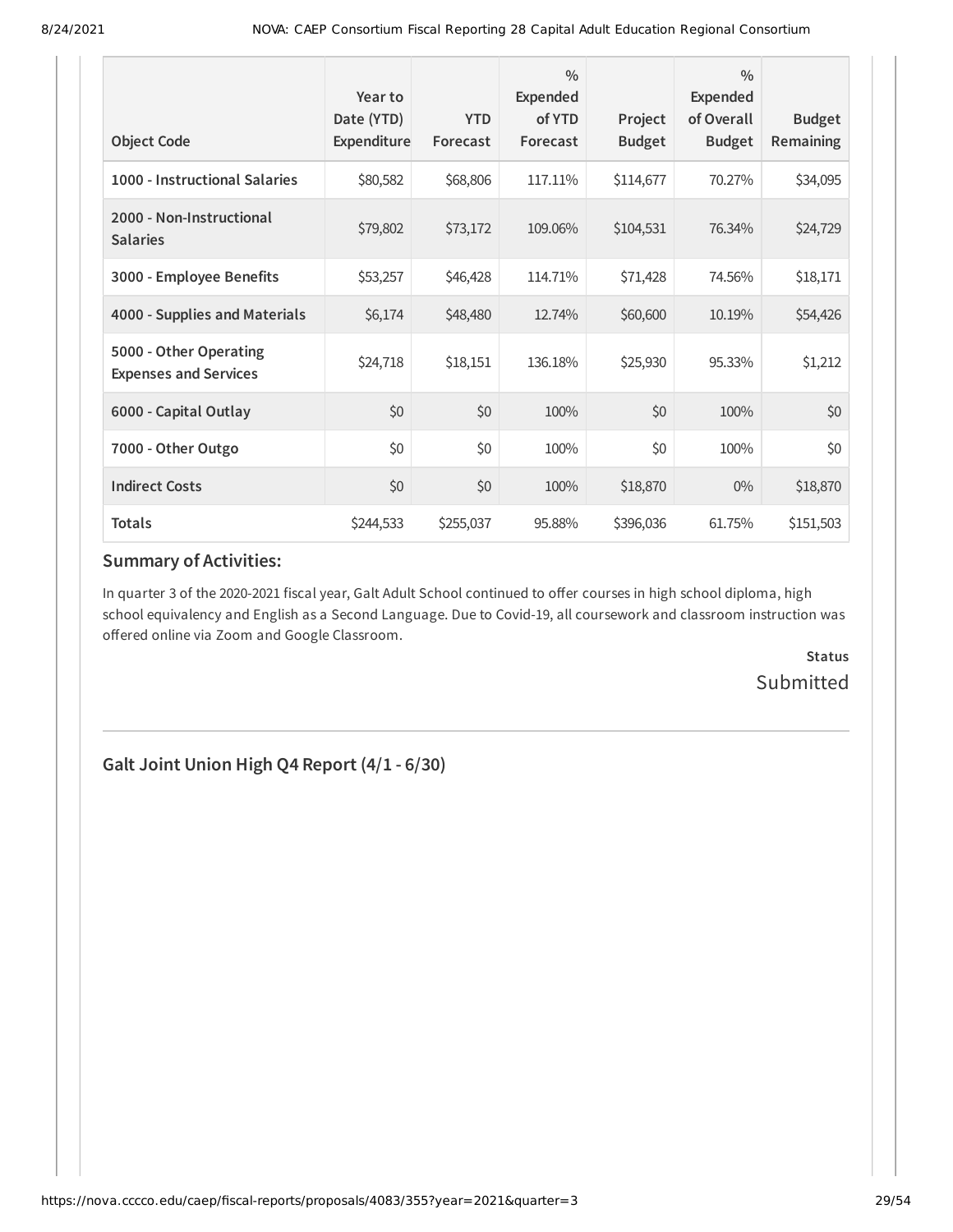| Object Code | Year to Date (YTD) Expenditure | YTD Forecast | % Expended of YTD Forecast | Project Budget | % Expended of Overall Budget | Budget Remaining |
|---|---|---|---|---|---|---|
| **1000 - Instructional Salaries** | $80,582 | $68,806 | 117.11% | $114,677 | 70.27% | $34,095 |
| **2000 - Non-Instructional Salaries** | $79,802 | $73,172 | 109.06% | $104,531 | 76.34% | $24,729 |
| **3000 - Employee Benefits** | $53,257 | $46,428 | 114.71% | $71,428 | 74.56% | $18,171 |
| **4000 - Supplies and Materials** | $6,174 | $48,480 | 12.74% | $60,600 | 10.19% | $54,426 |
| **5000 - Other Operating Expenses and Services** | $24,718 | $18,151 | 136.18% | $25,930 | 95.33% | $1,212 |
| **6000 - Capital Outlay** | $0 | $0 | 100% | $0 | 100% | $0 |
| **7000 - Other Outgo** | $0 | $0 | 100% | $0 | 100% | $0 |
| **Indirect Costs** | $0 | $0 | 100% | $18,870 | 0% | $18,870 |
| **Totals** | $244,533 | $255,037 | 95.88% | $396,036 | 61.75% | $151,503 |

### Summary of Activities:

In quarter 3 of the 2020-2021 fiscal year, Galt Adult School continued to offer courses in high school diploma, high school equivalency and English as a Second Language. Due to Covid-19, all coursework and classroom instruction was offered online via Zoom and Google Classroom.

**Status**

Submitted

---

## Galt Joint Union High Q4 Report (4/1 - 6/30)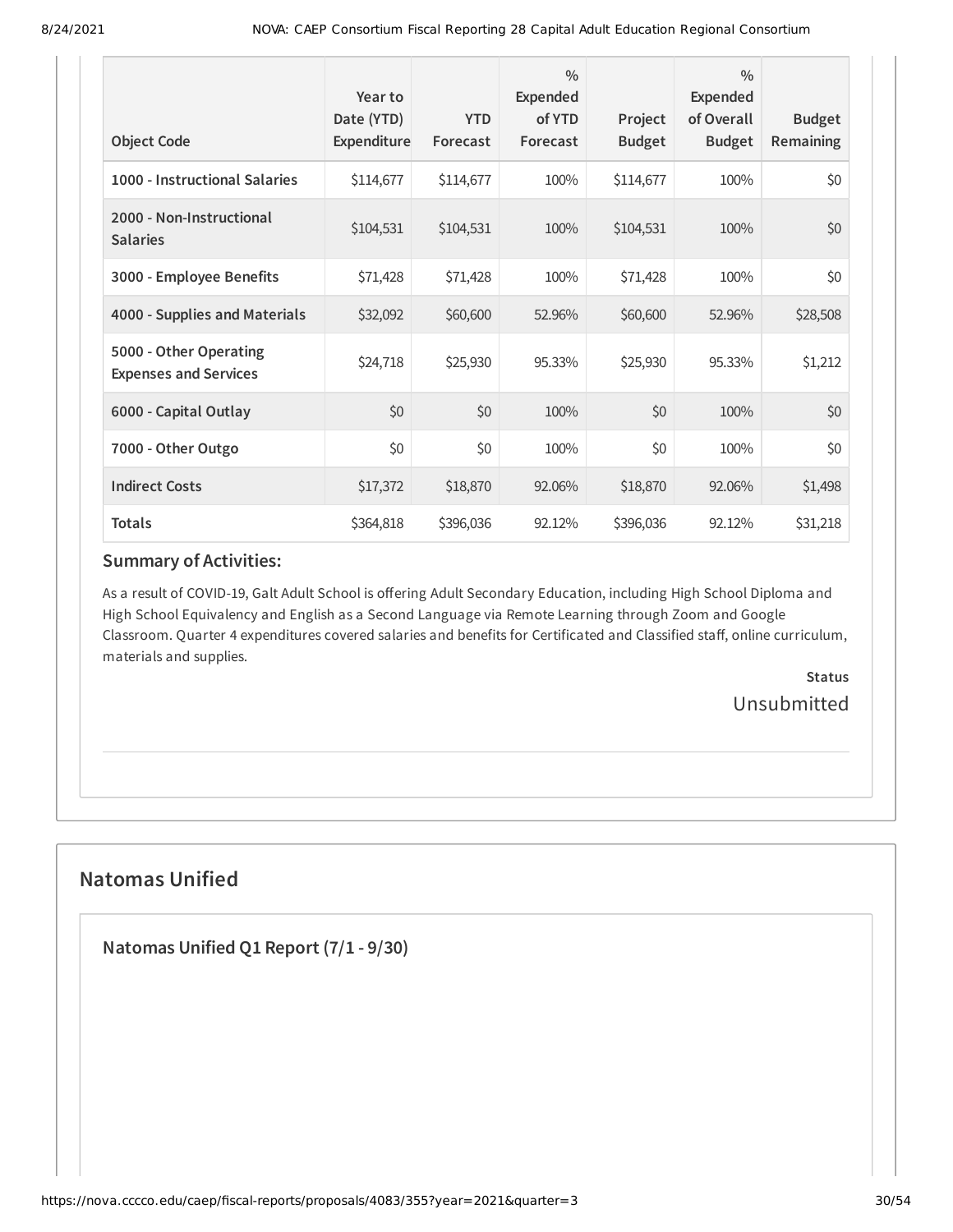| Object Code | Year to Date (YTD) Expenditure | YTD Forecast | % Expended of YTD Forecast | Project Budget | % Expended of Overall Budget | Budget Remaining |
| --- | --- | --- | --- | --- | --- | --- |
| 1000 - Instructional Salaries | $114,677 | $114,677 | 100% | $114,677 | 100% | $0 |
| 2000 - Non-Instructional Salaries | $104,531 | $104,531 | 100% | $104,531 | 100% | $0 |
| 3000 - Employee Benefits | $71,428 | $71,428 | 100% | $71,428 | 100% | $0 |
| 4000 - Supplies and Materials | $32,092 | $60,600 | 52.96% | $60,600 | 52.96% | $28,508 |
| 5000 - Other Operating Expenses and Services | $24,718 | $25,930 | 95.33% | $25,930 | 95.33% | $1,212 |
| 6000 - Capital Outlay | $0 | $0 | 100% | $0 | 100% | $0 |
| 7000 - Other Outgo | $0 | $0 | 100% | $0 | 100% | $0 |
| Indirect Costs | $17,372 | $18,870 | 92.06% | $18,870 | 92.06% | $1,498 |
| Totals | $364,818 | $396,036 | 92.12% | $396,036 | 92.12% | $31,218 |

### Summary of Activities:

As a result of COVID-19, Galt Adult School is offering Adult Secondary Education, including High School Diploma and High School Equivalency and English as a Second Language via Remote Learning through Zoom and Google Classroom. Quarter 4 expenditures covered salaries and benefits for Certificated and Classified staff, online curriculum, materials and supplies.

**Status**

Unsubmitted

## Natomas Unified

### Natomas Unified Q1 Report (7/1 - 9/30)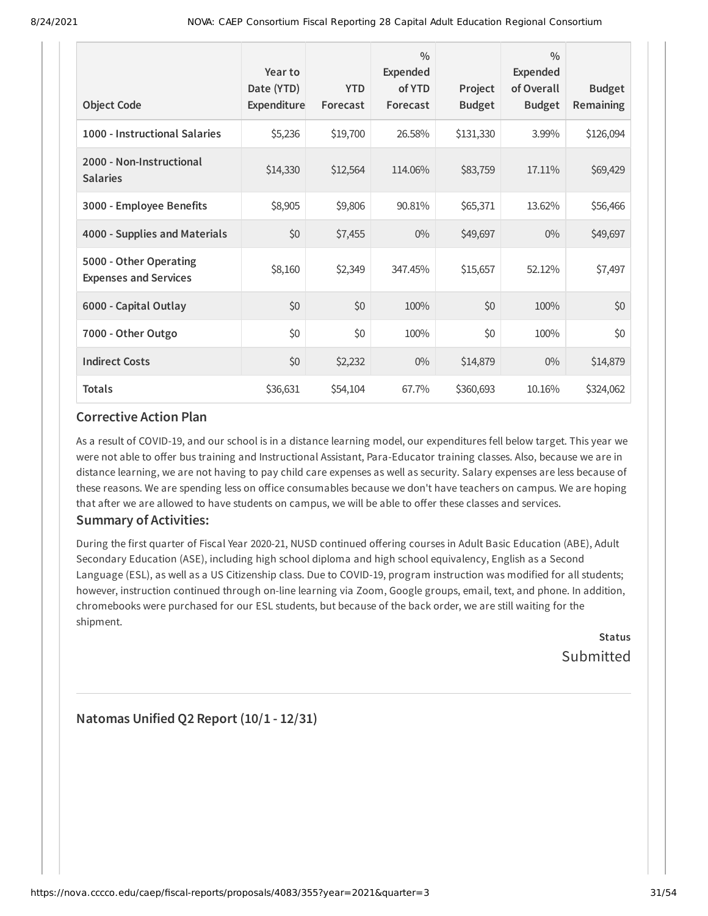| Object Code | Year to Date (YTD) Expenditure | YTD Forecast | % Expended of YTD Forecast | Project Budget | % Expended of Overall Budget | Budget Remaining |
|---|---|---|---|---|---|---|
| **1000 - Instructional Salaries** | $5,236 | $19,700 | 26.58% | $131,330 | 3.99% | $126,094 |
| **2000 - Non-Instructional Salaries** | $14,330 | $12,564 | 114.06% | $83,759 | 17.11% | $69,429 |
| **3000 - Employee Benefits** | $8,905 | $9,806 | 90.81% | $65,371 | 13.62% | $56,466 |
| **4000 - Supplies and Materials** | $0 | $7,455 | 0% | $49,697 | 0% | $49,697 |
| **5000 - Other Operating Expenses and Services** | $8,160 | $2,349 | 347.45% | $15,657 | 52.12% | $7,497 |
| **6000 - Capital Outlay** | $0 | $0 | 100% | $0 | 100% | $0 |
| **7000 - Other Outgo** | $0 | $0 | 100% | $0 | 100% | $0 |
| **Indirect Costs** | $0 | $2,232 | 0% | $14,879 | 0% | $14,879 |
| **Totals** | $36,631 | $54,104 | 67.7% | $360,693 | 10.16% | $324,062 |

### Corrective Action Plan

As a result of COVID-19, and our school is in a distance learning model, our expenditures fell below target. This year we were not able to offer bus training and Instructional Assistant, Para-Educator training classes. Also, because we are in distance learning, we are not having to pay child care expenses as well as security. Salary expenses are less because of these reasons. We are spending less on office consumables because we don't have teachers on campus. We are hoping that after we are allowed to have students on campus, we will be able to offer these classes and services.

### Summary of Activities:

During the first quarter of Fiscal Year 2020-21, NUSD continued offering courses in Adult Basic Education (ABE), Adult Secondary Education (ASE), including high school diploma and high school equivalency, English as a Second Language (ESL), as well as a US Citizenship class. Due to COVID-19, program instruction was modified for all students; however, instruction continued through on-line learning via Zoom, Google groups, email, text, and phone. In addition, chromebooks were purchased for our ESL students, but because of the back order, we are still waiting for the shipment.

**Status**

Submitted

## Natomas Unified Q2 Report (10/1 - 12/31)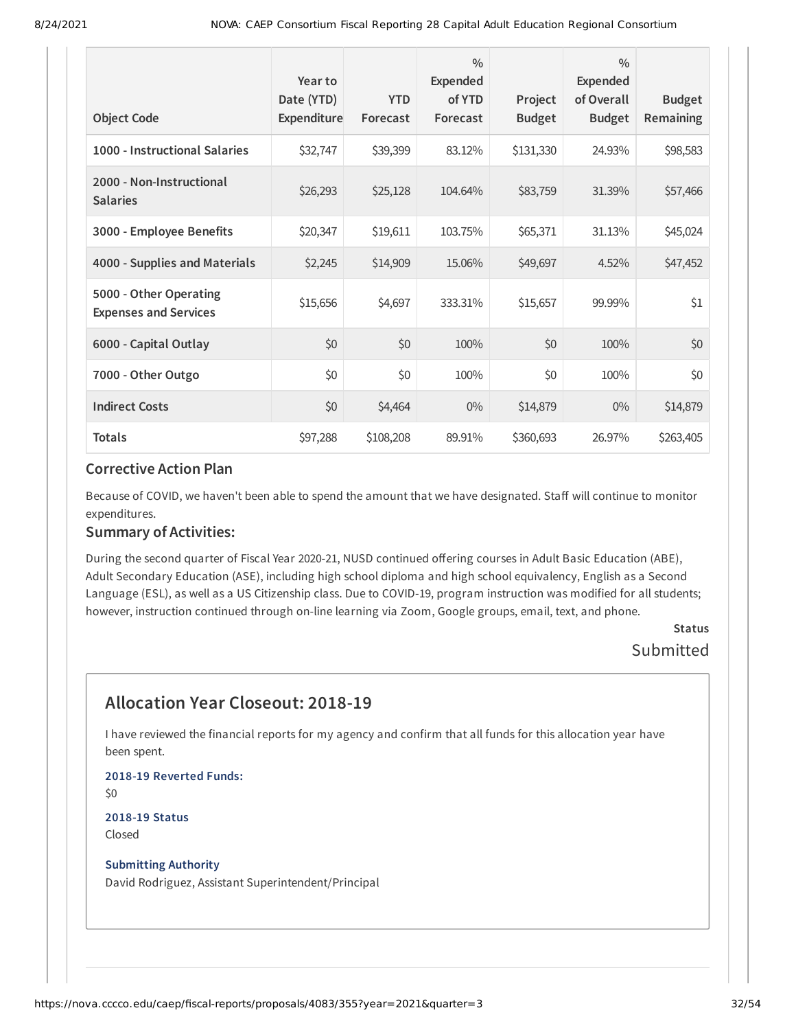| Object Code | Year to Date (YTD) Expenditure | YTD Forecast | % Expended of YTD Forecast | Project Budget | % Expended of Overall Budget | Budget Remaining |
|---|---|---|---|---|---|---|
| 1000 - Instructional Salaries | $32,747 | $39,399 | 83.12% | $131,330 | 24.93% | $98,583 |
| 2000 - Non-Instructional Salaries | $26,293 | $25,128 | 104.64% | $83,759 | 31.39% | $57,466 |
| 3000 - Employee Benefits | $20,347 | $19,611 | 103.75% | $65,371 | 31.13% | $45,024 |
| 4000 - Supplies and Materials | $2,245 | $14,909 | 15.06% | $49,697 | 4.52% | $47,452 |
| 5000 - Other Operating Expenses and Services | $15,656 | $4,697 | 333.31% | $15,657 | 99.99% | $1 |
| 6000 - Capital Outlay | $0 | $0 | 100% | $0 | 100% | $0 |
| 7000 - Other Outgo | $0 | $0 | 100% | $0 | 100% | $0 |
| Indirect Costs | $0 | $4,464 | 0% | $14,879 | 0% | $14,879 |
| Totals | $97,288 | $108,208 | 89.91% | $360,693 | 26.97% | $263,405 |

### Corrective Action Plan

Because of COVID, we haven't been able to spend the amount that we have designated. Staff will continue to monitor expenditures.

### Summary of Activities:

During the second quarter of Fiscal Year 2020-21, NUSD continued offering courses in Adult Basic Education (ABE), Adult Secondary Education (ASE), including high school diploma and high school equivalency, English as a Second Language (ESL), as well as a US Citizenship class. Due to COVID-19, program instruction was modified for all students; however, instruction continued through on-line learning via Zoom, Google groups, email, text, and phone.

**Status**

Submitted

## Allocation Year Closeout: 2018-19

I have reviewed the financial reports for my agency and confirm that all funds for this allocation year have been spent.

**2018-19 Reverted Funds:**

$0

**2018-19 Status**

Closed

**Submitting Authority**

David Rodriguez, Assistant Superintendent/Principal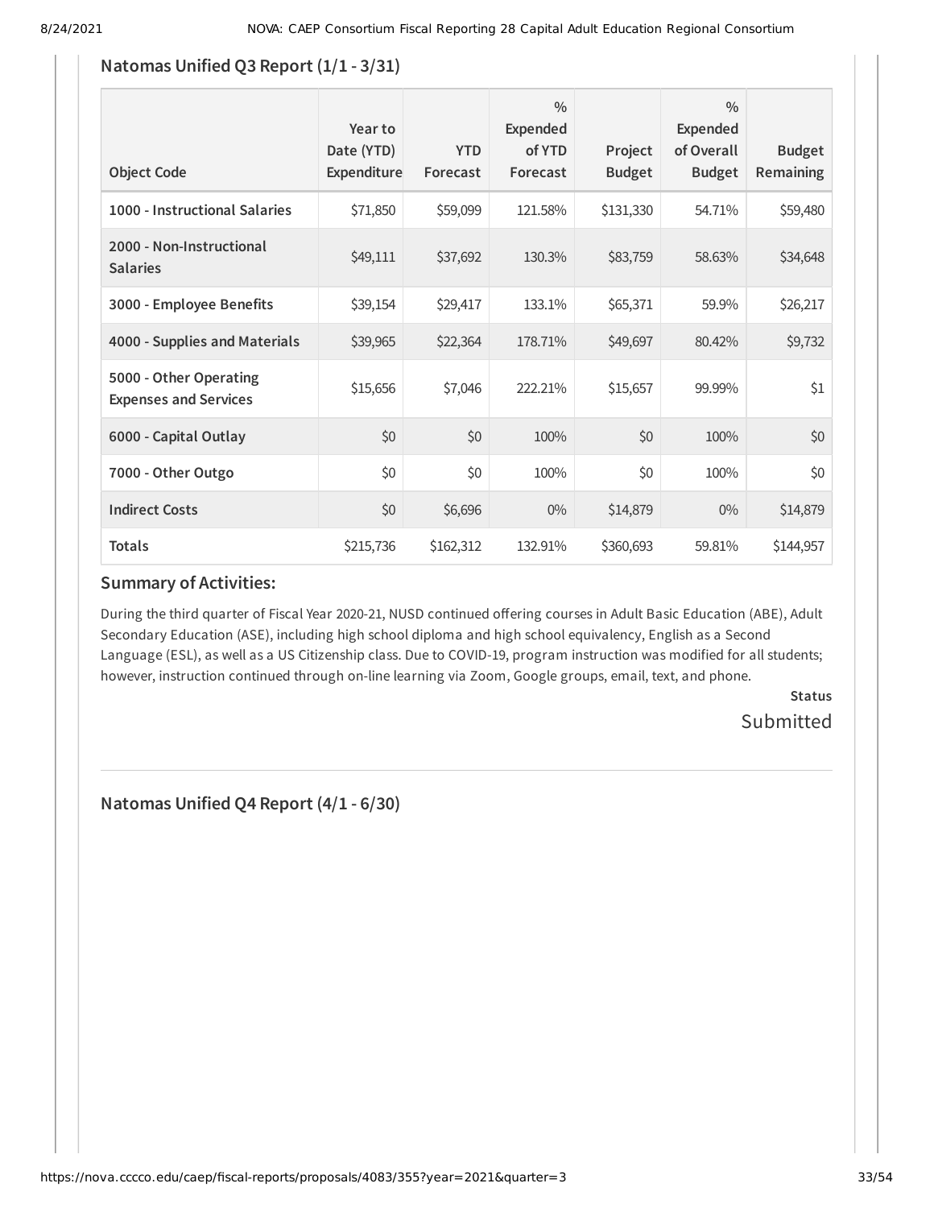## Natomas Unified Q3 Report (1/1 - 3/31)

| Object Code | Year to Date (YTD) Expenditure | YTD Forecast | % Expended of YTD Forecast | Project Budget | % Expended of Overall Budget | Budget Remaining |
|---|---|---|---|---|---|---|
| **1000 - Instructional Salaries** | $71,850 | $59,099 | 121.58% | $131,330 | 54.71% | $59,480 |
| **2000 - Non-Instructional Salaries** | $49,111 | $37,692 | 130.3% | $83,759 | 58.63% | $34,648 |
| **3000 - Employee Benefits** | $39,154 | $29,417 | 133.1% | $65,371 | 59.9% | $26,217 |
| **4000 - Supplies and Materials** | $39,965 | $22,364 | 178.71% | $49,697 | 80.42% | $9,732 |
| **5000 - Other Operating Expenses and Services** | $15,656 | $7,046 | 222.21% | $15,657 | 99.99% | $1 |
| **6000 - Capital Outlay** | $0 | $0 | 100% | $0 | 100% | $0 |
| **7000 - Other Outgo** | $0 | $0 | 100% | $0 | 100% | $0 |
| **Indirect Costs** | $0 | $6,696 | 0% | $14,879 | 0% | $14,879 |
| **Totals** | $215,736 | $162,312 | 132.91% | $360,693 | 59.81% | $144,957 |

### Summary of Activities:

During the third quarter of Fiscal Year 2020-21, NUSD continued offering courses in Adult Basic Education (ABE), Adult Secondary Education (ASE), including high school diploma and high school equivalency, English as a Second Language (ESL), as well as a US Citizenship class. Due to COVID-19, program instruction was modified for all students; however, instruction continued through on-line learning via Zoom, Google groups, email, text, and phone.

**Status**

Submitted

## Natomas Unified Q4 Report (4/1 - 6/30)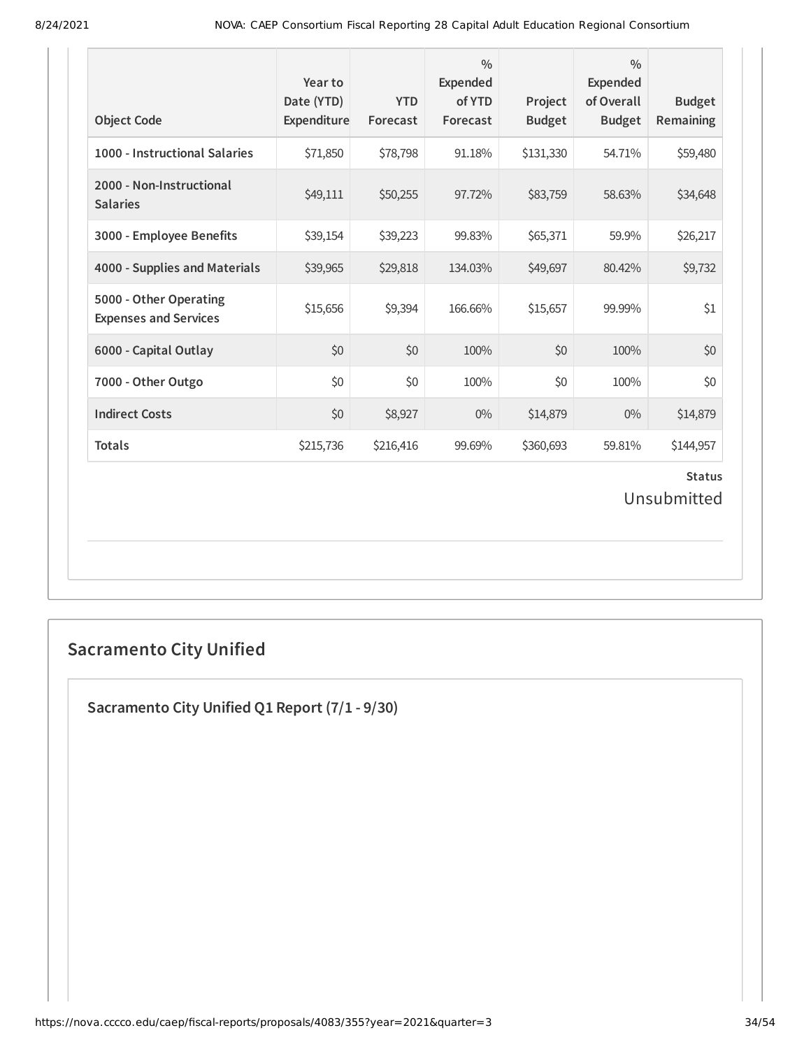| Object Code | Year to Date (YTD) Expenditure | YTD Forecast | % Expended of YTD Forecast | Project Budget | % Expended of Overall Budget | Budget Remaining |
|---|---|---|---|---|---|---|
| 1000 - Instructional Salaries | $71,850 | $78,798 | 91.18% | $131,330 | 54.71% | $59,480 |
| 2000 - Non-Instructional Salaries | $49,111 | $50,255 | 97.72% | $83,759 | 58.63% | $34,648 |
| 3000 - Employee Benefits | $39,154 | $39,223 | 99.83% | $65,371 | 59.9% | $26,217 |
| 4000 - Supplies and Materials | $39,965 | $29,818 | 134.03% | $49,697 | 80.42% | $9,732 |
| 5000 - Other Operating Expenses and Services | $15,656 | $9,394 | 166.66% | $15,657 | 99.99% | $1 |
| 6000 - Capital Outlay | $0 | $0 | 100% | $0 | 100% | $0 |
| 7000 - Other Outgo | $0 | $0 | 100% | $0 | 100% | $0 |
| Indirect Costs | $0 | $8,927 | 0% | $14,879 | 0% | $14,879 |
| Totals | $215,736 | $216,416 | 99.69% | $360,693 | 59.81% | $144,957 |

**Status**

Unsubmitted

## Sacramento City Unified

### Sacramento City Unified Q1 Report (7/1 - 9/30)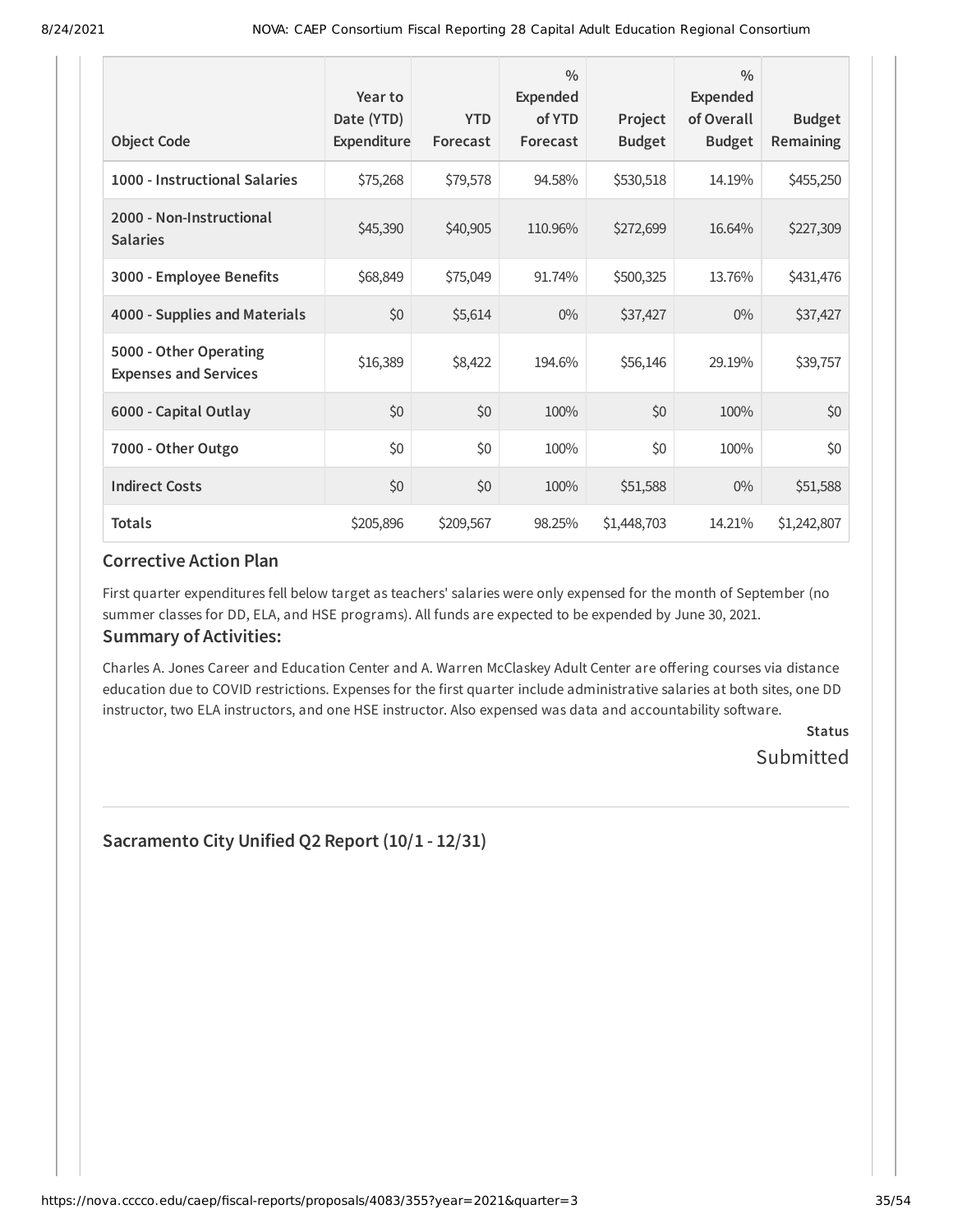| Object Code | Year to Date (YTD) Expenditure | YTD Forecast | % Expended of YTD Forecast | Project Budget | % Expended of Overall Budget | Budget Remaining |
|---|---|---|---|---|---|---|
| **1000 - Instructional Salaries** | $75,268 | $79,578 | 94.58% | $530,518 | 14.19% | $455,250 |
| **2000 - Non-Instructional Salaries** | $45,390 | $40,905 | 110.96% | $272,699 | 16.64% | $227,309 |
| **3000 - Employee Benefits** | $68,849 | $75,049 | 91.74% | $500,325 | 13.76% | $431,476 |
| **4000 - Supplies and Materials** | $0 | $5,614 | 0% | $37,427 | 0% | $37,427 |
| **5000 - Other Operating Expenses and Services** | $16,389 | $8,422 | 194.6% | $56,146 | 29.19% | $39,757 |
| **6000 - Capital Outlay** | $0 | $0 | 100% | $0 | 100% | $0 |
| **7000 - Other Outgo** | $0 | $0 | 100% | $0 | 100% | $0 |
| **Indirect Costs** | $0 | $0 | 100% | $51,588 | 0% | $51,588 |
| **Totals** | $205,896 | $209,567 | 98.25% | $1,448,703 | 14.21% | $1,242,807 |

### Corrective Action Plan

First quarter expenditures fell below target as teachers' salaries were only expensed for the month of September (no summer classes for DD, ELA, and HSE programs). All funds are expected to be expended by June 30, 2021.

### Summary of Activities:

Charles A. Jones Career and Education Center and A. Warren McClaskey Adult Center are offering courses via distance education due to COVID restrictions. Expenses for the first quarter include administrative salaries at both sites, one DD instructor, two ELA instructors, and one HSE instructor. Also expensed was data and accountability software.

**Status**

Submitted

## Sacramento City Unified Q2 Report (10/1 - 12/31)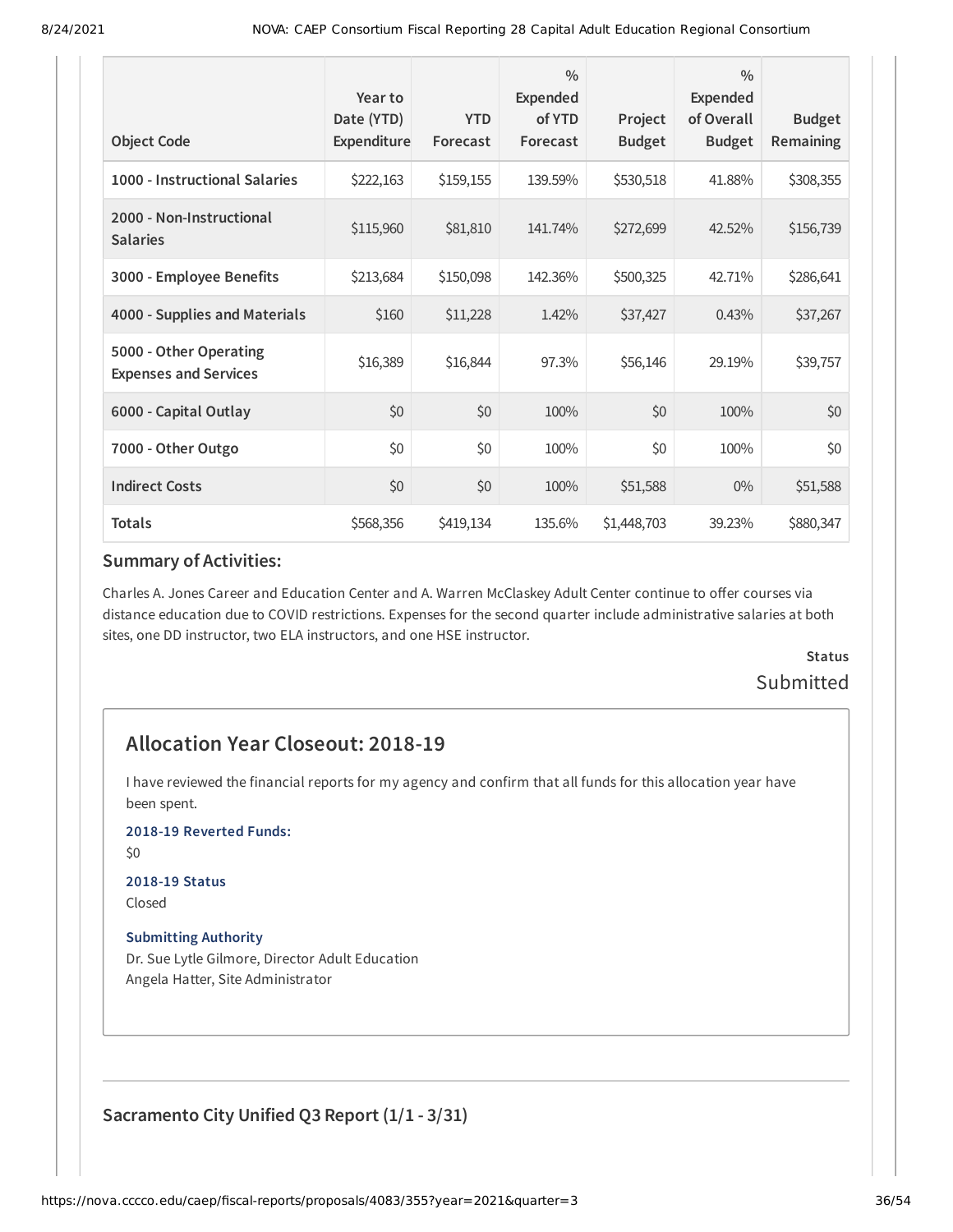| Object Code | Year to Date (YTD) Expenditure | YTD Forecast | % Expended of YTD Forecast | Project Budget | % Expended of Overall Budget | Budget Remaining |
|---|---|---|---|---|---|---|
| 1000 - Instructional Salaries | $222,163 | $159,155 | 139.59% | $530,518 | 41.88% | $308,355 |
| 2000 - Non-Instructional Salaries | $115,960 | $81,810 | 141.74% | $272,699 | 42.52% | $156,739 |
| 3000 - Employee Benefits | $213,684 | $150,098 | 142.36% | $500,325 | 42.71% | $286,641 |
| 4000 - Supplies and Materials | $160 | $11,228 | 1.42% | $37,427 | 0.43% | $37,267 |
| 5000 - Other Operating Expenses and Services | $16,389 | $16,844 | 97.3% | $56,146 | 29.19% | $39,757 |
| 6000 - Capital Outlay | $0 | $0 | 100% | $0 | 100% | $0 |
| 7000 - Other Outgo | $0 | $0 | 100% | $0 | 100% | $0 |
| Indirect Costs | $0 | $0 | 100% | $51,588 | 0% | $51,588 |
| Totals | $568,356 | $419,134 | 135.6% | $1,448,703 | 39.23% | $880,347 |

### Summary of Activities:

Charles A. Jones Career and Education Center and A. Warren McClaskey Adult Center continue to offer courses via distance education due to COVID restrictions. Expenses for the second quarter include administrative salaries at both sites, one DD instructor, two ELA instructors, and one HSE instructor.

**Status**

Submitted

## Allocation Year Closeout: 2018-19

I have reviewed the financial reports for my agency and confirm that all funds for this allocation year have been spent.

**2018-19 Reverted Funds:**

$0

**2018-19 Status**

Closed

**Submitting Authority**

Dr. Sue Lytle Gilmore, Director Adult Education
Angela Hatter, Site Administrator

## Sacramento City Unified Q3 Report (1/1 - 3/31)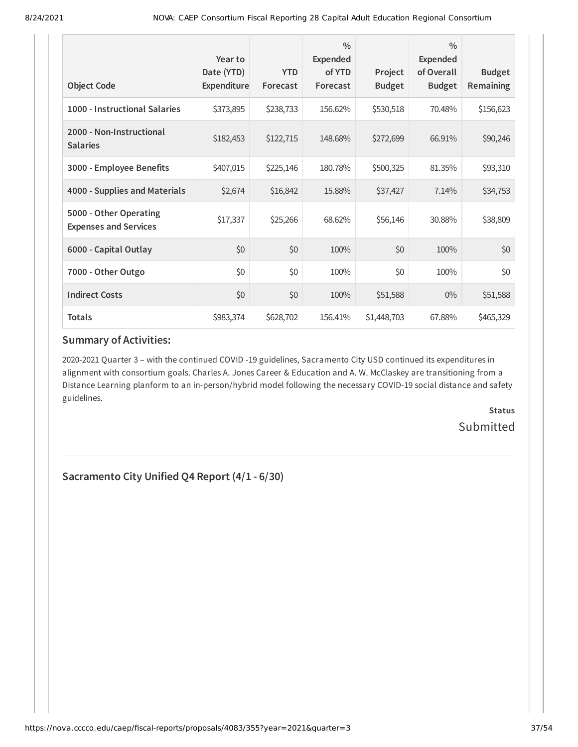| Object Code | Year to Date (YTD) Expenditure | YTD Forecast | % Expended of YTD Forecast | Project Budget | % Expended of Overall Budget | Budget Remaining |
|---|---|---|---|---|---|---|
| **1000 - Instructional Salaries** | $373,895 | $238,733 | 156.62% | $530,518 | 70.48% | $156,623 |
| **2000 - Non-Instructional Salaries** | $182,453 | $122,715 | 148.68% | $272,699 | 66.91% | $90,246 |
| **3000 - Employee Benefits** | $407,015 | $225,146 | 180.78% | $500,325 | 81.35% | $93,310 |
| **4000 - Supplies and Materials** | $2,674 | $16,842 | 15.88% | $37,427 | 7.14% | $34,753 |
| **5000 - Other Operating Expenses and Services** | $17,337 | $25,266 | 68.62% | $56,146 | 30.88% | $38,809 |
| **6000 - Capital Outlay** | $0 | $0 | 100% | $0 | 100% | $0 |
| **7000 - Other Outgo** | $0 | $0 | 100% | $0 | 100% | $0 |
| **Indirect Costs** | $0 | $0 | 100% | $51,588 | 0% | $51,588 |
| **Totals** | $983,374 | $628,702 | 156.41% | $1,448,703 | 67.88% | $465,329 |

### Summary of Activities:

2020-2021 Quarter 3 – with the continued COVID -19 guidelines, Sacramento City USD continued its expenditures in alignment with consortium goals. Charles A. Jones Career & Education and A. W. McClaskey are transitioning from a Distance Learning planform to an in-person/hybrid model following the necessary COVID-19 social distance and safety guidelines.

**Status**

Submitted

---

## Sacramento City Unified Q4 Report (4/1 - 6/30)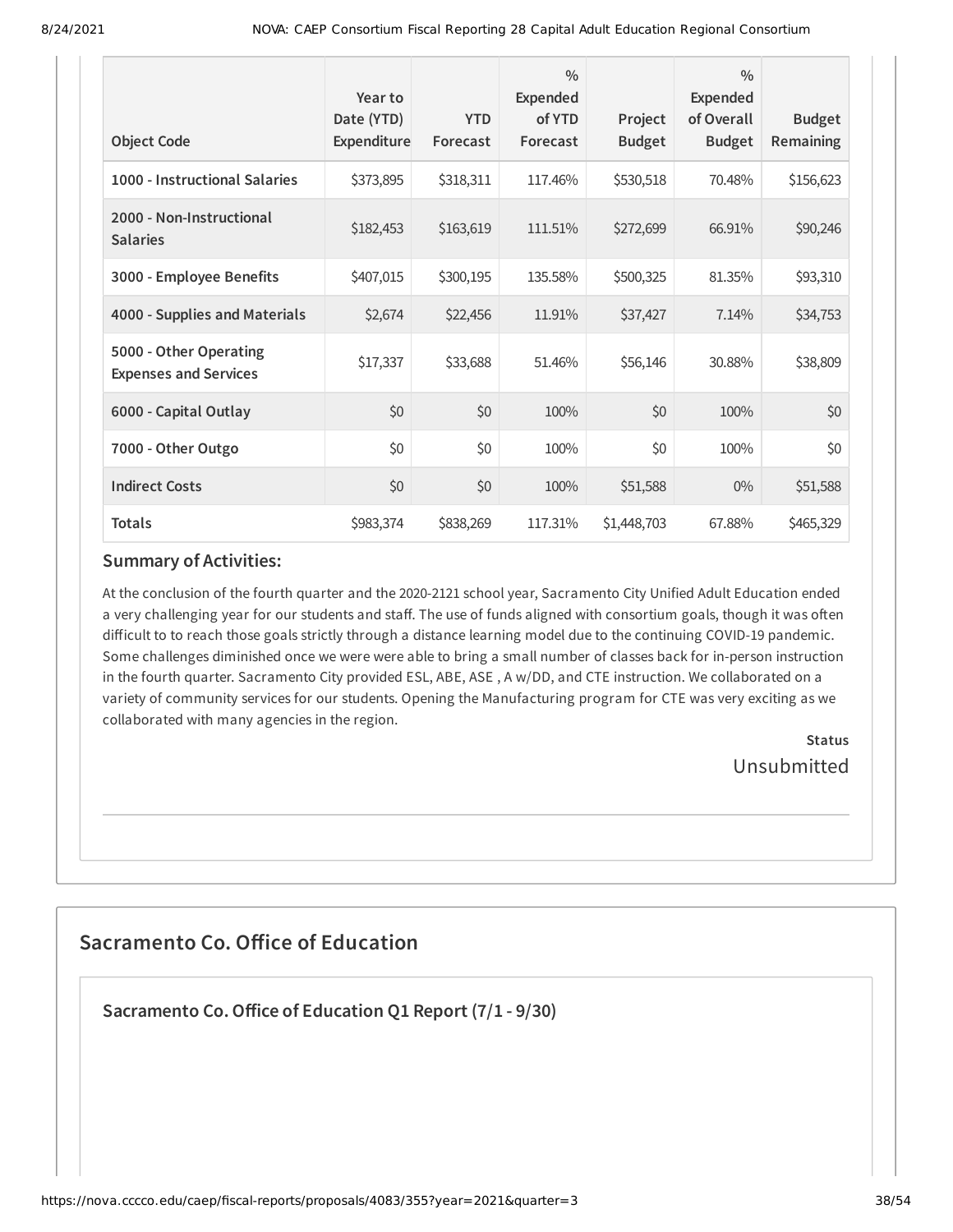| Object Code | Year to Date (YTD) Expenditure | YTD Forecast | % Expended of YTD Forecast | Project Budget | % Expended of Overall Budget | Budget Remaining |
|---|---|---|---|---|---|---|
| 1000 - Instructional Salaries | $373,895 | $318,311 | 117.46% | $530,518 | 70.48% | $156,623 |
| 2000 - Non-Instructional Salaries | $182,453 | $163,619 | 111.51% | $272,699 | 66.91% | $90,246 |
| 3000 - Employee Benefits | $407,015 | $300,195 | 135.58% | $500,325 | 81.35% | $93,310 |
| 4000 - Supplies and Materials | $2,674 | $22,456 | 11.91% | $37,427 | 7.14% | $34,753 |
| 5000 - Other Operating Expenses and Services | $17,337 | $33,688 | 51.46% | $56,146 | 30.88% | $38,809 |
| 6000 - Capital Outlay | $0 | $0 | 100% | $0 | 100% | $0 |
| 7000 - Other Outgo | $0 | $0 | 100% | $0 | 100% | $0 |
| Indirect Costs | $0 | $0 | 100% | $51,588 | 0% | $51,588 |
| Totals | $983,374 | $838,269 | 117.31% | $1,448,703 | 67.88% | $465,329 |

### Summary of Activities:

At the conclusion of the fourth quarter and the 2020-2121 school year, Sacramento City Unified Adult Education ended a very challenging year for our students and staff. The use of funds aligned with consortium goals, though it was often difficult to to reach those goals strictly through a distance learning model due to the continuing COVID-19 pandemic. Some challenges diminished once we were were able to bring a small number of classes back for in-person instruction in the fourth quarter. Sacramento City provided ESL, ABE, ASE , A w/DD, and CTE instruction. We collaborated on a variety of community services for our students. Opening the Manufacturing program for CTE was very exciting as we collaborated with many agencies in the region.

**Status**
Unsubmitted

## Sacramento Co. Office of Education

### Sacramento Co. Office of Education Q1 Report (7/1 - 9/30)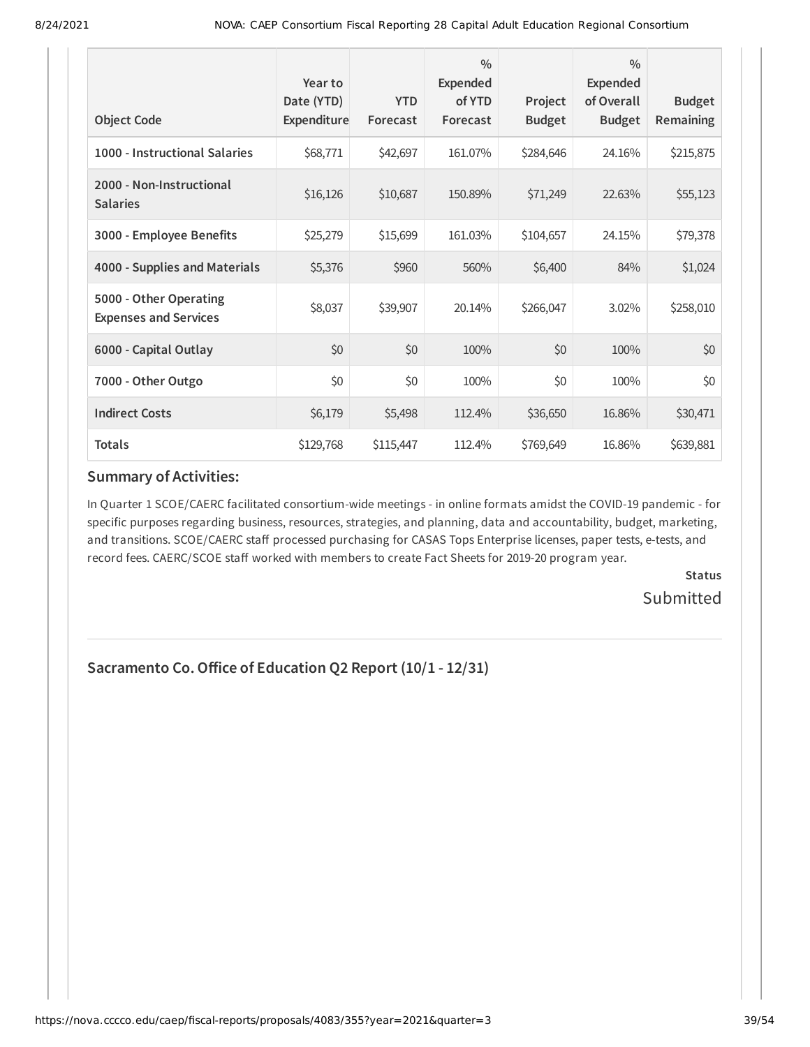| Object Code | Year to Date (YTD) Expenditure | YTD Forecast | % Expended of YTD Forecast | Project Budget | % Expended of Overall Budget | Budget Remaining |
|---|---|---|---|---|---|---|
| **1000 - Instructional Salaries** | $68,771 | $42,697 | 161.07% | $284,646 | 24.16% | $215,875 |
| **2000 - Non-Instructional Salaries** | $16,126 | $10,687 | 150.89% | $71,249 | 22.63% | $55,123 |
| **3000 - Employee Benefits** | $25,279 | $15,699 | 161.03% | $104,657 | 24.15% | $79,378 |
| **4000 - Supplies and Materials** | $5,376 | $960 | 560% | $6,400 | 84% | $1,024 |
| **5000 - Other Operating Expenses and Services** | $8,037 | $39,907 | 20.14% | $266,047 | 3.02% | $258,010 |
| **6000 - Capital Outlay** | $0 | $0 | 100% | $0 | 100% | $0 |
| **7000 - Other Outgo** | $0 | $0 | 100% | $0 | 100% | $0 |
| **Indirect Costs** | $6,179 | $5,498 | 112.4% | $36,650 | 16.86% | $30,471 |
| **Totals** | $129,768 | $115,447 | 112.4% | $769,649 | 16.86% | $639,881 |

### Summary of Activities:

In Quarter 1 SCOE/CAERC facilitated consortium-wide meetings - in online formats amidst the COVID-19 pandemic - for specific purposes regarding business, resources, strategies, and planning, data and accountability, budget, marketing, and transitions. SCOE/CAERC staff processed purchasing for CASAS Tops Enterprise licenses, paper tests, e-tests, and record fees. CAERC/SCOE staff worked with members to create Fact Sheets for 2019-20 program year.

**Status**

Submitted

## Sacramento Co. Office of Education Q2 Report (10/1 - 12/31)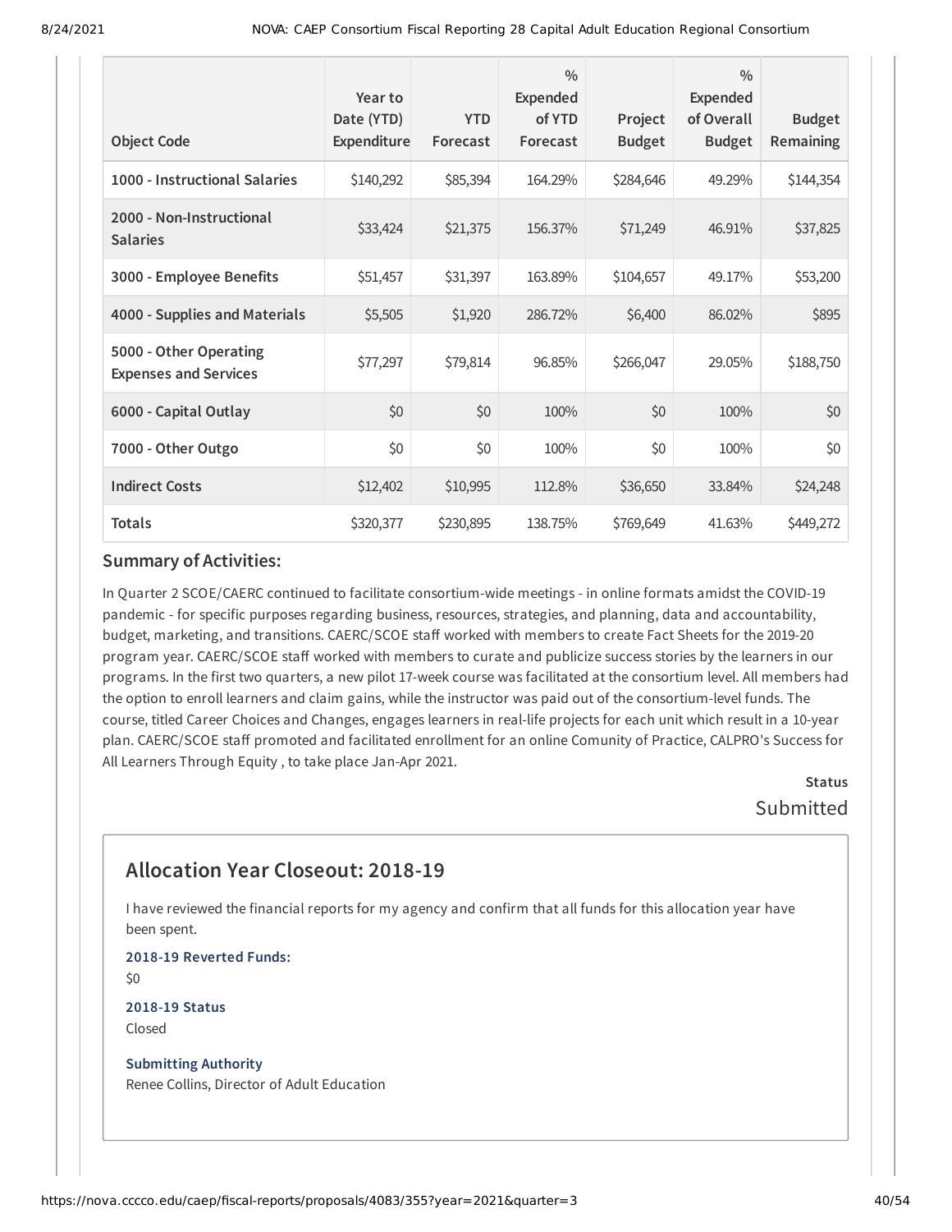| Object Code | Year to Date (YTD) Expenditure | YTD Forecast | % Expended of YTD Forecast | Project Budget | % Expended of Overall Budget | Budget Remaining |
|---|---|---|---|---|---|---|
| 1000 - Instructional Salaries | $140,292 | $85,394 | 164.29% | $284,646 | 49.29% | $144,354 |
| 2000 - Non-Instructional Salaries | $33,424 | $21,375 | 156.37% | $71,249 | 46.91% | $37,825 |
| 3000 - Employee Benefits | $51,457 | $31,397 | 163.89% | $104,657 | 49.17% | $53,200 |
| 4000 - Supplies and Materials | $5,505 | $1,920 | 286.72% | $6,400 | 86.02% | $895 |
| 5000 - Other Operating Expenses and Services | $77,297 | $79,814 | 96.85% | $266,047 | 29.05% | $188,750 |
| 6000 - Capital Outlay | $0 | $0 | 100% | $0 | 100% | $0 |
| 7000 - Other Outgo | $0 | $0 | 100% | $0 | 100% | $0 |
| Indirect Costs | $12,402 | $10,995 | 112.8% | $36,650 | 33.84% | $24,248 |
| **Totals** | $320,377 | $230,895 | 138.75% | $769,649 | 41.63% | $449,272 |

### Summary of Activities:

In Quarter 2 SCOE/CAERC continued to facilitate consortium-wide meetings - in online formats amidst the COVID-19 pandemic - for specific purposes regarding business, resources, strategies, and planning, data and accountability, budget, marketing, and transitions. CAERC/SCOE staff worked with members to create Fact Sheets for the 2019-20 program year. CAERC/SCOE staff worked with members to curate and publicize success stories by the learners in our programs. In the first two quarters, a new pilot 17-week course was facilitated at the consortium level. All members had the option to enroll learners and claim gains, while the instructor was paid out of the consortium-level funds. The course, titled Career Choices and Changes, engages learners in real-life projects for each unit which result in a 10-year plan. CAERC/SCOE staff promoted and facilitated enrollment for an online Comunity of Practice, CALPRO's Success for All Learners Through Equity , to take place Jan-Apr 2021.

**Status**

Submitted

## Allocation Year Closeout: 2018-19

I have reviewed the financial reports for my agency and confirm that all funds for this allocation year have been spent.

**2018-19 Reverted Funds:**

$0

**2018-19 Status**

Closed

**Submitting Authority**

Renee Collins, Director of Adult Education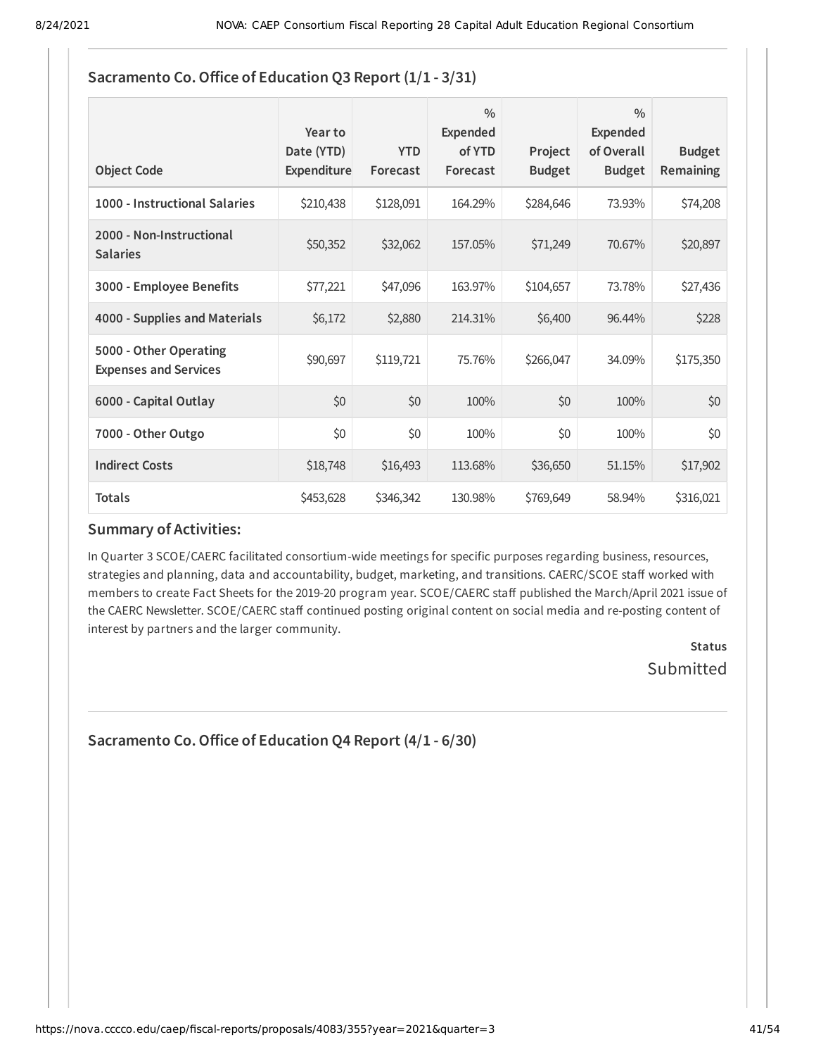### Sacramento Co. Office of Education Q3 Report (1/1 - 3/31)

| Object Code | Year to Date (YTD) Expenditure | YTD Forecast | % Expended of YTD Forecast | Project Budget | % Expended of Overall Budget | Budget Remaining |
|---|---|---|---|---|---|---|
| 1000 - Instructional Salaries | $210,438 | $128,091 | 164.29% | $284,646 | 73.93% | $74,208 |
| 2000 - Non-Instructional Salaries | $50,352 | $32,062 | 157.05% | $71,249 | 70.67% | $20,897 |
| 3000 - Employee Benefits | $77,221 | $47,096 | 163.97% | $104,657 | 73.78% | $27,436 |
| 4000 - Supplies and Materials | $6,172 | $2,880 | 214.31% | $6,400 | 96.44% | $228 |
| 5000 - Other Operating Expenses and Services | $90,697 | $119,721 | 75.76% | $266,047 | 34.09% | $175,350 |
| 6000 - Capital Outlay | $0 | $0 | 100% | $0 | 100% | $0 |
| 7000 - Other Outgo | $0 | $0 | 100% | $0 | 100% | $0 |
| Indirect Costs | $18,748 | $16,493 | 113.68% | $36,650 | 51.15% | $17,902 |
| Totals | $453,628 | $346,342 | 130.98% | $769,649 | 58.94% | $316,021 |

### Summary of Activities:

In Quarter 3 SCOE/CAERC facilitated consortium-wide meetings for specific purposes regarding business, resources, strategies and planning, data and accountability, budget, marketing, and transitions. CAERC/SCOE staff worked with members to create Fact Sheets for the 2019-20 program year. SCOE/CAERC staff published the March/April 2021 issue of the CAERC Newsletter. SCOE/CAERC staff continued posting original content on social media and re-posting content of interest by partners and the larger community.

**Status**
Submitted

### Sacramento Co. Office of Education Q4 Report (4/1 - 6/30)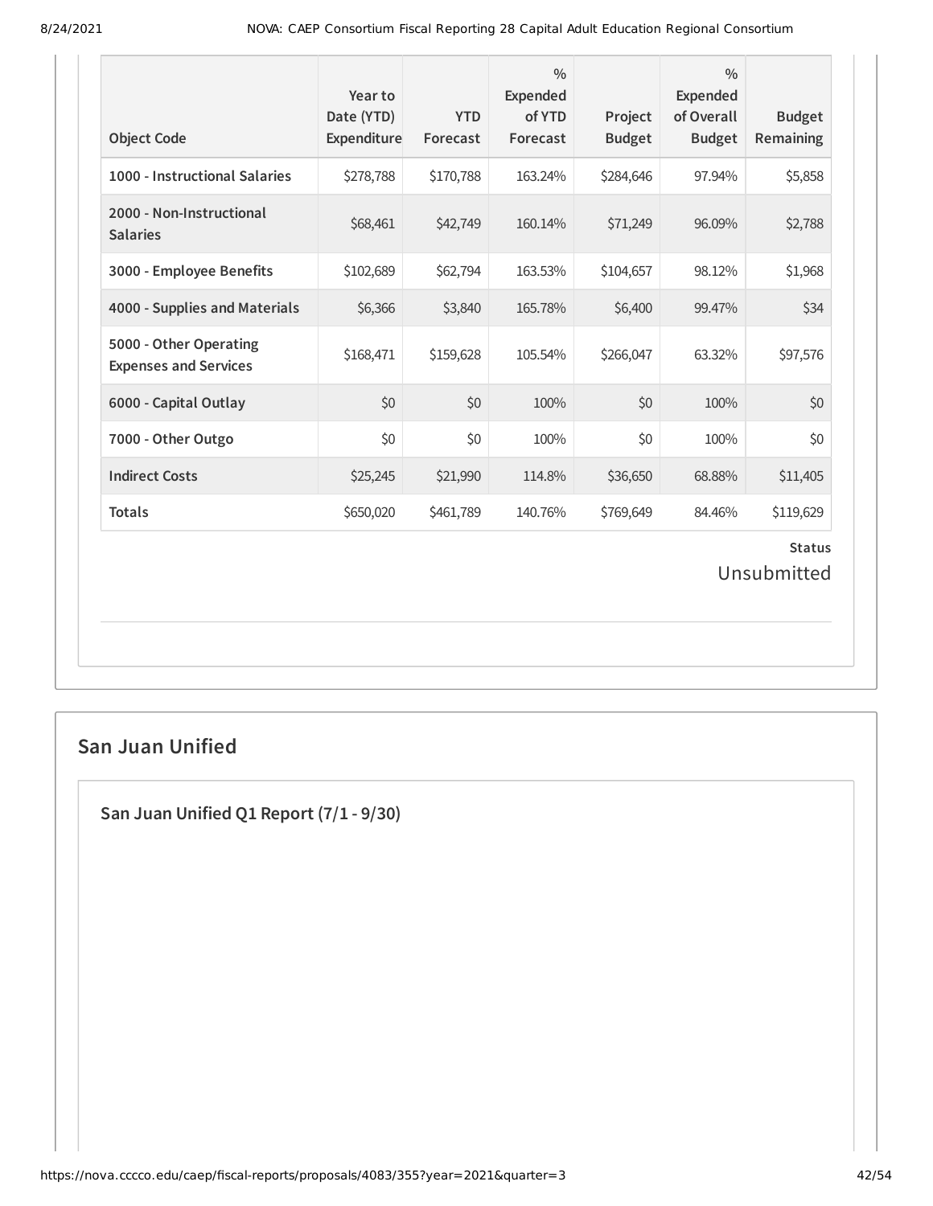| Object Code | Year to Date (YTD) Expenditure | YTD Forecast | % Expended of YTD Forecast | Project Budget | % Expended of Overall Budget | Budget Remaining |
|---|---|---|---|---|---|---|
| 1000 - Instructional Salaries | $278,788 | $170,788 | 163.24% | $284,646 | 97.94% | $5,858 |
| 2000 - Non-Instructional Salaries | $68,461 | $42,749 | 160.14% | $71,249 | 96.09% | $2,788 |
| 3000 - Employee Benefits | $102,689 | $62,794 | 163.53% | $104,657 | 98.12% | $1,968 |
| 4000 - Supplies and Materials | $6,366 | $3,840 | 165.78% | $6,400 | 99.47% | $34 |
| 5000 - Other Operating Expenses and Services | $168,471 | $159,628 | 105.54% | $266,047 | 63.32% | $97,576 |
| 6000 - Capital Outlay | $0 | $0 | 100% | $0 | 100% | $0 |
| 7000 - Other Outgo | $0 | $0 | 100% | $0 | 100% | $0 |
| Indirect Costs | $25,245 | $21,990 | 114.8% | $36,650 | 68.88% | $11,405 |
| Totals | $650,020 | $461,789 | 140.76% | $769,649 | 84.46% | $119,629 |

**Status**

Unsubmitted

## San Juan Unified

### San Juan Unified Q1 Report (7/1 - 9/30)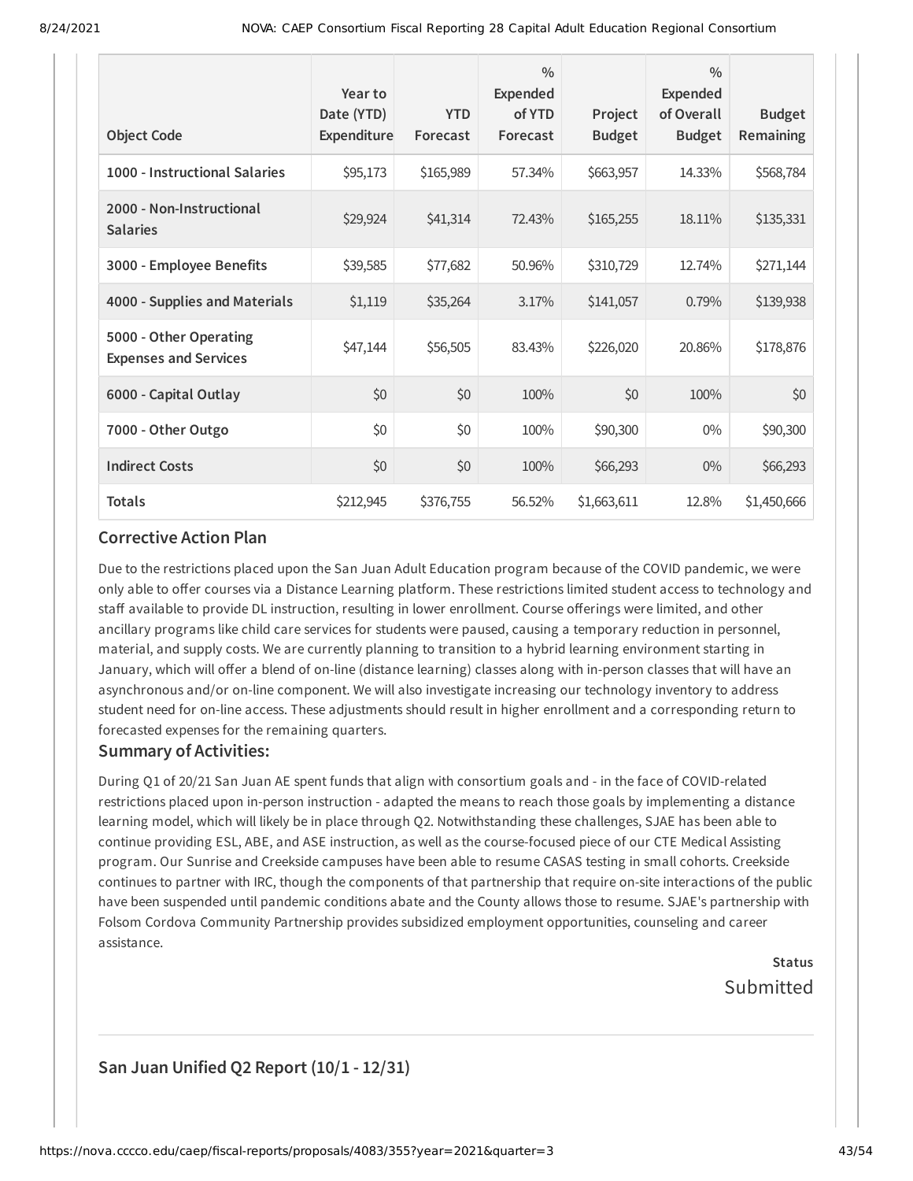| Object Code | Year to Date (YTD) Expenditure | YTD Forecast | % Expended of YTD Forecast | Project Budget | % Expended of Overall Budget | Budget Remaining |
|---|---|---|---|---|---|---|
| 1000 - Instructional Salaries | $95,173 | $165,989 | 57.34% | $663,957 | 14.33% | $568,784 |
| 2000 - Non-Instructional Salaries | $29,924 | $41,314 | 72.43% | $165,255 | 18.11% | $135,331 |
| 3000 - Employee Benefits | $39,585 | $77,682 | 50.96% | $310,729 | 12.74% | $271,144 |
| 4000 - Supplies and Materials | $1,119 | $35,264 | 3.17% | $141,057 | 0.79% | $139,938 |
| 5000 - Other Operating Expenses and Services | $47,144 | $56,505 | 83.43% | $226,020 | 20.86% | $178,876 |
| 6000 - Capital Outlay | $0 | $0 | 100% | $0 | 100% | $0 |
| 7000 - Other Outgo | $0 | $0 | 100% | $90,300 | 0% | $90,300 |
| Indirect Costs | $0 | $0 | 100% | $66,293 | 0% | $66,293 |
| Totals | $212,945 | $376,755 | 56.52% | $1,663,611 | 12.8% | $1,450,666 |

### Corrective Action Plan

Due to the restrictions placed upon the San Juan Adult Education program because of the COVID pandemic, we were only able to offer courses via a Distance Learning platform. These restrictions limited student access to technology and staff available to provide DL instruction, resulting in lower enrollment. Course offerings were limited, and other ancillary programs like child care services for students were paused, causing a temporary reduction in personnel, material, and supply costs. We are currently planning to transition to a hybrid learning environment starting in January, which will offer a blend of on-line (distance learning) classes along with in-person classes that will have an asynchronous and/or on-line component. We will also investigate increasing our technology inventory to address student need for on-line access. These adjustments should result in higher enrollment and a corresponding return to forecasted expenses for the remaining quarters.

### Summary of Activities:

During Q1 of 20/21 San Juan AE spent funds that align with consortium goals and - in the face of COVID-related restrictions placed upon in-person instruction - adapted the means to reach those goals by implementing a distance learning model, which will likely be in place through Q2. Notwithstanding these challenges, SJAE has been able to continue providing ESL, ABE, and ASE instruction, as well as the course-focused piece of our CTE Medical Assisting program. Our Sunrise and Creekside campuses have been able to resume CASAS testing in small cohorts. Creekside continues to partner with IRC, though the components of that partnership that require on-site interactions of the public have been suspended until pandemic conditions abate and the County allows those to resume. SJAE's partnership with Folsom Cordova Community Partnership provides subsidized employment opportunities, counseling and career assistance.

**Status**
Submitted

## San Juan Unified Q2 Report (10/1 - 12/31)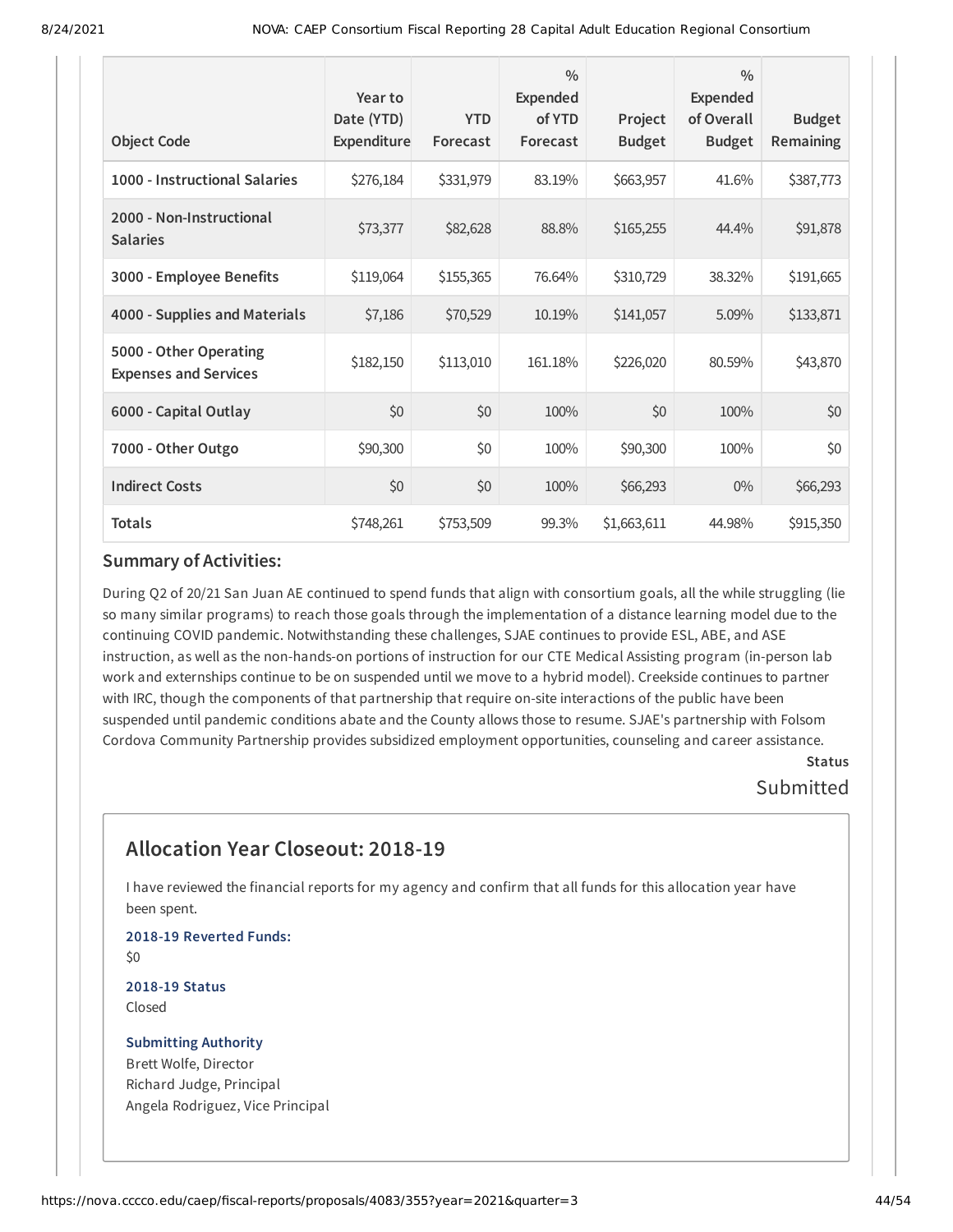| Object Code | Year to Date (YTD) Expenditure | YTD Forecast | % Expended of YTD Forecast | Project Budget | % Expended of Overall Budget | Budget Remaining |
|---|---|---|---|---|---|---|
| 1000 - Instructional Salaries | $276,184 | $331,979 | 83.19% | $663,957 | 41.6% | $387,773 |
| 2000 - Non-Instructional Salaries | $73,377 | $82,628 | 88.8% | $165,255 | 44.4% | $91,878 |
| 3000 - Employee Benefits | $119,064 | $155,365 | 76.64% | $310,729 | 38.32% | $191,665 |
| 4000 - Supplies and Materials | $7,186 | $70,529 | 10.19% | $141,057 | 5.09% | $133,871 |
| 5000 - Other Operating Expenses and Services | $182,150 | $113,010 | 161.18% | $226,020 | 80.59% | $43,870 |
| 6000 - Capital Outlay | $0 | $0 | 100% | $0 | 100% | $0 |
| 7000 - Other Outgo | $90,300 | $0 | 100% | $90,300 | 100% | $0 |
| Indirect Costs | $0 | $0 | 100% | $66,293 | 0% | $66,293 |
| Totals | $748,261 | $753,509 | 99.3% | $1,663,611 | 44.98% | $915,350 |

### Summary of Activities:

During Q2 of 20/21 San Juan AE continued to spend funds that align with consortium goals, all the while struggling (lie so many similar programs) to reach those goals through the implementation of a distance learning model due to the continuing COVID pandemic. Notwithstanding these challenges, SJAE continues to provide ESL, ABE, and ASE instruction, as well as the non-hands-on portions of instruction for our CTE Medical Assisting program (in-person lab work and externships continue to be on suspended until we move to a hybrid model). Creekside continues to partner with IRC, though the components of that partnership that require on-site interactions of the public have been suspended until pandemic conditions abate and the County allows those to resume. SJAE's partnership with Folsom Cordova Community Partnership provides subsidized employment opportunities, counseling and career assistance.

**Status**

Submitted

## Allocation Year Closeout: 2018-19

I have reviewed the financial reports for my agency and confirm that all funds for this allocation year have been spent.

**2018-19 Reverted Funds:**

$0

**2018-19 Status**

Closed

**Submitting Authority**

Brett Wolfe, Director
Richard Judge, Principal
Angela Rodriguez, Vice Principal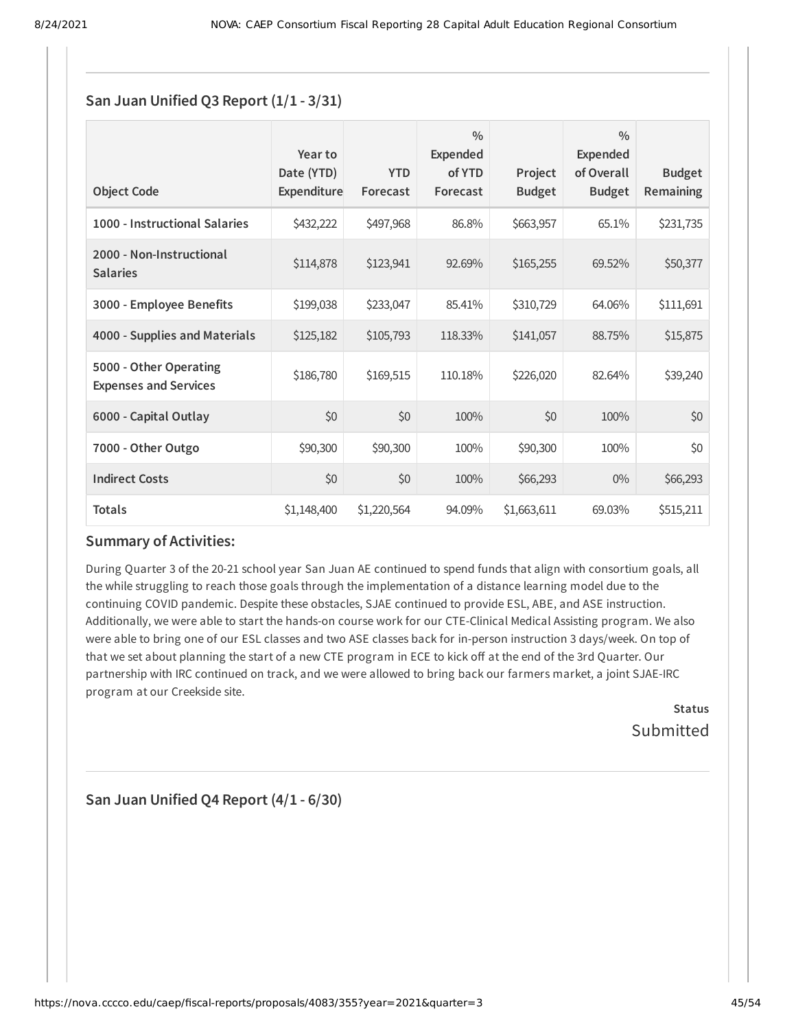## San Juan Unified Q3 Report (1/1 - 3/31)

| Object Code | Year to Date (YTD) Expenditure | YTD Forecast | % Expended of YTD Forecast | Project Budget | % Expended of Overall Budget | Budget Remaining |
|---|---|---|---|---|---|---|
| 1000 - Instructional Salaries | $432,222 | $497,968 | 86.8% | $663,957 | 65.1% | $231,735 |
| 2000 - Non-Instructional Salaries | $114,878 | $123,941 | 92.69% | $165,255 | 69.52% | $50,377 |
| 3000 - Employee Benefits | $199,038 | $233,047 | 85.41% | $310,729 | 64.06% | $111,691 |
| 4000 - Supplies and Materials | $125,182 | $105,793 | 118.33% | $141,057 | 88.75% | $15,875 |
| 5000 - Other Operating Expenses and Services | $186,780 | $169,515 | 110.18% | $226,020 | 82.64% | $39,240 |
| 6000 - Capital Outlay | $0 | $0 | 100% | $0 | 100% | $0 |
| 7000 - Other Outgo | $90,300 | $90,300 | 100% | $90,300 | 100% | $0 |
| Indirect Costs | $0 | $0 | 100% | $66,293 | 0% | $66,293 |
| Totals | $1,148,400 | $1,220,564 | 94.09% | $1,663,611 | 69.03% | $515,211 |

### Summary of Activities:

During Quarter 3 of the 20-21 school year San Juan AE continued to spend funds that align with consortium goals, all the while struggling to reach those goals through the implementation of a distance learning model due to the continuing COVID pandemic. Despite these obstacles, SJAE continued to provide ESL, ABE, and ASE instruction. Additionally, we were able to start the hands-on course work for our CTE-Clinical Medical Assisting program. We also were able to bring one of our ESL classes and two ASE classes back for in-person instruction 3 days/week. On top of that we set about planning the start of a new CTE program in ECE to kick off at the end of the 3rd Quarter. Our partnership with IRC continued on track, and we were allowed to bring back our farmers market, a joint SJAE-IRC program at our Creekside site.

**Status**

Submitted

## San Juan Unified Q4 Report (4/1 - 6/30)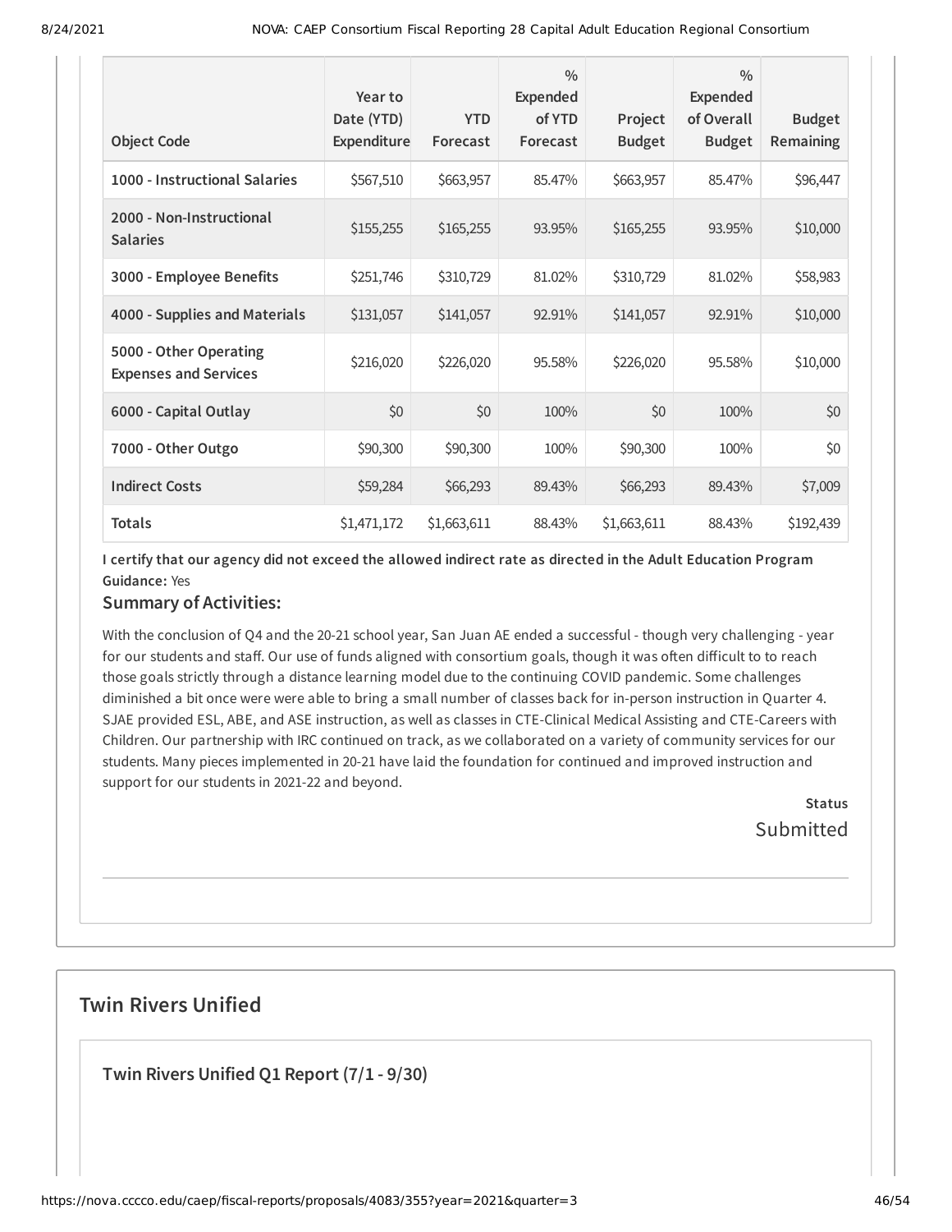| Object Code | Year to Date (YTD) Expenditure | YTD Forecast | % Expended of YTD Forecast | Project Budget | % Expended of Overall Budget | Budget Remaining |
|---|---|---|---|---|---|---|
| 1000 - Instructional Salaries | $567,510 | $663,957 | 85.47% | $663,957 | 85.47% | $96,447 |
| 2000 - Non-Instructional Salaries | $155,255 | $165,255 | 93.95% | $165,255 | 93.95% | $10,000 |
| 3000 - Employee Benefits | $251,746 | $310,729 | 81.02% | $310,729 | 81.02% | $58,983 |
| 4000 - Supplies and Materials | $131,057 | $141,057 | 92.91% | $141,057 | 92.91% | $10,000 |
| 5000 - Other Operating Expenses and Services | $216,020 | $226,020 | 95.58% | $226,020 | 95.58% | $10,000 |
| 6000 - Capital Outlay | $0 | $0 | 100% | $0 | 100% | $0 |
| 7000 - Other Outgo | $90,300 | $90,300 | 100% | $90,300 | 100% | $0 |
| Indirect Costs | $59,284 | $66,293 | 89.43% | $66,293 | 89.43% | $7,009 |
| Totals | $1,471,172 | $1,663,611 | 88.43% | $1,663,611 | 88.43% | $192,439 |

**I certify that our agency did not exceed the allowed indirect rate as directed in the Adult Education Program Guidance:** Yes

### Summary of Activities:

With the conclusion of Q4 and the 20-21 school year, San Juan AE ended a successful - though very challenging - year for our students and staff. Our use of funds aligned with consortium goals, though it was often difficult to to reach those goals strictly through a distance learning model due to the continuing COVID pandemic. Some challenges diminished a bit once were were able to bring a small number of classes back for in-person instruction in Quarter 4. SJAE provided ESL, ABE, and ASE instruction, as well as classes in CTE-Clinical Medical Assisting and CTE-Careers with Children. Our partnership with IRC continued on track, as we collaborated on a variety of community services for our students. Many pieces implemented in 20-21 have laid the foundation for continued and improved instruction and support for our students in 2021-22 and beyond.

**Status**
Submitted

## Twin Rivers Unified

### Twin Rivers Unified Q1 Report (7/1 - 9/30)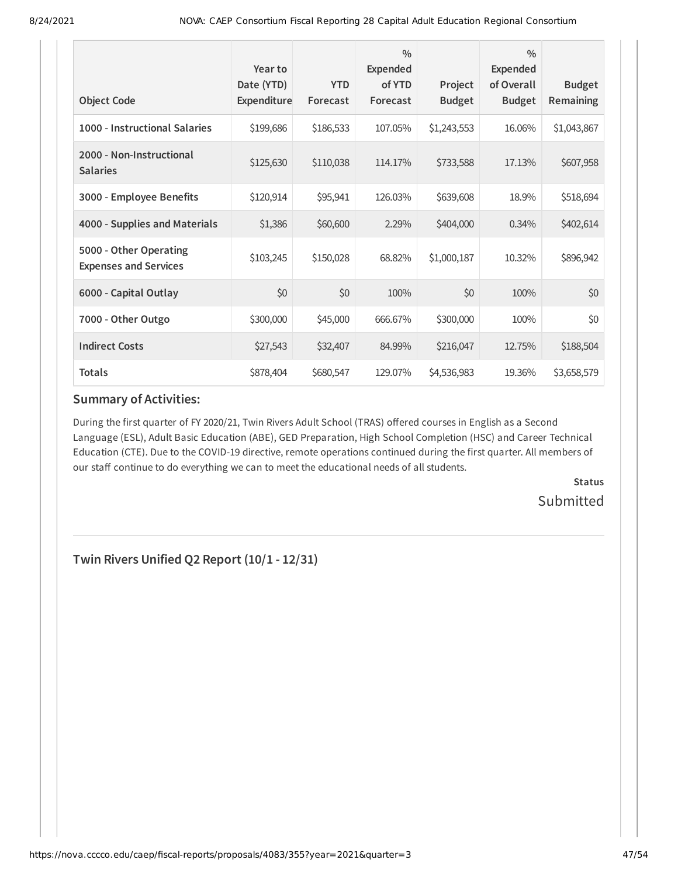| Object Code | Year to Date (YTD) Expenditure | YTD Forecast | % Expended of YTD Forecast | Project Budget | % Expended of Overall Budget | Budget Remaining |
|---|---|---|---|---|---|---|
| **1000 - Instructional Salaries** | $199,686 | $186,533 | 107.05% | $1,243,553 | 16.06% | $1,043,867 |
| **2000 - Non-Instructional Salaries** | $125,630 | $110,038 | 114.17% | $733,588 | 17.13% | $607,958 |
| **3000 - Employee Benefits** | $120,914 | $95,941 | 126.03% | $639,608 | 18.9% | $518,694 |
| **4000 - Supplies and Materials** | $1,386 | $60,600 | 2.29% | $404,000 | 0.34% | $402,614 |
| **5000 - Other Operating Expenses and Services** | $103,245 | $150,028 | 68.82% | $1,000,187 | 10.32% | $896,942 |
| **6000 - Capital Outlay** | $0 | $0 | 100% | $0 | 100% | $0 |
| **7000 - Other Outgo** | $300,000 | $45,000 | 666.67% | $300,000 | 100% | $0 |
| **Indirect Costs** | $27,543 | $32,407 | 84.99% | $216,047 | 12.75% | $188,504 |
| **Totals** | $878,404 | $680,547 | 129.07% | $4,536,983 | 19.36% | $3,658,579 |

### Summary of Activities:

During the first quarter of FY 2020/21, Twin Rivers Adult School (TRAS) offered courses in English as a Second Language (ESL), Adult Basic Education (ABE), GED Preparation, High School Completion (HSC) and Career Technical Education (CTE). Due to the COVID-19 directive, remote operations continued during the first quarter. All members of our staff continue to do everything we can to meet the educational needs of all students.

**Status**

Submitted

## Twin Rivers Unified Q2 Report (10/1 - 12/31)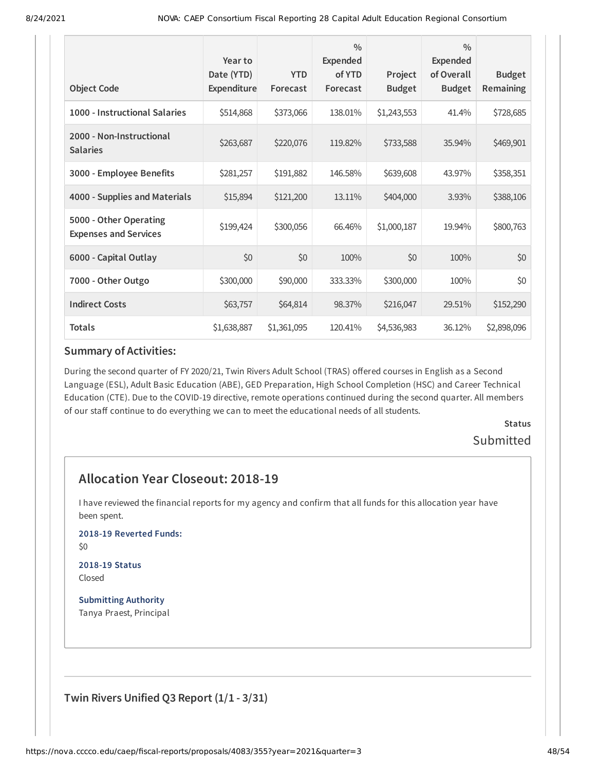| Object Code | Year to Date (YTD) Expenditure | YTD Forecast | % Expended of YTD Forecast | Project Budget | % Expended of Overall Budget | Budget Remaining |
|---|---|---|---|---|---|---|
| 1000 - Instructional Salaries | $514,868 | $373,066 | 138.01% | $1,243,553 | 41.4% | $728,685 |
| 2000 - Non-Instructional Salaries | $263,687 | $220,076 | 119.82% | $733,588 | 35.94% | $469,901 |
| 3000 - Employee Benefits | $281,257 | $191,882 | 146.58% | $639,608 | 43.97% | $358,351 |
| 4000 - Supplies and Materials | $15,894 | $121,200 | 13.11% | $404,000 | 3.93% | $388,106 |
| 5000 - Other Operating Expenses and Services | $199,424 | $300,056 | 66.46% | $1,000,187 | 19.94% | $800,763 |
| 6000 - Capital Outlay | $0 | $0 | 100% | $0 | 100% | $0 |
| 7000 - Other Outgo | $300,000 | $90,000 | 333.33% | $300,000 | 100% | $0 |
| Indirect Costs | $63,757 | $64,814 | 98.37% | $216,047 | 29.51% | $152,290 |
| Totals | $1,638,887 | $1,361,095 | 120.41% | $4,536,983 | 36.12% | $2,898,096 |

### Summary of Activities:

During the second quarter of FY 2020/21, Twin Rivers Adult School (TRAS) offered courses in English as a Second Language (ESL), Adult Basic Education (ABE), GED Preparation, High School Completion (HSC) and Career Technical Education (CTE). Due to the COVID-19 directive, remote operations continued during the second quarter. All members of our staff continue to do everything we can to meet the educational needs of all students.

**Status**

Submitted

## Allocation Year Closeout: 2018-19

I have reviewed the financial reports for my agency and confirm that all funds for this allocation year have been spent.

**2018-19 Reverted Funds:**

$0

**2018-19 Status**

Closed

**Submitting Authority**

Tanya Praest, Principal

## Twin Rivers Unified Q3 Report (1/1 - 3/31)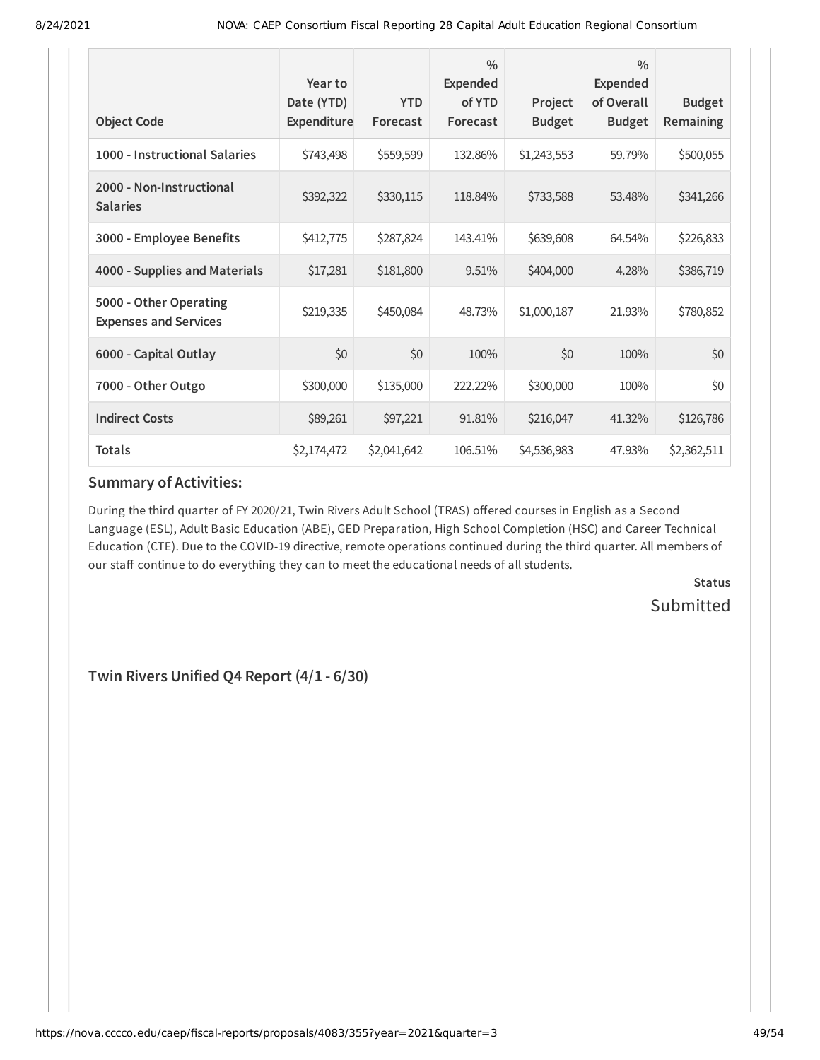| Object Code | Year to Date (YTD) Expenditure | YTD Forecast | % Expended of YTD Forecast | Project Budget | % Expended of Overall Budget | Budget Remaining |
| --- | --- | --- | --- | --- | --- | --- |
| 1000 - Instructional Salaries | $743,498 | $559,599 | 132.86% | $1,243,553 | 59.79% | $500,055 |
| 2000 - Non-Instructional Salaries | $392,322 | $330,115 | 118.84% | $733,588 | 53.48% | $341,266 |
| 3000 - Employee Benefits | $412,775 | $287,824 | 143.41% | $639,608 | 64.54% | $226,833 |
| 4000 - Supplies and Materials | $17,281 | $181,800 | 9.51% | $404,000 | 4.28% | $386,719 |
| 5000 - Other Operating Expenses and Services | $219,335 | $450,084 | 48.73% | $1,000,187 | 21.93% | $780,852 |
| 6000 - Capital Outlay | $0 | $0 | 100% | $0 | 100% | $0 |
| 7000 - Other Outgo | $300,000 | $135,000 | 222.22% | $300,000 | 100% | $0 |
| Indirect Costs | $89,261 | $97,221 | 91.81% | $216,047 | 41.32% | $126,786 |
| Totals | $2,174,472 | $2,041,642 | 106.51% | $4,536,983 | 47.93% | $2,362,511 |

### Summary of Activities:

During the third quarter of FY 2020/21, Twin Rivers Adult School (TRAS) offered courses in English as a Second Language (ESL), Adult Basic Education (ABE), GED Preparation, High School Completion (HSC) and Career Technical Education (CTE). Due to the COVID-19 directive, remote operations continued during the third quarter. All members of our staff continue to do everything they can to meet the educational needs of all students.

**Status**

Submitted

---

### Twin Rivers Unified Q4 Report (4/1 - 6/30)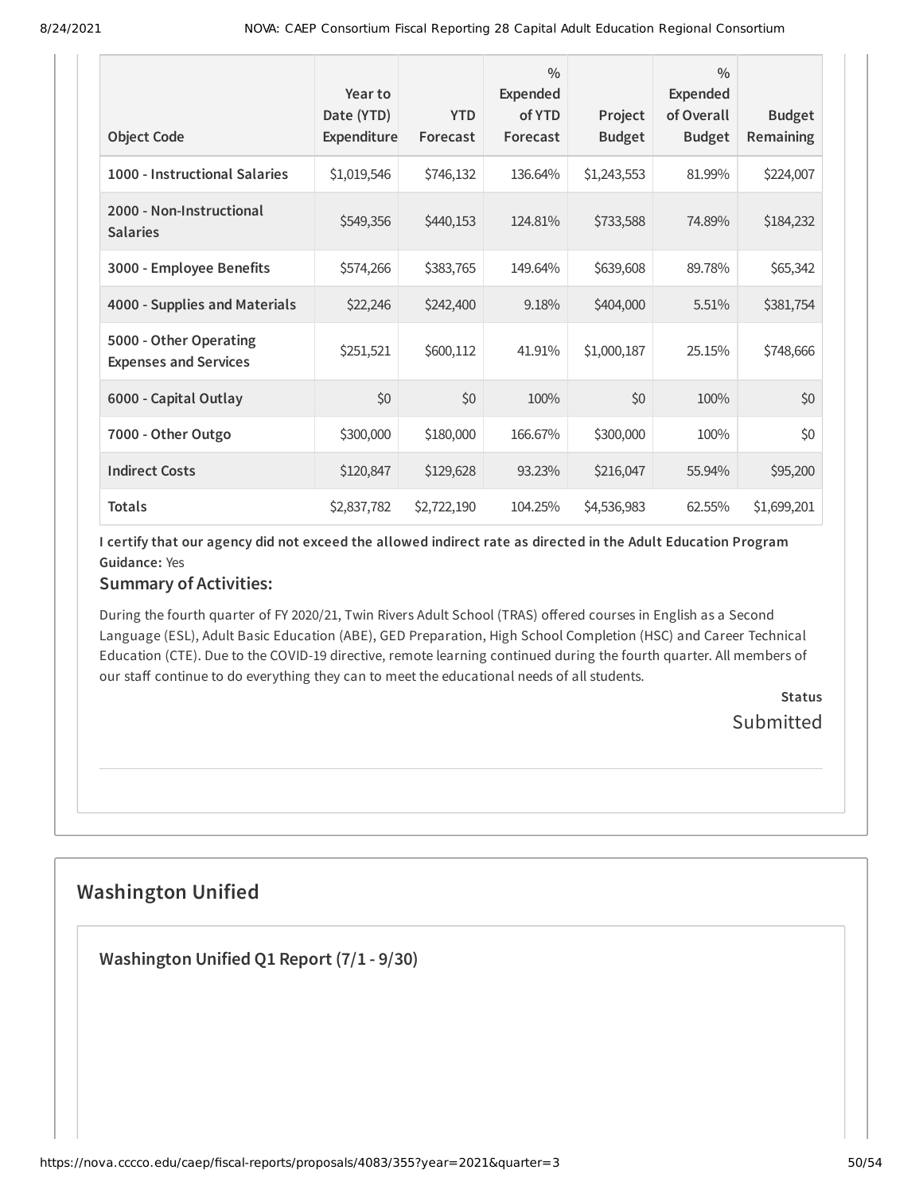| Object Code | Year to Date (YTD) Expenditure | YTD Forecast | % Expended of YTD Forecast | Project Budget | % Expended of Overall Budget | Budget Remaining |
|---|---|---|---|---|---|---|
| 1000 - Instructional Salaries | $1,019,546 | $746,132 | 136.64% | $1,243,553 | 81.99% | $224,007 |
| 2000 - Non-Instructional Salaries | $549,356 | $440,153 | 124.81% | $733,588 | 74.89% | $184,232 |
| 3000 - Employee Benefits | $574,266 | $383,765 | 149.64% | $639,608 | 89.78% | $65,342 |
| 4000 - Supplies and Materials | $22,246 | $242,400 | 9.18% | $404,000 | 5.51% | $381,754 |
| 5000 - Other Operating Expenses and Services | $251,521 | $600,112 | 41.91% | $1,000,187 | 25.15% | $748,666 |
| 6000 - Capital Outlay | $0 | $0 | 100% | $0 | 100% | $0 |
| 7000 - Other Outgo | $300,000 | $180,000 | 166.67% | $300,000 | 100% | $0 |
| Indirect Costs | $120,847 | $129,628 | 93.23% | $216,047 | 55.94% | $95,200 |
| Totals | $2,837,782 | $2,722,190 | 104.25% | $4,536,983 | 62.55% | $1,699,201 |

**I certify that our agency did not exceed the allowed indirect rate as directed in the Adult Education Program Guidance:** Yes

### Summary of Activities:

During the fourth quarter of FY 2020/21, Twin Rivers Adult School (TRAS) offered courses in English as a Second Language (ESL), Adult Basic Education (ABE), GED Preparation, High School Completion (HSC) and Career Technical Education (CTE). Due to the COVID-19 directive, remote learning continued during the fourth quarter. All members of our staff continue to do everything they can to meet the educational needs of all students.

**Status**

Submitted

## Washington Unified

### Washington Unified Q1 Report (7/1 - 9/30)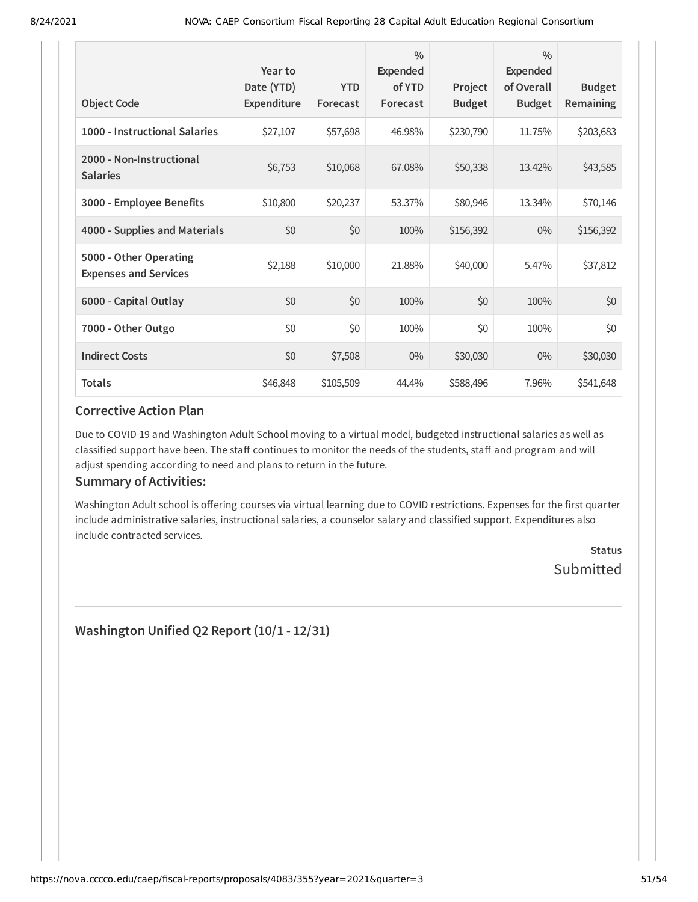| Object Code | Year to Date (YTD) Expenditure | YTD Forecast | % Expended of YTD Forecast | Project Budget | % Expended of Overall Budget | Budget Remaining |
|---|---|---|---|---|---|---|
| 1000 - Instructional Salaries | $27,107 | $57,698 | 46.98% | $230,790 | 11.75% | $203,683 |
| 2000 - Non-Instructional Salaries | $6,753 | $10,068 | 67.08% | $50,338 | 13.42% | $43,585 |
| 3000 - Employee Benefits | $10,800 | $20,237 | 53.37% | $80,946 | 13.34% | $70,146 |
| 4000 - Supplies and Materials | $0 | $0 | 100% | $156,392 | 0% | $156,392 |
| 5000 - Other Operating Expenses and Services | $2,188 | $10,000 | 21.88% | $40,000 | 5.47% | $37,812 |
| 6000 - Capital Outlay | $0 | $0 | 100% | $0 | 100% | $0 |
| 7000 - Other Outgo | $0 | $0 | 100% | $0 | 100% | $0 |
| Indirect Costs | $0 | $7,508 | 0% | $30,030 | 0% | $30,030 |
| Totals | $46,848 | $105,509 | 44.4% | $588,496 | 7.96% | $541,648 |

### Corrective Action Plan

Due to COVID 19 and Washington Adult School moving to a virtual model, budgeted instructional salaries as well as classified support have been. The staff continues to monitor the needs of the students, staff and program and will adjust spending according to need and plans to return in the future.

### Summary of Activities:

Washington Adult school is offering courses via virtual learning due to COVID restrictions. Expenses for the first quarter include administrative salaries, instructional salaries, a counselor salary and classified support. Expenditures also include contracted services.

**Status**
Submitted

---

## Washington Unified Q2 Report (10/1 - 12/31)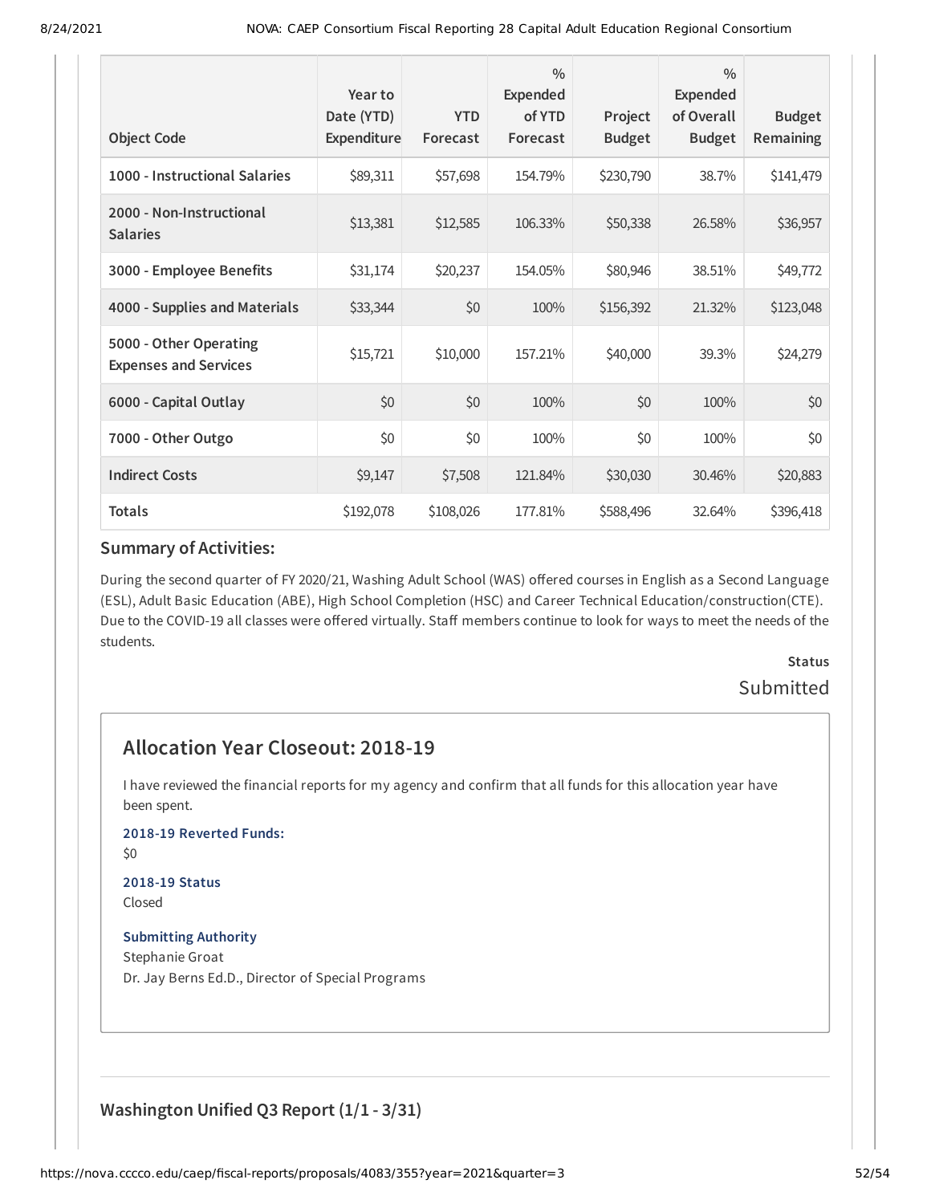| Object Code | Year to Date (YTD) Expenditure | YTD Forecast | % Expended of YTD Forecast | Project Budget | % Expended of Overall Budget | Budget Remaining |
|---|---|---|---|---|---|---|
| 1000 - Instructional Salaries | $89,311 | $57,698 | 154.79% | $230,790 | 38.7% | $141,479 |
| 2000 - Non-Instructional Salaries | $13,381 | $12,585 | 106.33% | $50,338 | 26.58% | $36,957 |
| 3000 - Employee Benefits | $31,174 | $20,237 | 154.05% | $80,946 | 38.51% | $49,772 |
| 4000 - Supplies and Materials | $33,344 | $0 | 100% | $156,392 | 21.32% | $123,048 |
| 5000 - Other Operating Expenses and Services | $15,721 | $10,000 | 157.21% | $40,000 | 39.3% | $24,279 |
| 6000 - Capital Outlay | $0 | $0 | 100% | $0 | 100% | $0 |
| 7000 - Other Outgo | $0 | $0 | 100% | $0 | 100% | $0 |
| Indirect Costs | $9,147 | $7,508 | 121.84% | $30,030 | 30.46% | $20,883 |
| Totals | $192,078 | $108,026 | 177.81% | $588,496 | 32.64% | $396,418 |

### Summary of Activities:

During the second quarter of FY 2020/21, Washing Adult School (WAS) offered courses in English as a Second Language (ESL), Adult Basic Education (ABE), High School Completion (HSC) and Career Technical Education/construction(CTE). Due to the COVID-19 all classes were offered virtually. Staff members continue to look for ways to meet the needs of the students.

**Status**

Submitted

## Allocation Year Closeout: 2018-19

I have reviewed the financial reports for my agency and confirm that all funds for this allocation year have been spent.

**2018-19 Reverted Funds:**

$0

**2018-19 Status**

Closed

**Submitting Authority**

Stephanie Groat

Dr. Jay Berns Ed.D., Director of Special Programs

## Washington Unified Q3 Report (1/1 - 3/31)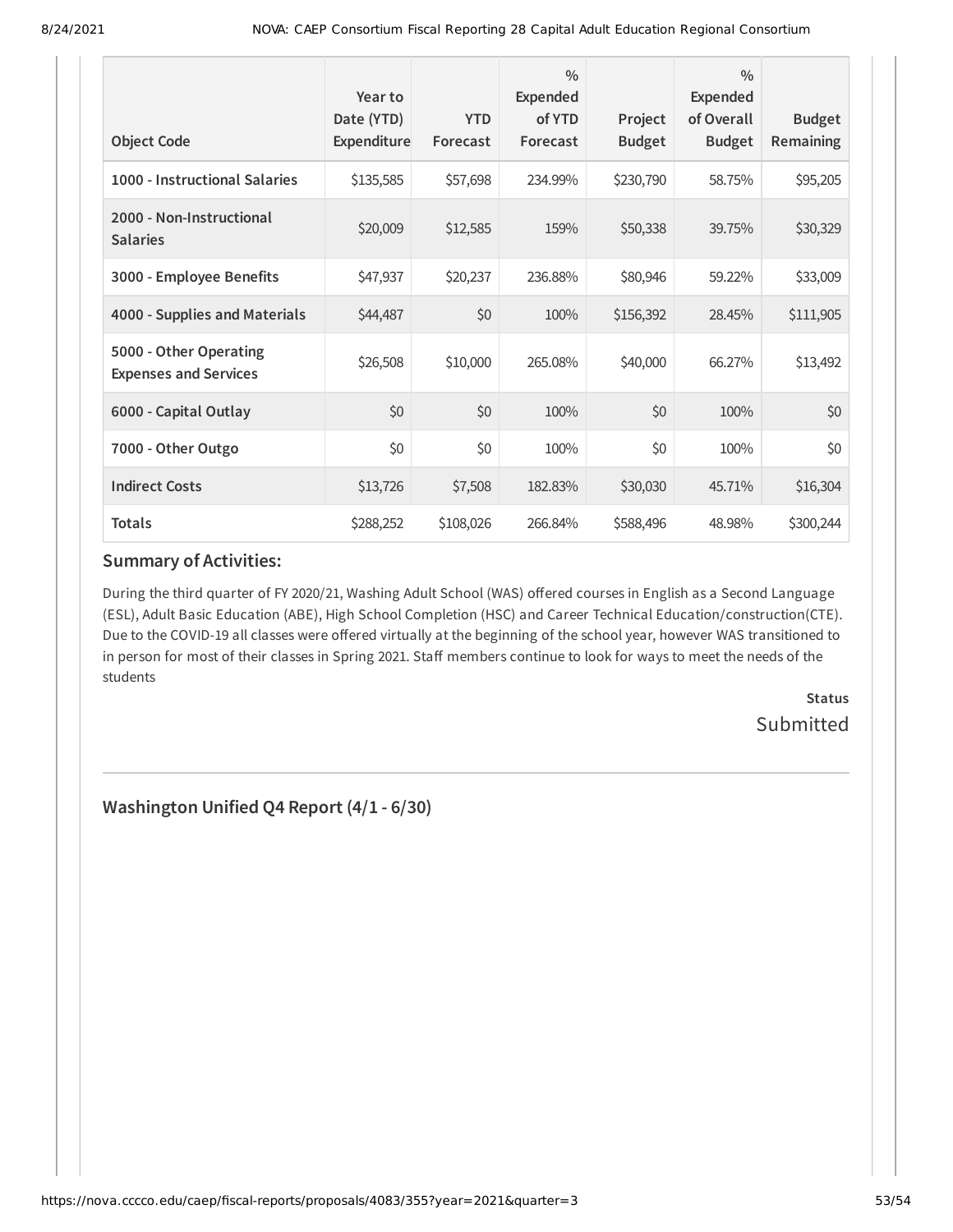| Object Code | Year to Date (YTD) Expenditure | YTD Forecast | % Expended of YTD Forecast | Project Budget | % Expended of Overall Budget | Budget Remaining |
|---|---|---|---|---|---|---|
| **1000 - Instructional Salaries** | $135,585 | $57,698 | 234.99% | $230,790 | 58.75% | $95,205 |
| **2000 - Non-Instructional Salaries** | $20,009 | $12,585 | 159% | $50,338 | 39.75% | $30,329 |
| **3000 - Employee Benefits** | $47,937 | $20,237 | 236.88% | $80,946 | 59.22% | $33,009 |
| **4000 - Supplies and Materials** | $44,487 | $0 | 100% | $156,392 | 28.45% | $111,905 |
| **5000 - Other Operating Expenses and Services** | $26,508 | $10,000 | 265.08% | $40,000 | 66.27% | $13,492 |
| **6000 - Capital Outlay** | $0 | $0 | 100% | $0 | 100% | $0 |
| **7000 - Other Outgo** | $0 | $0 | 100% | $0 | 100% | $0 |
| **Indirect Costs** | $13,726 | $7,508 | 182.83% | $30,030 | 45.71% | $16,304 |
| **Totals** | $288,252 | $108,026 | 266.84% | $588,496 | 48.98% | $300,244 |

### Summary of Activities:

During the third quarter of FY 2020/21, Washing Adult School (WAS) offered courses in English as a Second Language (ESL), Adult Basic Education (ABE), High School Completion (HSC) and Career Technical Education/construction(CTE). Due to the COVID-19 all classes were offered virtually at the beginning of the school year, however WAS transitioned to in person for most of their classes in Spring 2021. Staff members continue to look for ways to meet the needs of the students

**Status**

Submitted

## Washington Unified Q4 Report (4/1 - 6/30)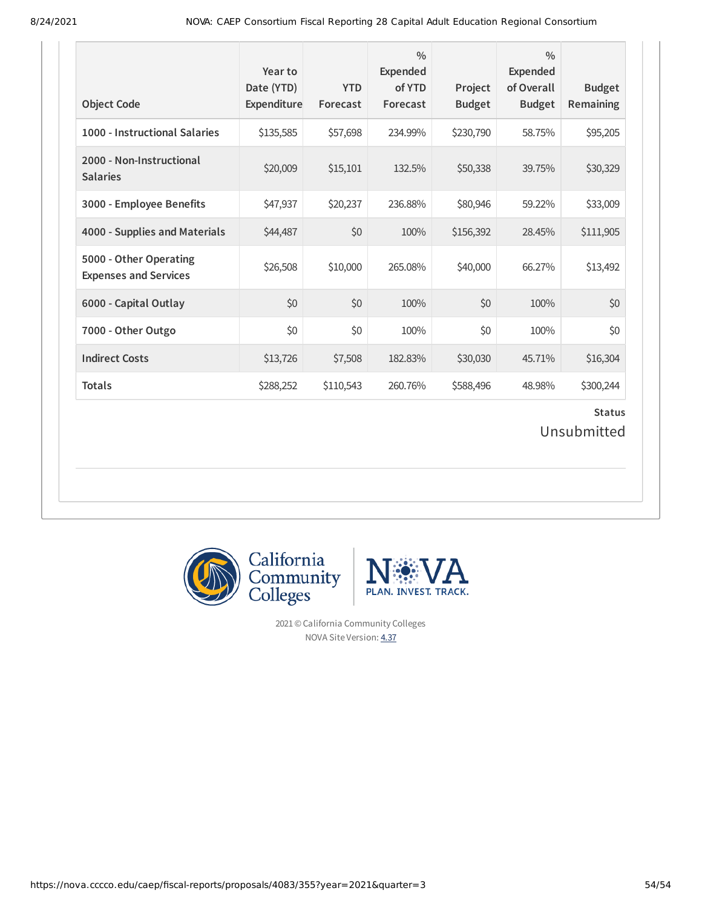| Object Code | Year to Date (YTD) Expenditure | YTD Forecast | % Expended of YTD Forecast | Project Budget | % Expended of Overall Budget | Budget Remaining |
|---|---|---|---|---|---|---|
| **1000 - Instructional Salaries** | $135,585 | $57,698 | 234.99% | $230,790 | 58.75% | $95,205 |
| **2000 - Non-Instructional Salaries** | $20,009 | $15,101 | 132.5% | $50,338 | 39.75% | $30,329 |
| **3000 - Employee Benefits** | $47,937 | $20,237 | 236.88% | $80,946 | 59.22% | $33,009 |
| **4000 - Supplies and Materials** | $44,487 | $0 | 100% | $156,392 | 28.45% | $111,905 |
| **5000 - Other Operating Expenses and Services** | $26,508 | $10,000 | 265.08% | $40,000 | 66.27% | $13,492 |
| **6000 - Capital Outlay** | $0 | $0 | 100% | $0 | 100% | $0 |
| **7000 - Other Outgo** | $0 | $0 | 100% | $0 | 100% | $0 |
| **Indirect Costs** | $13,726 | $7,508 | 182.83% | $30,030 | 45.71% | $16,304 |
| **Totals** | $288,252 | $110,543 | 260.76% | $588,496 | 48.98% | $300,244 |

**Status**

Unsubmitted

2021 © California Community Colleges
NOVA Site Version: 4.37